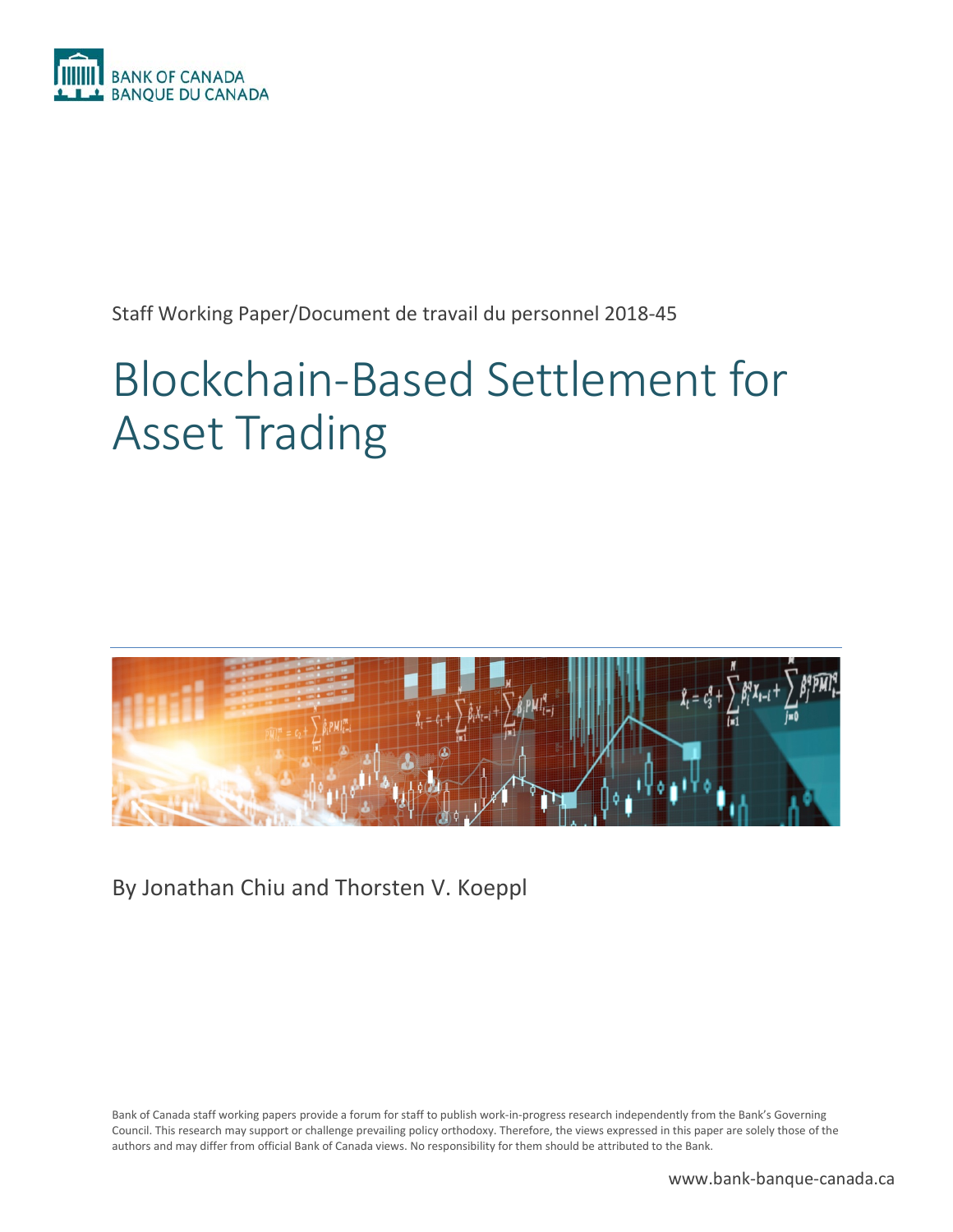BANK OF CANADA
BANQUE DU CANADA

Staff Working Paper/Document de travail du personnel 2018-45

# Blockchain-Based Settlement for Asset Trading

By Jonathan Chiu and Thorsten V. Koeppl

Bank of Canada staff working papers provide a forum for staff to publish work-in-progress research independently from the Bank's Governing Council. This research may support or challenge prevailing policy orthodoxy. Therefore, the views expressed in this paper are solely those of the authors and may differ from official Bank of Canada views. No responsibility for them should be attributed to the Bank.

www.bank-banque-canada.ca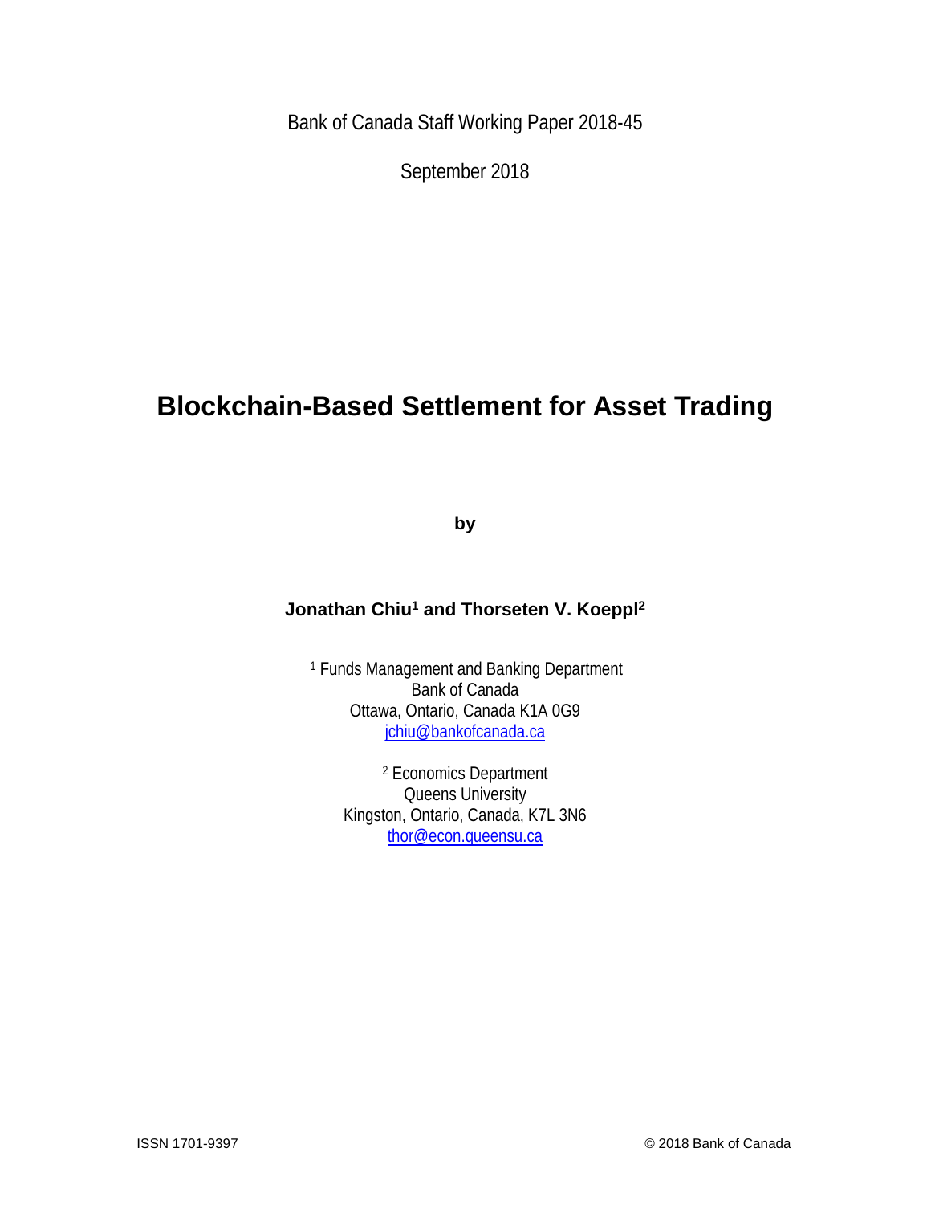Bank of Canada Staff Working Paper 2018-45

September 2018

# Blockchain-Based Settlement for Asset Trading

**by**

**Jonathan Chiu[1] and Thorseten V. Koeppl[2]**

[1] Funds Management and Banking Department
Bank of Canada
Ottawa, Ontario, Canada K1A 0G9
jchiu@bankofcanada.ca

[2] Economics Department
Queens University
Kingston, Ontario, Canada, K7L 3N6
thor@econ.queensu.ca

ISSN 1701-9397

© 2018 Bank of Canada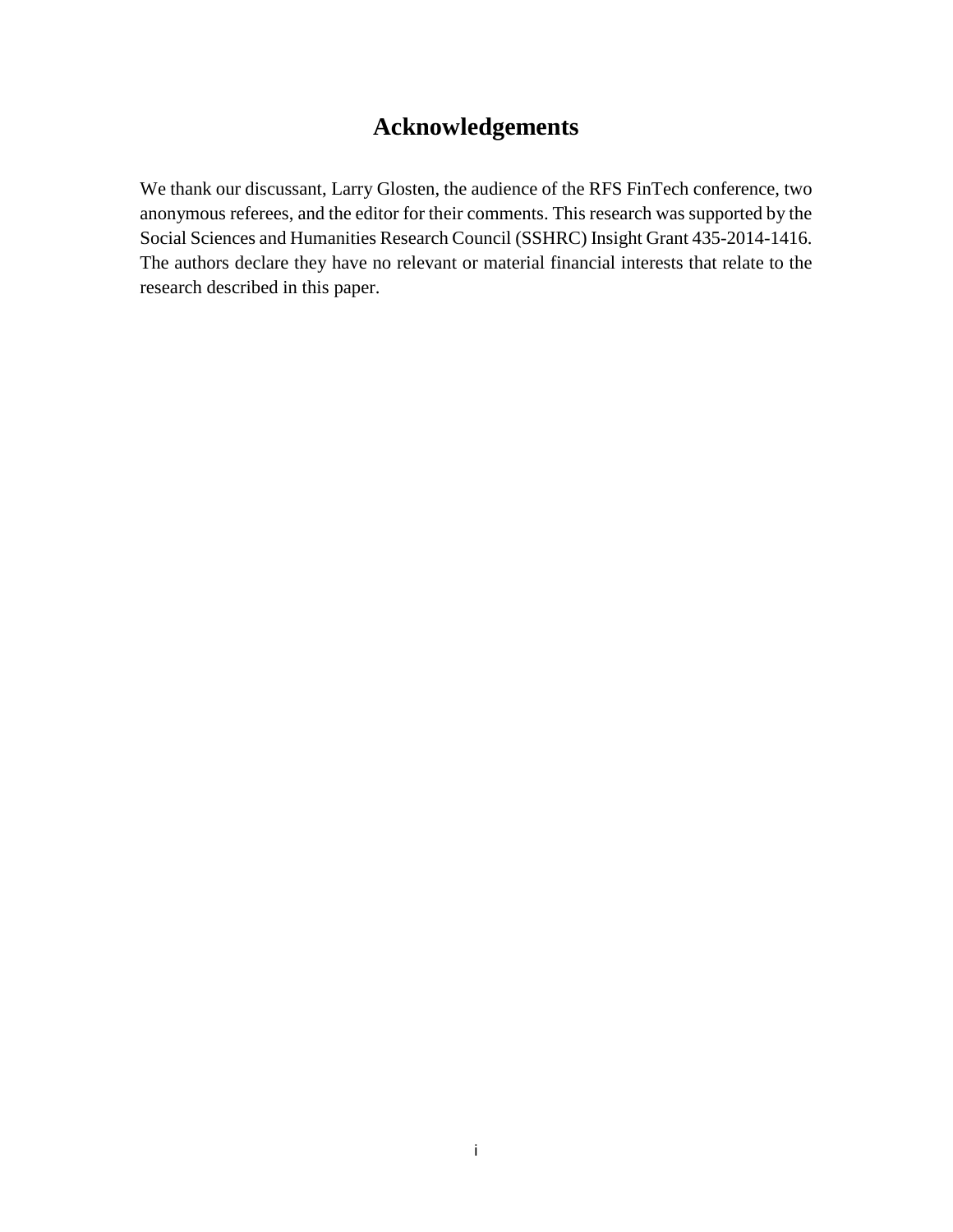# Acknowledgements

We thank our discussant, Larry Glosten, the audience of the RFS FinTech conference, two anonymous referees, and the editor for their comments. This research was supported by the Social Sciences and Humanities Research Council (SSHRC) Insight Grant 435-2014-1416. The authors declare they have no relevant or material financial interests that relate to the research described in this paper.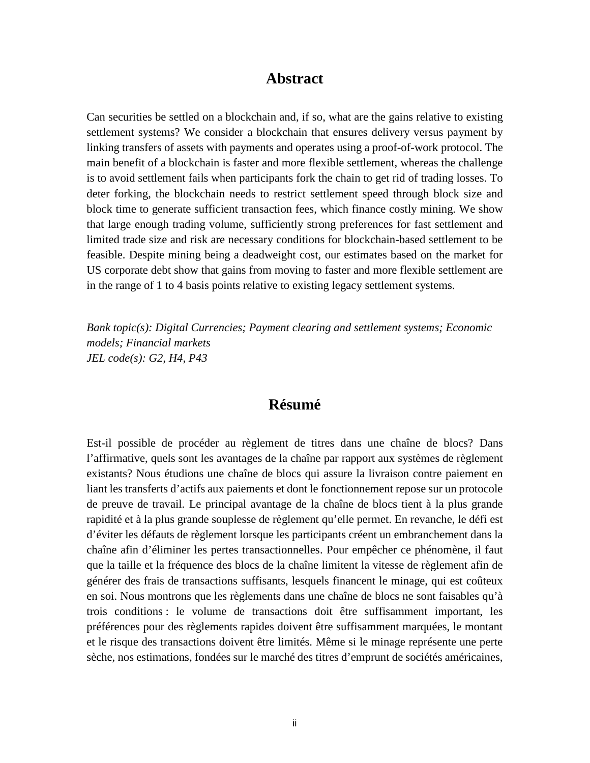## Abstract

Can securities be settled on a blockchain and, if so, what are the gains relative to existing settlement systems? We consider a blockchain that ensures delivery versus payment by linking transfers of assets with payments and operates using a proof-of-work protocol. The main benefit of a blockchain is faster and more flexible settlement, whereas the challenge is to avoid settlement fails when participants fork the chain to get rid of trading losses. To deter forking, the blockchain needs to restrict settlement speed through block size and block time to generate sufficient transaction fees, which finance costly mining. We show that large enough trading volume, sufficiently strong preferences for fast settlement and limited trade size and risk are necessary conditions for blockchain-based settlement to be feasible. Despite mining being a deadweight cost, our estimates based on the market for US corporate debt show that gains from moving to faster and more flexible settlement are in the range of 1 to 4 basis points relative to existing legacy settlement systems.

*Bank topic(s): Digital Currencies; Payment clearing and settlement systems; Economic models; Financial markets*
*JEL code(s): G2, H4, P43*

## Résumé

Est-il possible de procéder au règlement de titres dans une chaîne de blocs? Dans l'affirmative, quels sont les avantages de la chaîne par rapport aux systèmes de règlement existants? Nous étudions une chaîne de blocs qui assure la livraison contre paiement en liant les transferts d'actifs aux paiements et dont le fonctionnement repose sur un protocole de preuve de travail. Le principal avantage de la chaîne de blocs tient à la plus grande rapidité et à la plus grande souplesse de règlement qu'elle permet. En revanche, le défi est d'éviter les défauts de règlement lorsque les participants créent un embranchement dans la chaîne afin d'éliminer les pertes transactionnelles. Pour empêcher ce phénomène, il faut que la taille et la fréquence des blocs de la chaîne limitent la vitesse de règlement afin de générer des frais de transactions suffisants, lesquels financent le minage, qui est coûteux en soi. Nous montrons que les règlements dans une chaîne de blocs ne sont faisables qu'à trois conditions : le volume de transactions doit être suffisamment important, les préférences pour des règlements rapides doivent être suffisamment marquées, le montant et le risque des transactions doivent être limités. Même si le minage représente une perte sèche, nos estimations, fondées sur le marché des titres d'emprunt de sociétés américaines,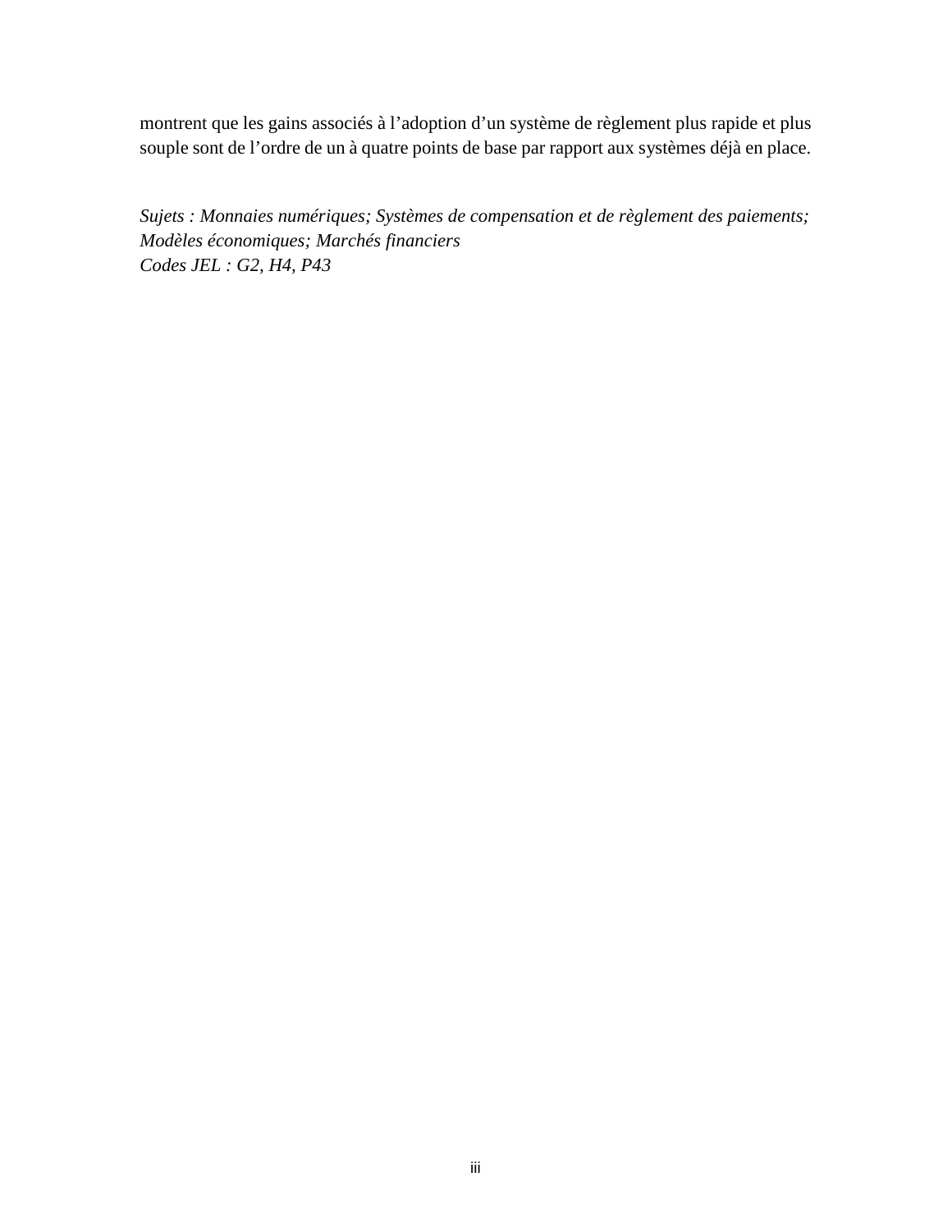montrent que les gains associés à l'adoption d'un système de règlement plus rapide et plus souple sont de l'ordre de un à quatre points de base par rapport aux systèmes déjà en place.

*Sujets : Monnaies numériques; Systèmes de compensation et de règlement des paiements; Modèles économiques; Marchés financiers*
*Codes JEL : G2, H4, P43*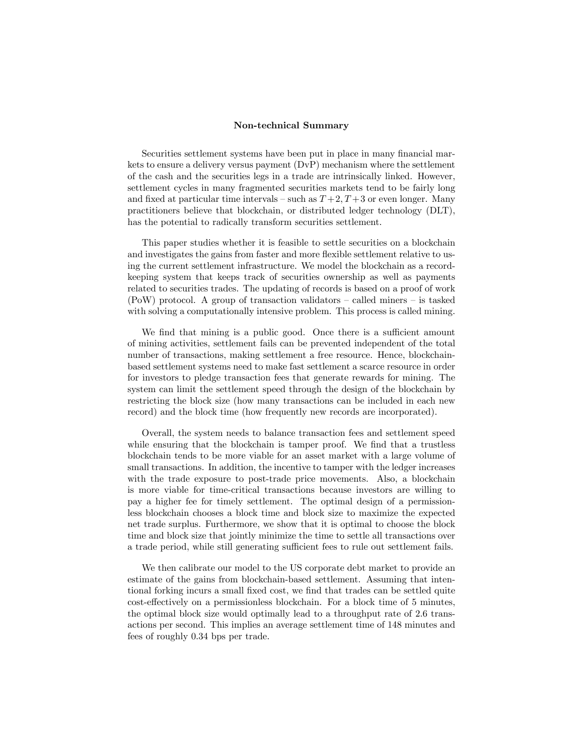## Non-technical Summary

Securities settlement systems have been put in place in many financial markets to ensure a delivery versus payment (DvP) mechanism where the settlement of the cash and the securities legs in a trade are intrinsically linked. However, settlement cycles in many fragmented securities markets tend to be fairly long and fixed at particular time intervals – such as $T+2, T+3$ or even longer. Many practitioners believe that blockchain, or distributed ledger technology (DLT), has the potential to radically transform securities settlement.

This paper studies whether it is feasible to settle securities on a blockchain and investigates the gains from faster and more flexible settlement relative to using the current settlement infrastructure. We model the blockchain as a record-keeping system that keeps track of securities ownership as well as payments related to securities trades. The updating of records is based on a proof of work (PoW) protocol. A group of transaction validators – called miners – is tasked with solving a computationally intensive problem. This process is called mining.

We find that mining is a public good. Once there is a sufficient amount of mining activities, settlement fails can be prevented independent of the total number of transactions, making settlement a free resource. Hence, blockchain-based settlement systems need to make fast settlement a scarce resource in order for investors to pledge transaction fees that generate rewards for mining. The system can limit the settlement speed through the design of the blockchain by restricting the block size (how many transactions can be included in each new record) and the block time (how frequently new records are incorporated).

Overall, the system needs to balance transaction fees and settlement speed while ensuring that the blockchain is tamper proof. We find that a trustless blockchain tends to be more viable for an asset market with a large volume of small transactions. In addition, the incentive to tamper with the ledger increases with the trade exposure to post-trade price movements. Also, a blockchain is more viable for time-critical transactions because investors are willing to pay a higher fee for timely settlement. The optimal design of a permissionless blockchain chooses a block time and block size to maximize the expected net trade surplus. Furthermore, we show that it is optimal to choose the block time and block size that jointly minimize the time to settle all transactions over a trade period, while still generating sufficient fees to rule out settlement fails.

We then calibrate our model to the US corporate debt market to provide an estimate of the gains from blockchain-based settlement. Assuming that intentional forking incurs a small fixed cost, we find that trades can be settled quite cost-effectively on a permissionless blockchain. For a block time of 5 minutes, the optimal block size would optimally lead to a throughput rate of 2.6 transactions per second. This implies an average settlement time of 148 minutes and fees of roughly 0.34 bps per trade.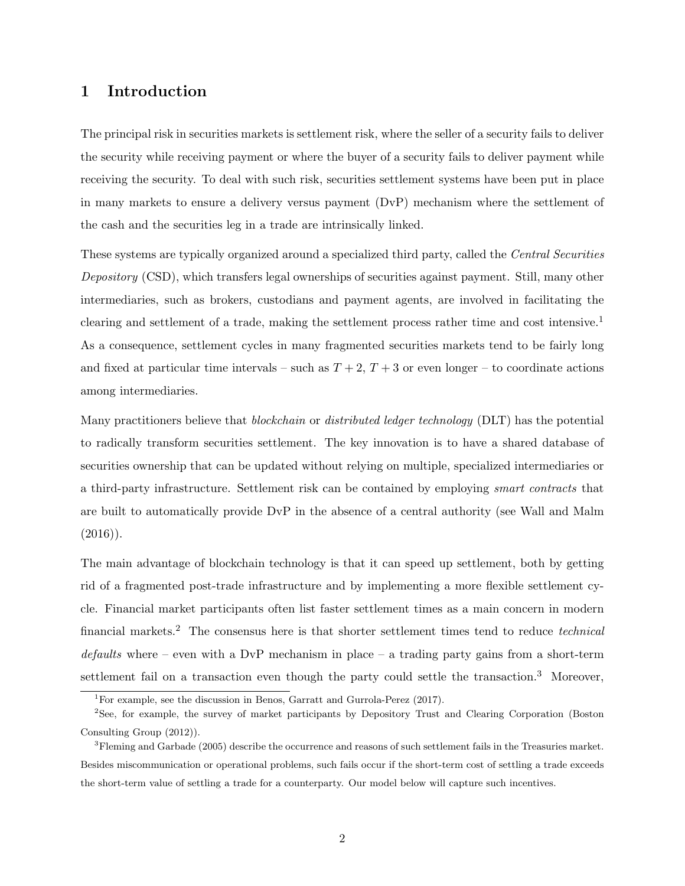# 1 Introduction

The principal risk in securities markets is settlement risk, where the seller of a security fails to deliver the security while receiving payment or where the buyer of a security fails to deliver payment while receiving the security. To deal with such risk, securities settlement systems have been put in place in many markets to ensure a delivery versus payment (DvP) mechanism where the settlement of the cash and the securities leg in a trade are intrinsically linked.

These systems are typically organized around a specialized third party, called the *Central Securities Depository* (CSD), which transfers legal ownerships of securities against payment. Still, many other intermediaries, such as brokers, custodians and payment agents, are involved in facilitating the clearing and settlement of a trade, making the settlement process rather time and cost intensive.[1] As a consequence, settlement cycles in many fragmented securities markets tend to be fairly long and fixed at particular time intervals – such as $T+2$, $T+3$ or even longer – to coordinate actions among intermediaries.

Many practitioners believe that *blockchain* or *distributed ledger technology* (DLT) has the potential to radically transform securities settlement. The key innovation is to have a shared database of securities ownership that can be updated without relying on multiple, specialized intermediaries or a third-party infrastructure. Settlement risk can be contained by employing *smart contracts* that are built to automatically provide DvP in the absence of a central authority (see Wall and Malm (2016)).

The main advantage of blockchain technology is that it can speed up settlement, both by getting rid of a fragmented post-trade infrastructure and by implementing a more flexible settlement cycle. Financial market participants often list faster settlement times as a main concern in modern financial markets.[2] The consensus here is that shorter settlement times tend to reduce *technical defaults* where – even with a DvP mechanism in place – a trading party gains from a short-term settlement fail on a transaction even though the party could settle the transaction.[3] Moreover,

[1] For example, see the discussion in Benos, Garratt and Gurrola-Perez (2017).

[2] See, for example, the survey of market participants by Depository Trust and Clearing Corporation (Boston Consulting Group (2012)).

[3] Fleming and Garbade (2005) describe the occurrence and reasons of such settlement fails in the Treasuries market. Besides miscommunication or operational problems, such fails occur if the short-term cost of settling a trade exceeds the short-term value of settling a trade for a counterparty. Our model below will capture such incentives.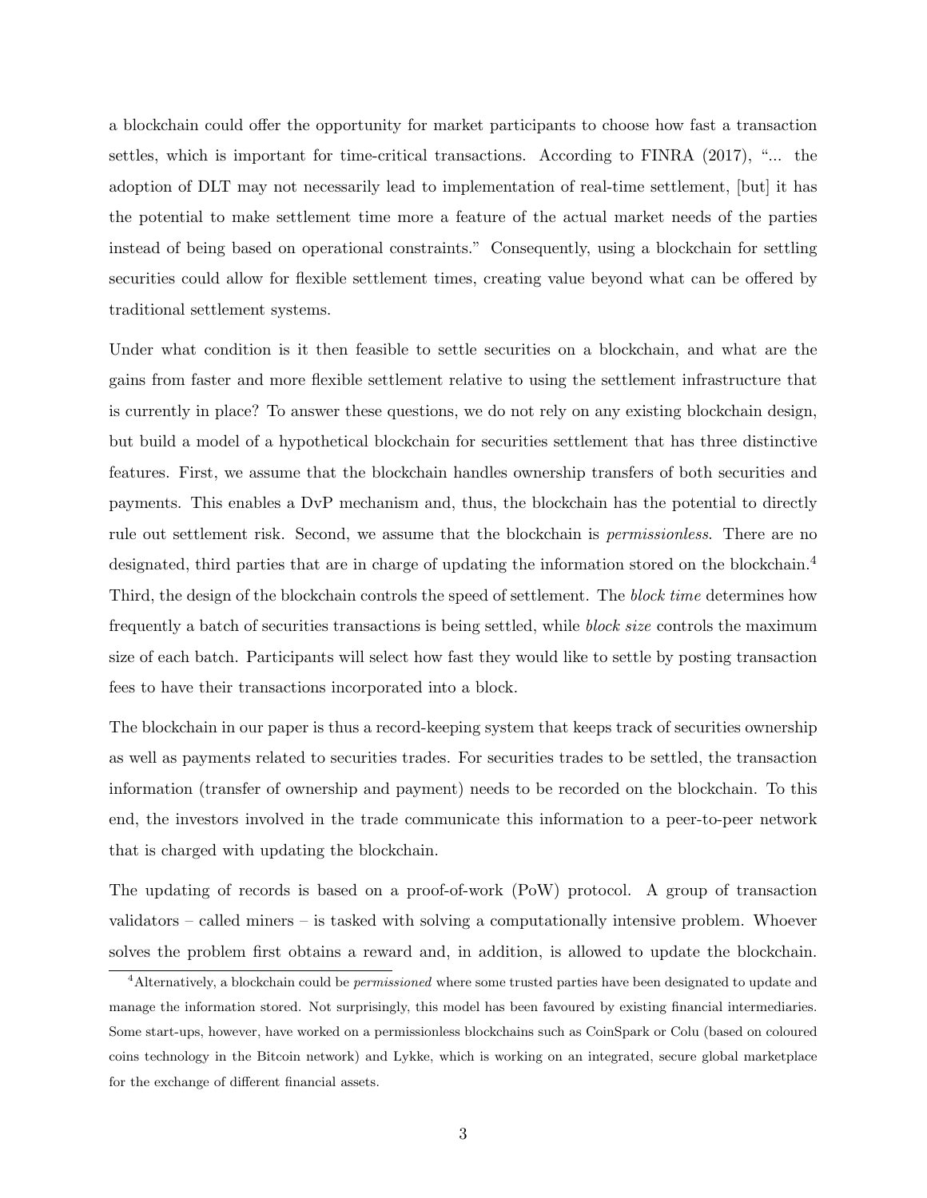a blockchain could offer the opportunity for market participants to choose how fast a transaction settles, which is important for time-critical transactions. According to FINRA (2017), "... the adoption of DLT may not necessarily lead to implementation of real-time settlement, [but] it has the potential to make settlement time more a feature of the actual market needs of the parties instead of being based on operational constraints." Consequently, using a blockchain for settling securities could allow for flexible settlement times, creating value beyond what can be offered by traditional settlement systems.

Under what condition is it then feasible to settle securities on a blockchain, and what are the gains from faster and more flexible settlement relative to using the settlement infrastructure that is currently in place? To answer these questions, we do not rely on any existing blockchain design, but build a model of a hypothetical blockchain for securities settlement that has three distinctive features. First, we assume that the blockchain handles ownership transfers of both securities and payments. This enables a DvP mechanism and, thus, the blockchain has the potential to directly rule out settlement risk. Second, we assume that the blockchain is *permissionless*. There are no designated, third parties that are in charge of updating the information stored on the blockchain.[4] Third, the design of the blockchain controls the speed of settlement. The *block time* determines how frequently a batch of securities transactions is being settled, while *block size* controls the maximum size of each batch. Participants will select how fast they would like to settle by posting transaction fees to have their transactions incorporated into a block.

The blockchain in our paper is thus a record-keeping system that keeps track of securities ownership as well as payments related to securities trades. For securities trades to be settled, the transaction information (transfer of ownership and payment) needs to be recorded on the blockchain. To this end, the investors involved in the trade communicate this information to a peer-to-peer network that is charged with updating the blockchain.

The updating of records is based on a proof-of-work (PoW) protocol. A group of transaction validators – called miners – is tasked with solving a computationally intensive problem. Whoever solves the problem first obtains a reward and, in addition, is allowed to update the blockchain.

[4] Alternatively, a blockchain could be *permissioned* where some trusted parties have been designated to update and manage the information stored. Not surprisingly, this model has been favoured by existing financial intermediaries. Some start-ups, however, have worked on a permissionless blockchains such as CoinSpark or Colu (based on coloured coins technology in the Bitcoin network) and Lykke, which is working on an integrated, secure global marketplace for the exchange of different financial assets.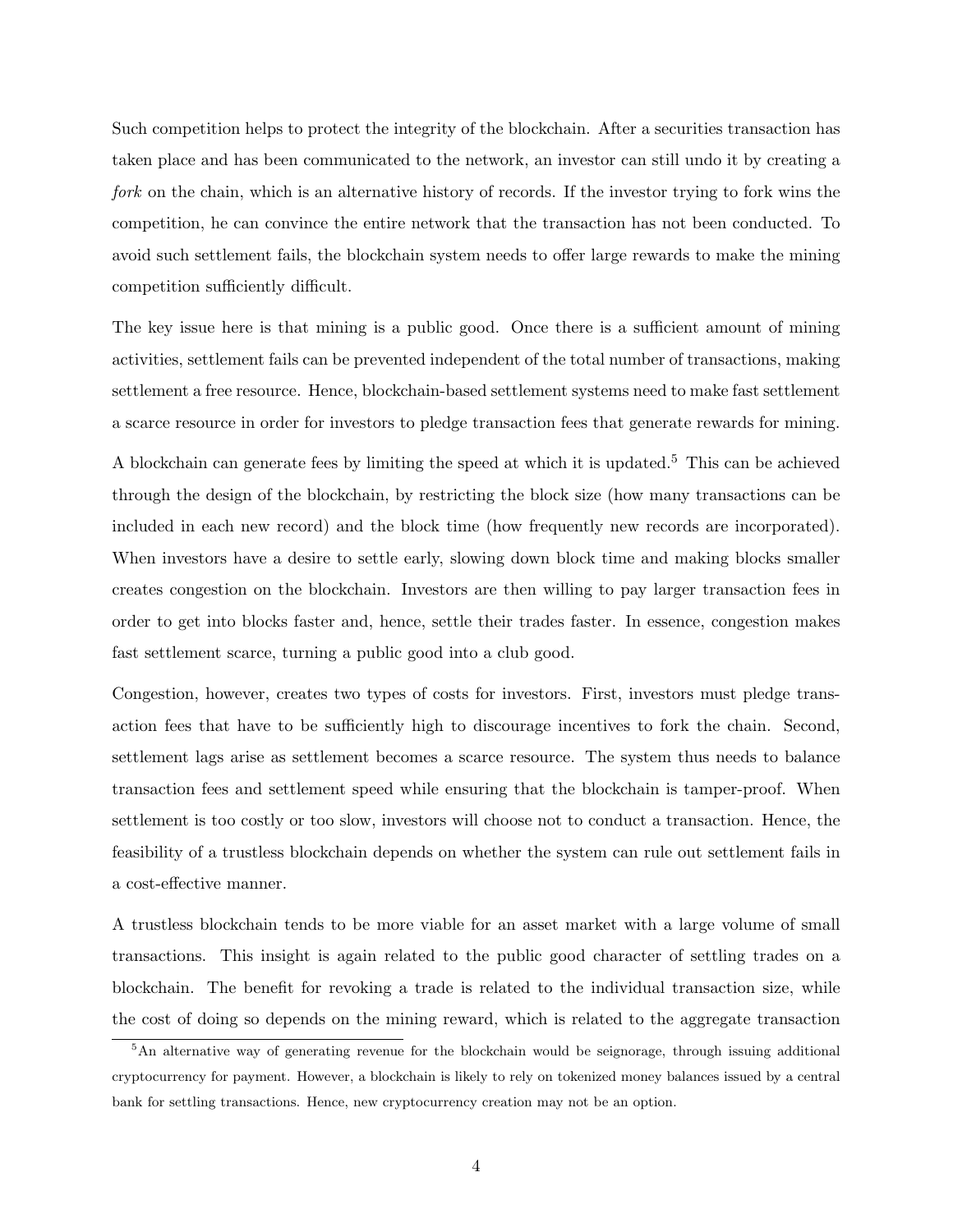Such competition helps to protect the integrity of the blockchain. After a securities transaction has taken place and has been communicated to the network, an investor can still undo it by creating a *fork* on the chain, which is an alternative history of records. If the investor trying to fork wins the competition, he can convince the entire network that the transaction has not been conducted. To avoid such settlement fails, the blockchain system needs to offer large rewards to make the mining competition sufficiently difficult.

The key issue here is that mining is a public good. Once there is a sufficient amount of mining activities, settlement fails can be prevented independent of the total number of transactions, making settlement a free resource. Hence, blockchain-based settlement systems need to make fast settlement a scarce resource in order for investors to pledge transaction fees that generate rewards for mining.

A blockchain can generate fees by limiting the speed at which it is updated.[5] This can be achieved through the design of the blockchain, by restricting the block size (how many transactions can be included in each new record) and the block time (how frequently new records are incorporated). When investors have a desire to settle early, slowing down block time and making blocks smaller creates congestion on the blockchain. Investors are then willing to pay larger transaction fees in order to get into blocks faster and, hence, settle their trades faster. In essence, congestion makes fast settlement scarce, turning a public good into a club good.

Congestion, however, creates two types of costs for investors. First, investors must pledge transaction fees that have to be sufficiently high to discourage incentives to fork the chain. Second, settlement lags arise as settlement becomes a scarce resource. The system thus needs to balance transaction fees and settlement speed while ensuring that the blockchain is tamper-proof. When settlement is too costly or too slow, investors will choose not to conduct a transaction. Hence, the feasibility of a trustless blockchain depends on whether the system can rule out settlement fails in a cost-effective manner.

A trustless blockchain tends to be more viable for an asset market with a large volume of small transactions. This insight is again related to the public good character of settling trades on a blockchain. The benefit for revoking a trade is related to the individual transaction size, while the cost of doing so depends on the mining reward, which is related to the aggregate transaction

[5] An alternative way of generating revenue for the blockchain would be seignorage, through issuing additional cryptocurrency for payment. However, a blockchain is likely to rely on tokenized money balances issued by a central bank for settling transactions. Hence, new cryptocurrency creation may not be an option.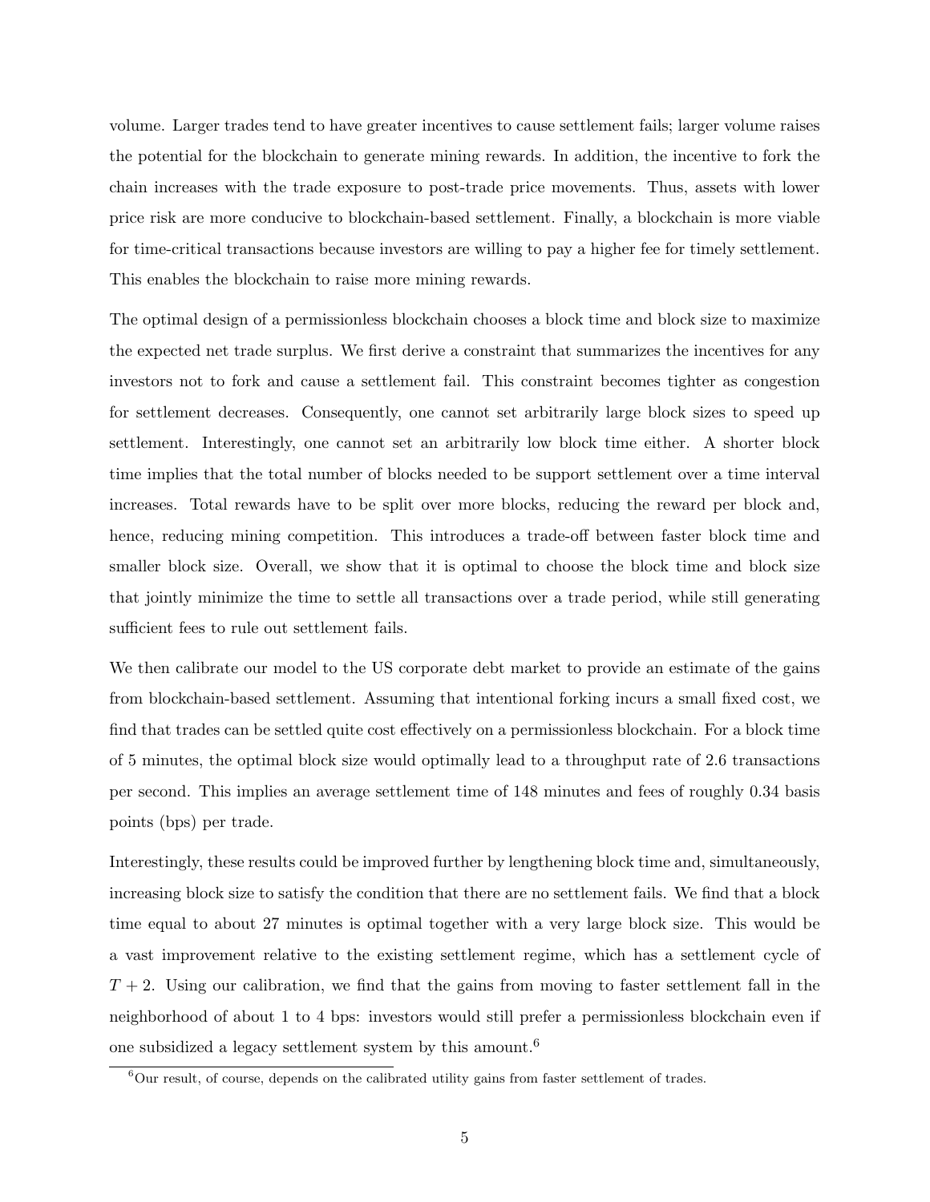volume. Larger trades tend to have greater incentives to cause settlement fails; larger volume raises the potential for the blockchain to generate mining rewards. In addition, the incentive to fork the chain increases with the trade exposure to post-trade price movements. Thus, assets with lower price risk are more conducive to blockchain-based settlement. Finally, a blockchain is more viable for time-critical transactions because investors are willing to pay a higher fee for timely settlement. This enables the blockchain to raise more mining rewards.

The optimal design of a permissionless blockchain chooses a block time and block size to maximize the expected net trade surplus. We first derive a constraint that summarizes the incentives for any investors not to fork and cause a settlement fail. This constraint becomes tighter as congestion for settlement decreases. Consequently, one cannot set arbitrarily large block sizes to speed up settlement. Interestingly, one cannot set an arbitrarily low block time either. A shorter block time implies that the total number of blocks needed to be support settlement over a time interval increases. Total rewards have to be split over more blocks, reducing the reward per block and, hence, reducing mining competition. This introduces a trade-off between faster block time and smaller block size. Overall, we show that it is optimal to choose the block time and block size that jointly minimize the time to settle all transactions over a trade period, while still generating sufficient fees to rule out settlement fails.

We then calibrate our model to the US corporate debt market to provide an estimate of the gains from blockchain-based settlement. Assuming that intentional forking incurs a small fixed cost, we find that trades can be settled quite cost effectively on a permissionless blockchain. For a block time of 5 minutes, the optimal block size would optimally lead to a throughput rate of 2.6 transactions per second. This implies an average settlement time of 148 minutes and fees of roughly 0.34 basis points (bps) per trade.

Interestingly, these results could be improved further by lengthening block time and, simultaneously, increasing block size to satisfy the condition that there are no settlement fails. We find that a block time equal to about 27 minutes is optimal together with a very large block size. This would be a vast improvement relative to the existing settlement regime, which has a settlement cycle of $T + 2$. Using our calibration, we find that the gains from moving to faster settlement fall in the neighborhood of about 1 to 4 bps: investors would still prefer a permissionless blockchain even if one subsidized a legacy settlement system by this amount.[6]

[6] Our result, of course, depends on the calibrated utility gains from faster settlement of trades.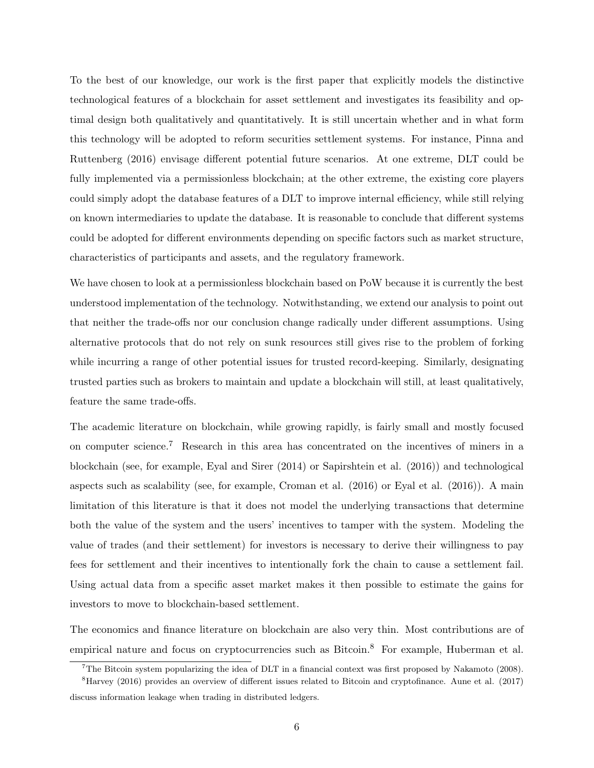To the best of our knowledge, our work is the first paper that explicitly models the distinctive technological features of a blockchain for asset settlement and investigates its feasibility and optimal design both qualitatively and quantitatively. It is still uncertain whether and in what form this technology will be adopted to reform securities settlement systems. For instance, Pinna and Ruttenberg (2016) envisage different potential future scenarios. At one extreme, DLT could be fully implemented via a permissionless blockchain; at the other extreme, the existing core players could simply adopt the database features of a DLT to improve internal efficiency, while still relying on known intermediaries to update the database. It is reasonable to conclude that different systems could be adopted for different environments depending on specific factors such as market structure, characteristics of participants and assets, and the regulatory framework.

We have chosen to look at a permissionless blockchain based on PoW because it is currently the best understood implementation of the technology. Notwithstanding, we extend our analysis to point out that neither the trade-offs nor our conclusion change radically under different assumptions. Using alternative protocols that do not rely on sunk resources still gives rise to the problem of forking while incurring a range of other potential issues for trusted record-keeping. Similarly, designating trusted parties such as brokers to maintain and update a blockchain will still, at least qualitatively, feature the same trade-offs.

The academic literature on blockchain, while growing rapidly, is fairly small and mostly focused on computer science.[7] Research in this area has concentrated on the incentives of miners in a blockchain (see, for example, Eyal and Sirer (2014) or Sapirshtein et al. (2016)) and technological aspects such as scalability (see, for example, Croman et al. (2016) or Eyal et al. (2016)). A main limitation of this literature is that it does not model the underlying transactions that determine both the value of the system and the users' incentives to tamper with the system. Modeling the value of trades (and their settlement) for investors is necessary to derive their willingness to pay fees for settlement and their incentives to intentionally fork the chain to cause a settlement fail. Using actual data from a specific asset market makes it then possible to estimate the gains for investors to move to blockchain-based settlement.

The economics and finance literature on blockchain are also very thin. Most contributions are of empirical nature and focus on cryptocurrencies such as Bitcoin.[8] For example, Huberman et al.

[7] The Bitcoin system popularizing the idea of DLT in a financial context was first proposed by Nakamoto (2008).

[8] Harvey (2016) provides an overview of different issues related to Bitcoin and cryptofinance. Aune et al. (2017) discuss information leakage when trading in distributed ledgers.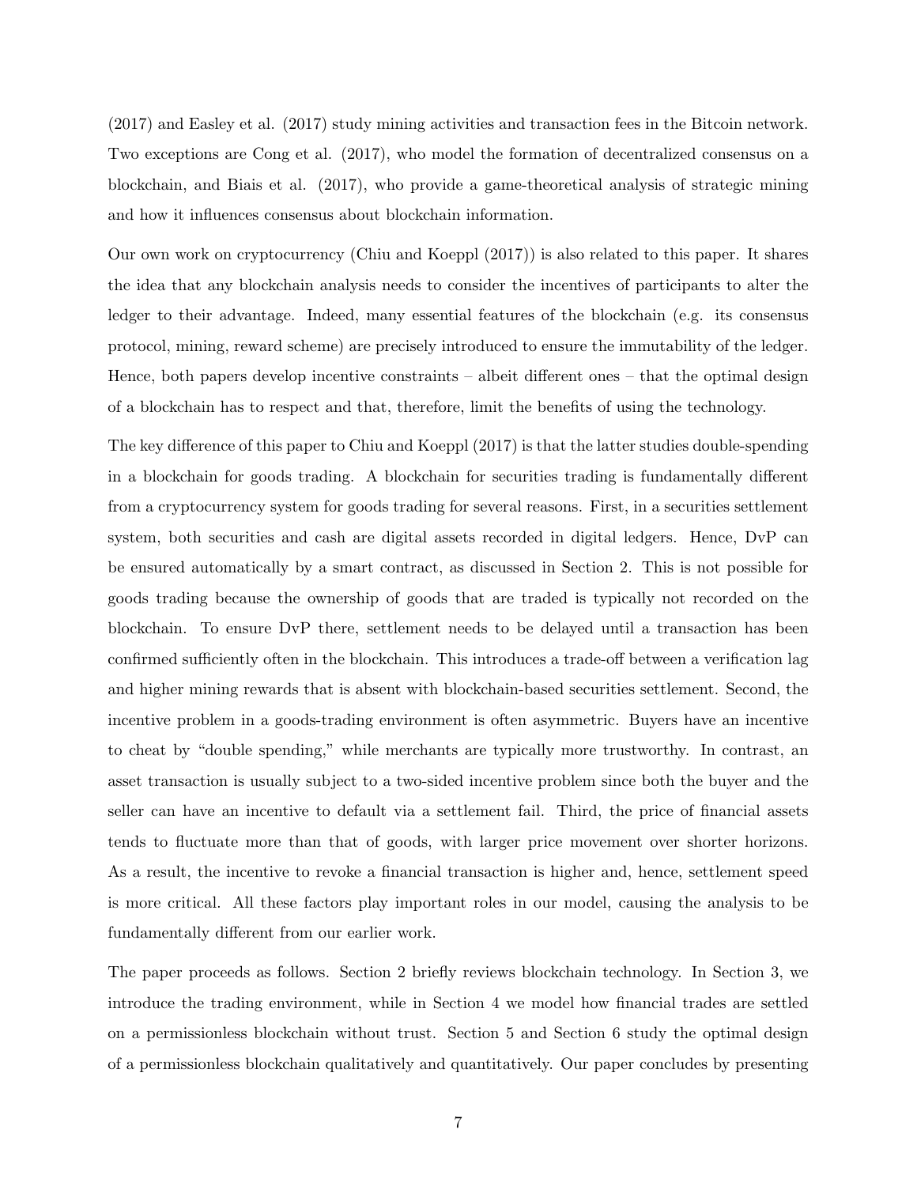(2017) and Easley et al. (2017) study mining activities and transaction fees in the Bitcoin network. Two exceptions are Cong et al. (2017), who model the formation of decentralized consensus on a blockchain, and Biais et al. (2017), who provide a game-theoretical analysis of strategic mining and how it influences consensus about blockchain information.

Our own work on cryptocurrency (Chiu and Koeppl (2017)) is also related to this paper. It shares the idea that any blockchain analysis needs to consider the incentives of participants to alter the ledger to their advantage. Indeed, many essential features of the blockchain (e.g. its consensus protocol, mining, reward scheme) are precisely introduced to ensure the immutability of the ledger. Hence, both papers develop incentive constraints – albeit different ones – that the optimal design of a blockchain has to respect and that, therefore, limit the benefits of using the technology.

The key difference of this paper to Chiu and Koeppl (2017) is that the latter studies double-spending in a blockchain for goods trading. A blockchain for securities trading is fundamentally different from a cryptocurrency system for goods trading for several reasons. First, in a securities settlement system, both securities and cash are digital assets recorded in digital ledgers. Hence, DvP can be ensured automatically by a smart contract, as discussed in Section 2. This is not possible for goods trading because the ownership of goods that are traded is typically not recorded on the blockchain. To ensure DvP there, settlement needs to be delayed until a transaction has been confirmed sufficiently often in the blockchain. This introduces a trade-off between a verification lag and higher mining rewards that is absent with blockchain-based securities settlement. Second, the incentive problem in a goods-trading environment is often asymmetric. Buyers have an incentive to cheat by "double spending," while merchants are typically more trustworthy. In contrast, an asset transaction is usually subject to a two-sided incentive problem since both the buyer and the seller can have an incentive to default via a settlement fail. Third, the price of financial assets tends to fluctuate more than that of goods, with larger price movement over shorter horizons. As a result, the incentive to revoke a financial transaction is higher and, hence, settlement speed is more critical. All these factors play important roles in our model, causing the analysis to be fundamentally different from our earlier work.

The paper proceeds as follows. Section 2 briefly reviews blockchain technology. In Section 3, we introduce the trading environment, while in Section 4 we model how financial trades are settled on a permissionless blockchain without trust. Section 5 and Section 6 study the optimal design of a permissionless blockchain qualitatively and quantitatively. Our paper concludes by presenting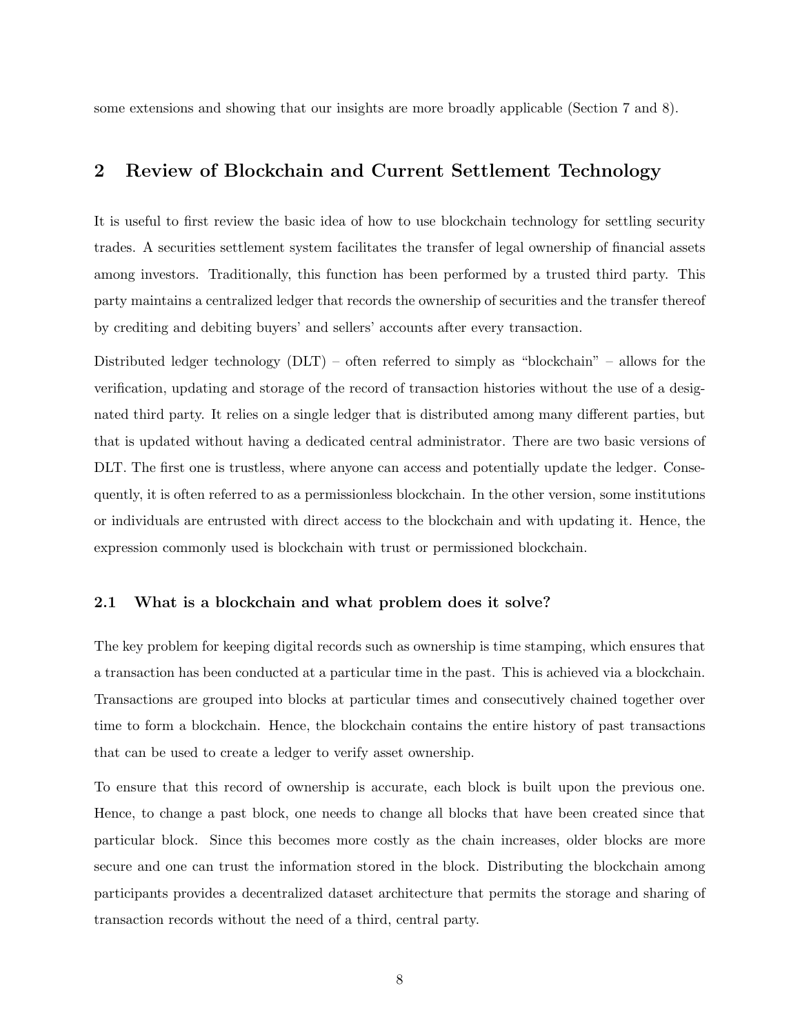some extensions and showing that our insights are more broadly applicable (Section 7 and 8).

## 2 Review of Blockchain and Current Settlement Technology

It is useful to first review the basic idea of how to use blockchain technology for settling security trades. A securities settlement system facilitates the transfer of legal ownership of financial assets among investors. Traditionally, this function has been performed by a trusted third party. This party maintains a centralized ledger that records the ownership of securities and the transfer thereof by crediting and debiting buyers' and sellers' accounts after every transaction.

Distributed ledger technology (DLT) – often referred to simply as "blockchain" – allows for the verification, updating and storage of the record of transaction histories without the use of a designated third party. It relies on a single ledger that is distributed among many different parties, but that is updated without having a dedicated central administrator. There are two basic versions of DLT. The first one is trustless, where anyone can access and potentially update the ledger. Consequently, it is often referred to as a permissionless blockchain. In the other version, some institutions or individuals are entrusted with direct access to the blockchain and with updating it. Hence, the expression commonly used is blockchain with trust or permissioned blockchain.

### 2.1 What is a blockchain and what problem does it solve?

The key problem for keeping digital records such as ownership is time stamping, which ensures that a transaction has been conducted at a particular time in the past. This is achieved via a blockchain. Transactions are grouped into blocks at particular times and consecutively chained together over time to form a blockchain. Hence, the blockchain contains the entire history of past transactions that can be used to create a ledger to verify asset ownership.

To ensure that this record of ownership is accurate, each block is built upon the previous one. Hence, to change a past block, one needs to change all blocks that have been created since that particular block. Since this becomes more costly as the chain increases, older blocks are more secure and one can trust the information stored in the block. Distributing the blockchain among participants provides a decentralized dataset architecture that permits the storage and sharing of transaction records without the need of a third, central party.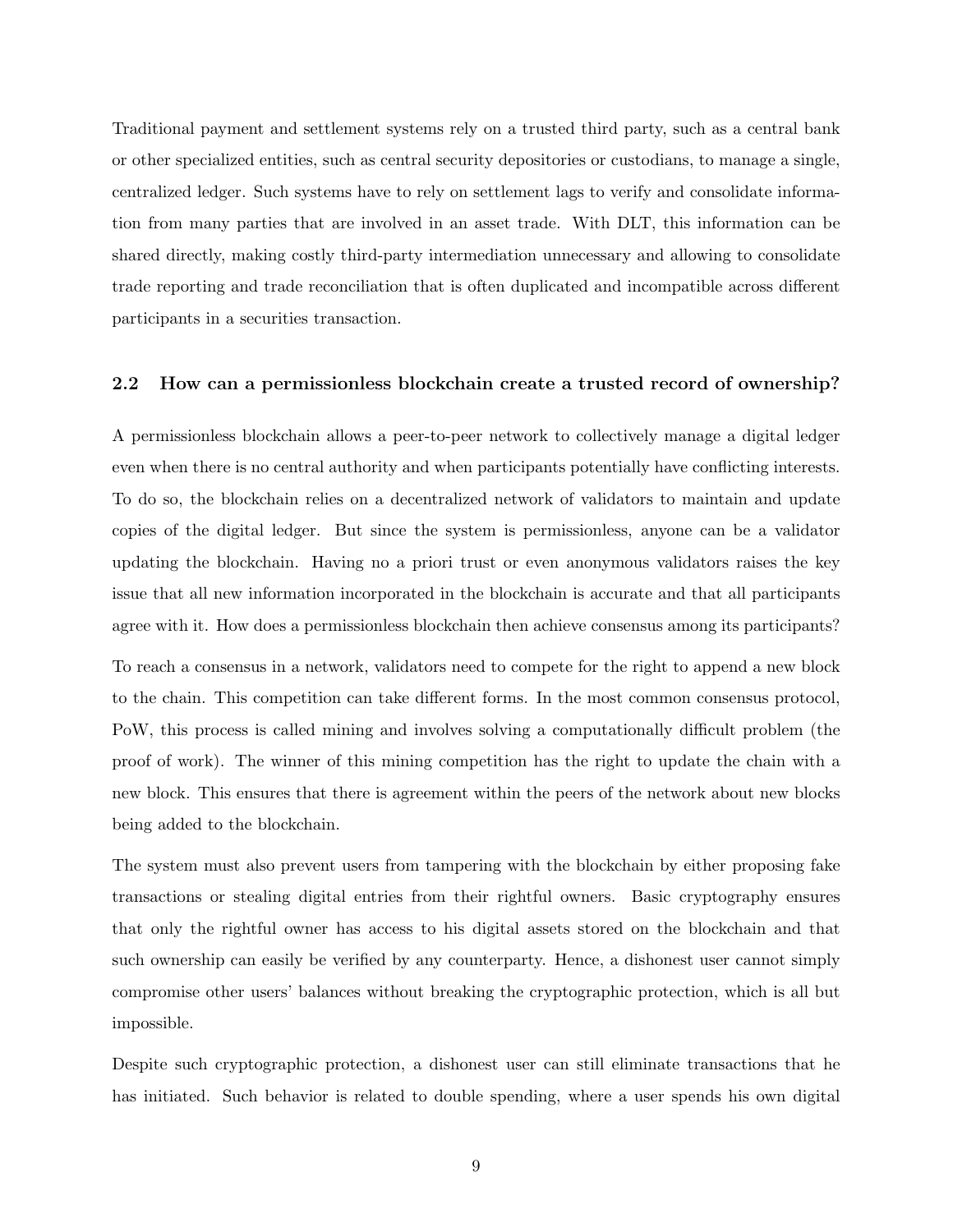Traditional payment and settlement systems rely on a trusted third party, such as a central bank or other specialized entities, such as central security depositories or custodians, to manage a single, centralized ledger. Such systems have to rely on settlement lags to verify and consolidate information from many parties that are involved in an asset trade. With DLT, this information can be shared directly, making costly third-party intermediation unnecessary and allowing to consolidate trade reporting and trade reconciliation that is often duplicated and incompatible across different participants in a securities transaction.

### 2.2 How can a permissionless blockchain create a trusted record of ownership?

A permissionless blockchain allows a peer-to-peer network to collectively manage a digital ledger even when there is no central authority and when participants potentially have conflicting interests. To do so, the blockchain relies on a decentralized network of validators to maintain and update copies of the digital ledger. But since the system is permissionless, anyone can be a validator updating the blockchain. Having no a priori trust or even anonymous validators raises the key issue that all new information incorporated in the blockchain is accurate and that all participants agree with it. How does a permissionless blockchain then achieve consensus among its participants?

To reach a consensus in a network, validators need to compete for the right to append a new block to the chain. This competition can take different forms. In the most common consensus protocol, PoW, this process is called mining and involves solving a computationally difficult problem (the proof of work). The winner of this mining competition has the right to update the chain with a new block. This ensures that there is agreement within the peers of the network about new blocks being added to the blockchain.

The system must also prevent users from tampering with the blockchain by either proposing fake transactions or stealing digital entries from their rightful owners. Basic cryptography ensures that only the rightful owner has access to his digital assets stored on the blockchain and that such ownership can easily be verified by any counterparty. Hence, a dishonest user cannot simply compromise other users' balances without breaking the cryptographic protection, which is all but impossible.

Despite such cryptographic protection, a dishonest user can still eliminate transactions that he has initiated. Such behavior is related to double spending, where a user spends his own digital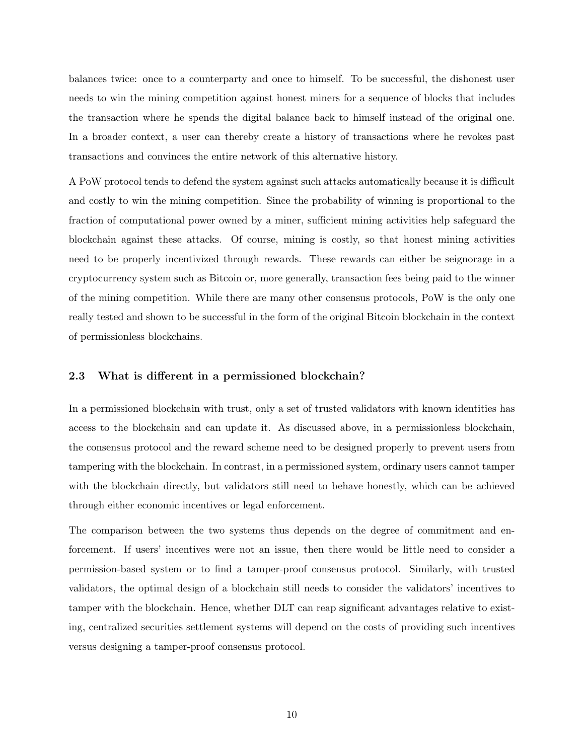balances twice: once to a counterparty and once to himself. To be successful, the dishonest user needs to win the mining competition against honest miners for a sequence of blocks that includes the transaction where he spends the digital balance back to himself instead of the original one. In a broader context, a user can thereby create a history of transactions where he revokes past transactions and convinces the entire network of this alternative history.

A PoW protocol tends to defend the system against such attacks automatically because it is difficult and costly to win the mining competition. Since the probability of winning is proportional to the fraction of computational power owned by a miner, sufficient mining activities help safeguard the blockchain against these attacks. Of course, mining is costly, so that honest mining activities need to be properly incentivized through rewards. These rewards can either be seignorage in a cryptocurrency system such as Bitcoin or, more generally, transaction fees being paid to the winner of the mining competition. While there are many other consensus protocols, PoW is the only one really tested and shown to be successful in the form of the original Bitcoin blockchain in the context of permissionless blockchains.

### 2.3 What is different in a permissioned blockchain?

In a permissioned blockchain with trust, only a set of trusted validators with known identities has access to the blockchain and can update it. As discussed above, in a permissionless blockchain, the consensus protocol and the reward scheme need to be designed properly to prevent users from tampering with the blockchain. In contrast, in a permissioned system, ordinary users cannot tamper with the blockchain directly, but validators still need to behave honestly, which can be achieved through either economic incentives or legal enforcement.

The comparison between the two systems thus depends on the degree of commitment and enforcement. If users' incentives were not an issue, then there would be little need to consider a permission-based system or to find a tamper-proof consensus protocol. Similarly, with trusted validators, the optimal design of a blockchain still needs to consider the validators' incentives to tamper with the blockchain. Hence, whether DLT can reap significant advantages relative to existing, centralized securities settlement systems will depend on the costs of providing such incentives versus designing a tamper-proof consensus protocol.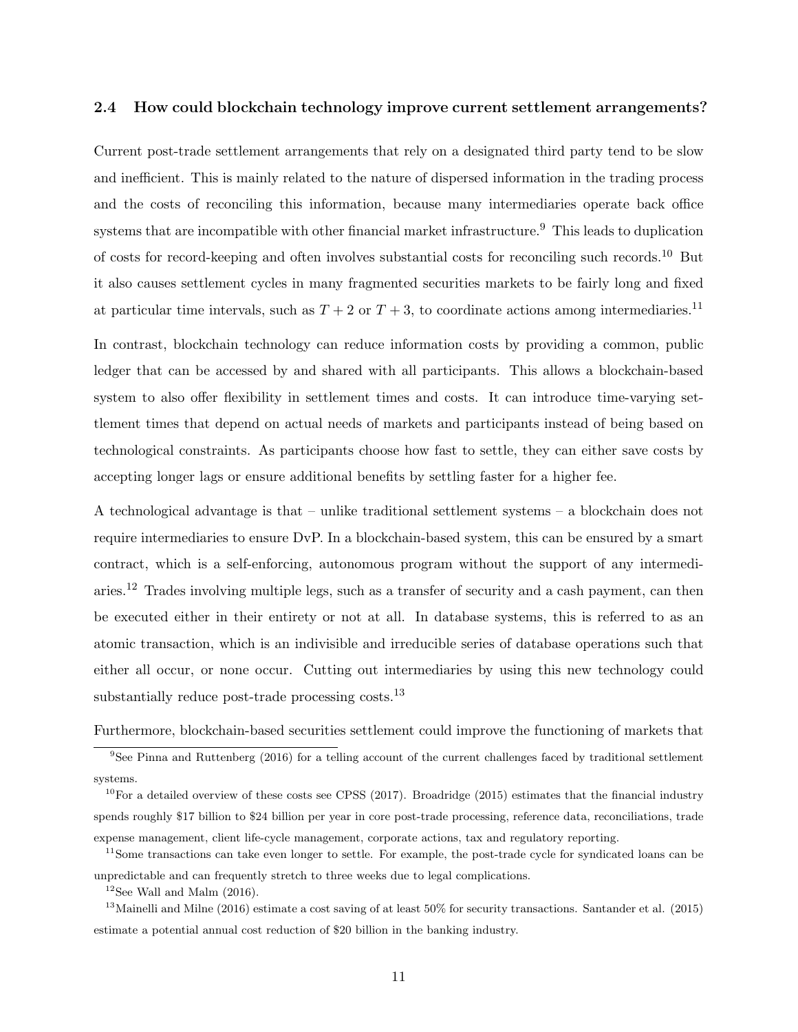### 2.4 How could blockchain technology improve current settlement arrangements?

Current post-trade settlement arrangements that rely on a designated third party tend to be slow and inefficient. This is mainly related to the nature of dispersed information in the trading process and the costs of reconciling this information, because many intermediaries operate back office systems that are incompatible with other financial market infrastructure.[9] This leads to duplication of costs for record-keeping and often involves substantial costs for reconciling such records.[10] But it also causes settlement cycles in many fragmented securities markets to be fairly long and fixed at particular time intervals, such as $T + 2$ or $T + 3$, to coordinate actions among intermediaries.[11]

In contrast, blockchain technology can reduce information costs by providing a common, public ledger that can be accessed by and shared with all participants. This allows a blockchain-based system to also offer flexibility in settlement times and costs. It can introduce time-varying settlement times that depend on actual needs of markets and participants instead of being based on technological constraints. As participants choose how fast to settle, they can either save costs by accepting longer lags or ensure additional benefits by settling faster for a higher fee.

A technological advantage is that – unlike traditional settlement systems – a blockchain does not require intermediaries to ensure DvP. In a blockchain-based system, this can be ensured by a smart contract, which is a self-enforcing, autonomous program without the support of any intermediaries.[12] Trades involving multiple legs, such as a transfer of security and a cash payment, can then be executed either in their entirety or not at all. In database systems, this is referred to as an atomic transaction, which is an indivisible and irreducible series of database operations such that either all occur, or none occur. Cutting out intermediaries by using this new technology could substantially reduce post-trade processing costs.[13]

Furthermore, blockchain-based securities settlement could improve the functioning of markets that

---

[9] See Pinna and Ruttenberg (2016) for a telling account of the current challenges faced by traditional settlement systems.

[10] For a detailed overview of these costs see CPSS (2017). Broadridge (2015) estimates that the financial industry spends roughly $17 billion to $24 billion per year in core post-trade processing, reference data, reconciliations, trade expense management, client life-cycle management, corporate actions, tax and regulatory reporting.

[11] Some transactions can take even longer to settle. For example, the post-trade cycle for syndicated loans can be unpredictable and can frequently stretch to three weeks due to legal complications.

[12] See Wall and Malm (2016).

[13] Mainelli and Milne (2016) estimate a cost saving of at least 50% for security transactions. Santander et al. (2015) estimate a potential annual cost reduction of $20 billion in the banking industry.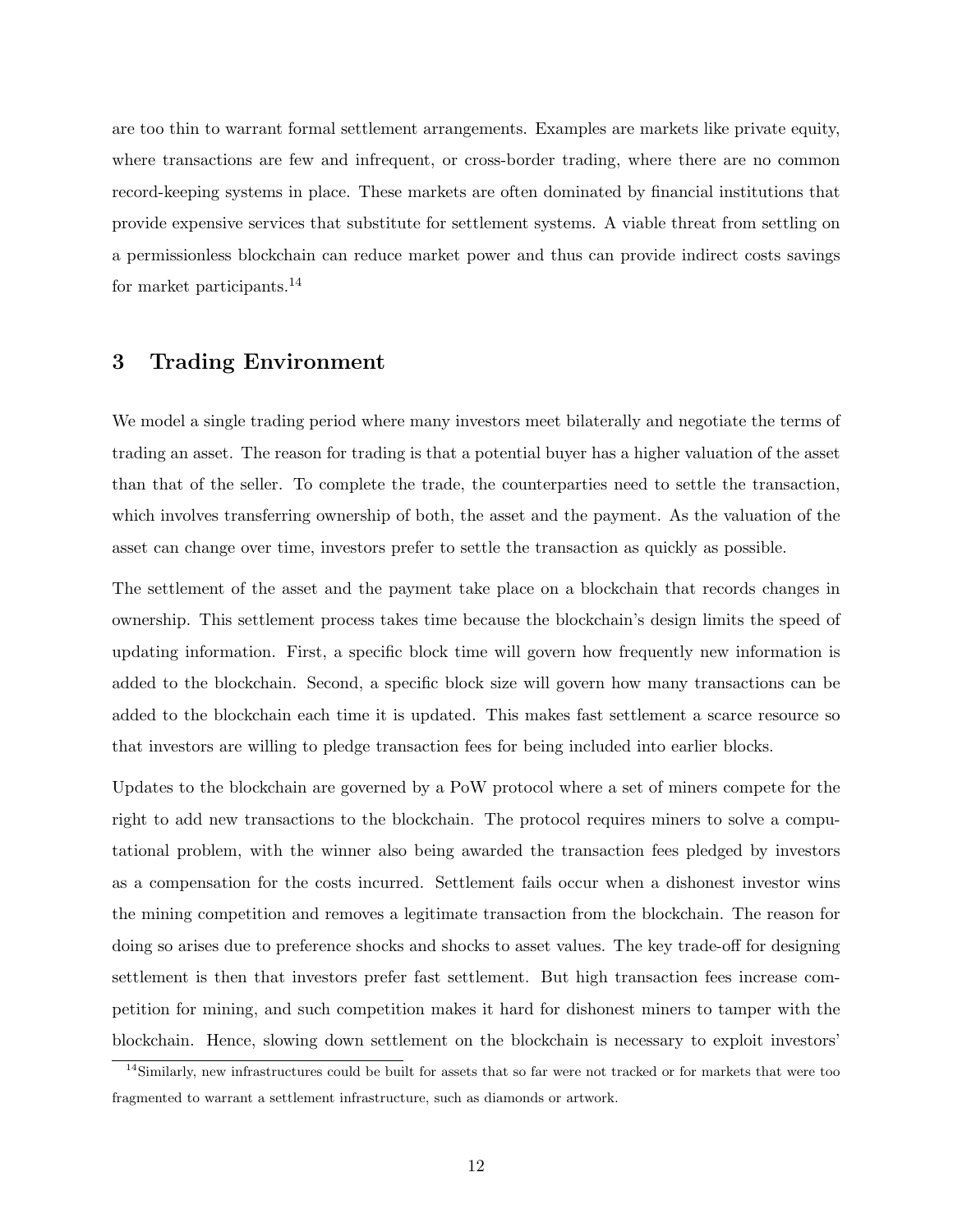are too thin to warrant formal settlement arrangements. Examples are markets like private equity, where transactions are few and infrequent, or cross-border trading, where there are no common record-keeping systems in place. These markets are often dominated by financial institutions that provide expensive services that substitute for settlement systems. A viable threat from settling on a permissionless blockchain can reduce market power and thus can provide indirect costs savings for market participants.[14]

## 3 Trading Environment

We model a single trading period where many investors meet bilaterally and negotiate the terms of trading an asset. The reason for trading is that a potential buyer has a higher valuation of the asset than that of the seller. To complete the trade, the counterparties need to settle the transaction, which involves transferring ownership of both, the asset and the payment. As the valuation of the asset can change over time, investors prefer to settle the transaction as quickly as possible.

The settlement of the asset and the payment take place on a blockchain that records changes in ownership. This settlement process takes time because the blockchain's design limits the speed of updating information. First, a specific block time will govern how frequently new information is added to the blockchain. Second, a specific block size will govern how many transactions can be added to the blockchain each time it is updated. This makes fast settlement a scarce resource so that investors are willing to pledge transaction fees for being included into earlier blocks.

Updates to the blockchain are governed by a PoW protocol where a set of miners compete for the right to add new transactions to the blockchain. The protocol requires miners to solve a computational problem, with the winner also being awarded the transaction fees pledged by investors as a compensation for the costs incurred. Settlement fails occur when a dishonest investor wins the mining competition and removes a legitimate transaction from the blockchain. The reason for doing so arises due to preference shocks and shocks to asset values. The key trade-off for designing settlement is then that investors prefer fast settlement. But high transaction fees increase competition for mining, and such competition makes it hard for dishonest miners to tamper with the blockchain. Hence, slowing down settlement on the blockchain is necessary to exploit investors'

[14]Similarly, new infrastructures could be built for assets that so far were not tracked or for markets that were too fragmented to warrant a settlement infrastructure, such as diamonds or artwork.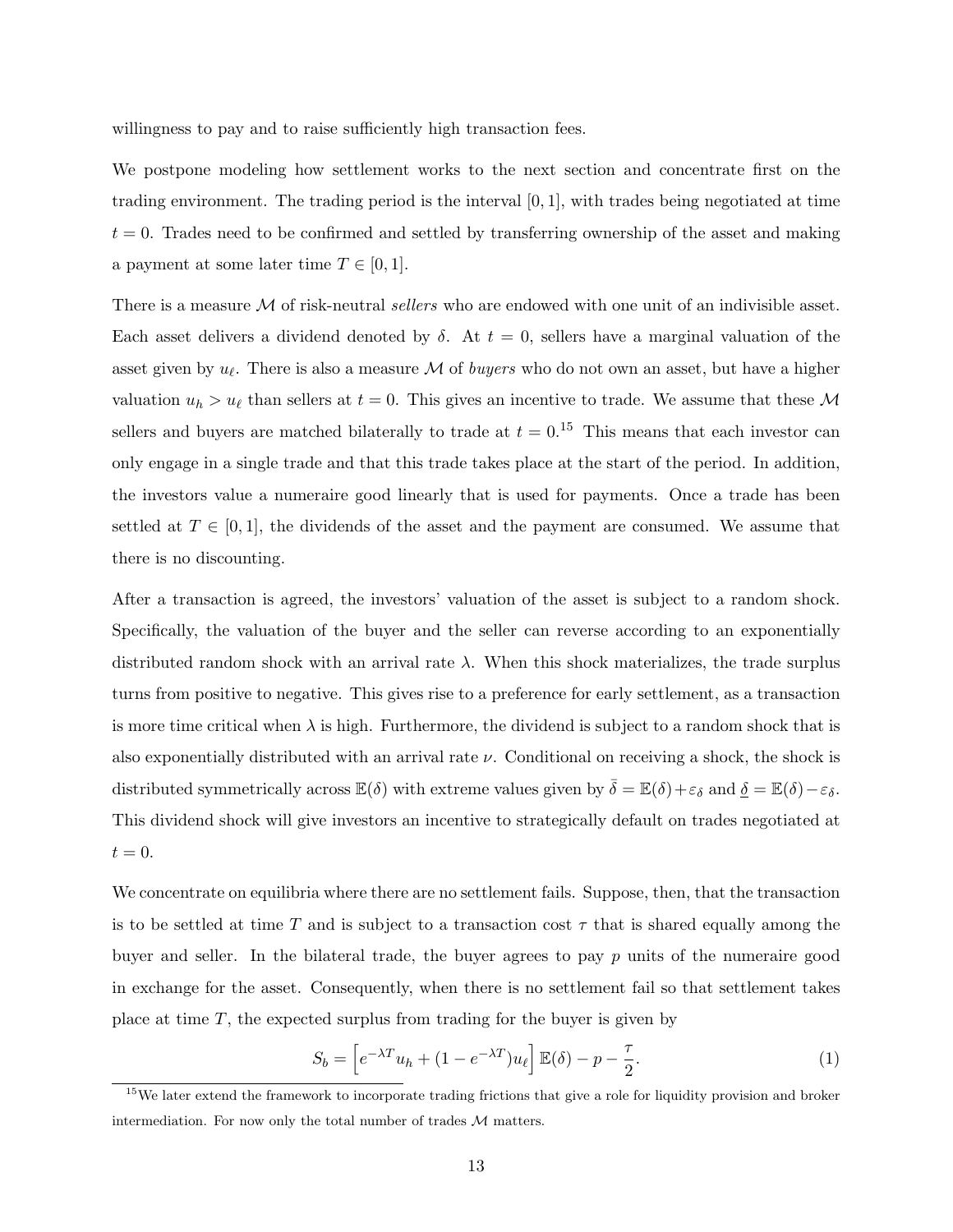willingness to pay and to raise sufficiently high transaction fees.

We postpone modeling how settlement works to the next section and concentrate first on the trading environment. The trading period is the interval $[0, 1]$, with trades being negotiated at time $t = 0$. Trades need to be confirmed and settled by transferring ownership of the asset and making a payment at some later time $T \in [0, 1]$.

There is a measure $\mathcal{M}$ of risk-neutral *sellers* who are endowed with one unit of an indivisible asset. Each asset delivers a dividend denoted by $\delta$. At $t = 0$, sellers have a marginal valuation of the asset given by $u_\ell$. There is also a measure $\mathcal{M}$ of *buyers* who do not own an asset, but have a higher valuation $u_h > u_\ell$ than sellers at $t = 0$. This gives an incentive to trade. We assume that these $\mathcal{M}$ sellers and buyers are matched bilaterally to trade at $t = 0$.[15] This means that each investor can only engage in a single trade and that this trade takes place at the start of the period. In addition, the investors value a numeraire good linearly that is used for payments. Once a trade has been settled at $T \in [0, 1]$, the dividends of the asset and the payment are consumed. We assume that there is no discounting.

After a transaction is agreed, the investors' valuation of the asset is subject to a random shock. Specifically, the valuation of the buyer and the seller can reverse according to an exponentially distributed random shock with an arrival rate $\lambda$. When this shock materializes, the trade surplus turns from positive to negative. This gives rise to a preference for early settlement, as a transaction is more time critical when $\lambda$ is high. Furthermore, the dividend is subject to a random shock that is also exponentially distributed with an arrival rate $\nu$. Conditional on receiving a shock, the shock is distributed symmetrically across $\mathbb{E}(\delta)$ with extreme values given by $\bar{\delta} = \mathbb{E}(\delta) + \varepsilon_\delta$ and $\underline{\delta} = \mathbb{E}(\delta) - \varepsilon_\delta$. This dividend shock will give investors an incentive to strategically default on trades negotiated at $t = 0$.

We concentrate on equilibria where there are no settlement fails. Suppose, then, that the transaction is to be settled at time $T$ and is subject to a transaction cost $\tau$ that is shared equally among the buyer and seller. In the bilateral trade, the buyer agrees to pay $p$ units of the numeraire good in exchange for the asset. Consequently, when there is no settlement fail so that settlement takes place at time $T$, the expected surplus from trading for the buyer is given by

$$S_b = \left[e^{-\lambda T} u_h + (1 - e^{-\lambda T}) u_\ell\right] \mathbb{E}(\delta) - p - \frac{\tau}{2}. \tag{1}$$

[15] We later extend the framework to incorporate trading frictions that give a role for liquidity provision and broker intermediation. For now only the total number of trades $\mathcal{M}$ matters.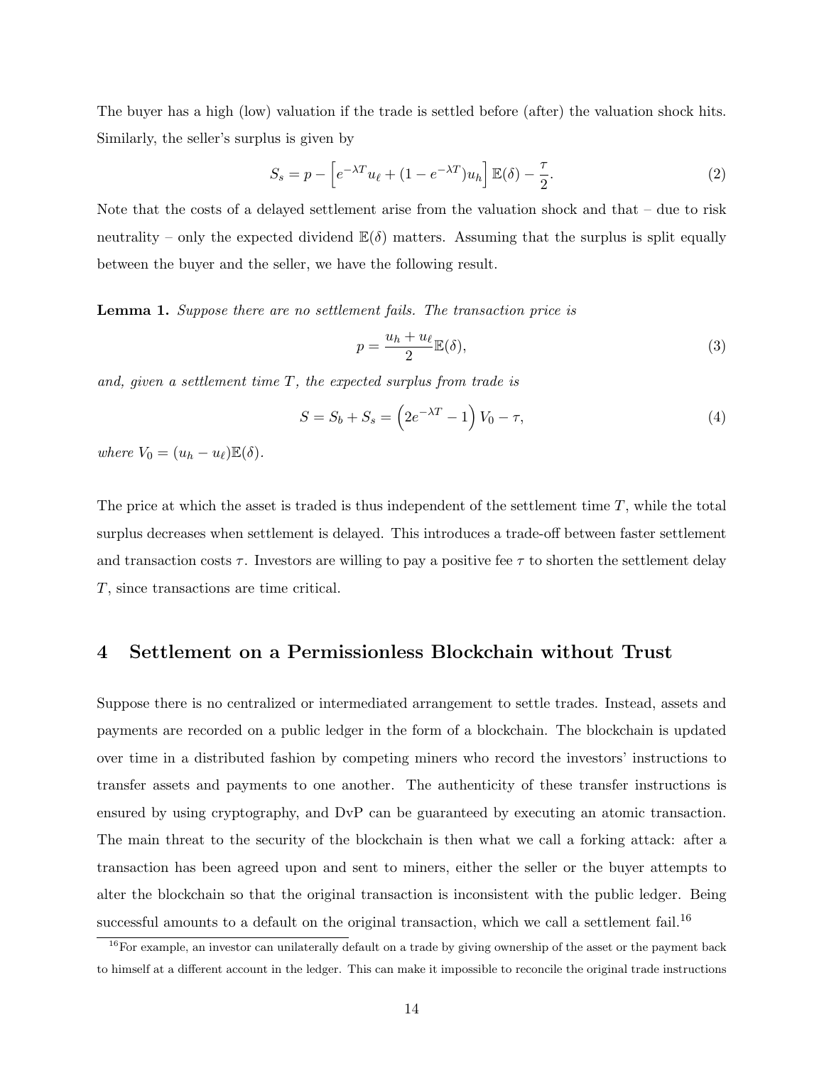The buyer has a high (low) valuation if the trade is settled before (after) the valuation shock hits. Similarly, the seller's surplus is given by

$$S_s = p - \left[e^{-\lambda T} u_\ell + (1 - e^{-\lambda T}) u_h\right] \mathbb{E}(\delta) - \frac{\tau}{2}. \tag{2}$$

Note that the costs of a delayed settlement arise from the valuation shock and that – due to risk neutrality – only the expected dividend $\mathbb{E}(\delta)$ matters. Assuming that the surplus is split equally between the buyer and the seller, we have the following result.

**Lemma 1.** *Suppose there are no settlement fails. The transaction price is*

$$p = \frac{u_h + u_\ell}{2} \mathbb{E}(\delta), \tag{3}$$

*and, given a settlement time $T$, the expected surplus from trade is*

$$S = S_b + S_s = \left(2e^{-\lambda T} - 1\right) V_0 - \tau, \tag{4}$$

*where $V_0 = (u_h - u_\ell)\mathbb{E}(\delta)$.*

The price at which the asset is traded is thus independent of the settlement time $T$, while the total surplus decreases when settlement is delayed. This introduces a trade-off between faster settlement and transaction costs $\tau$. Investors are willing to pay a positive fee $\tau$ to shorten the settlement delay $T$, since transactions are time critical.

## 4 Settlement on a Permissionless Blockchain without Trust

Suppose there is no centralized or intermediated arrangement to settle trades. Instead, assets and payments are recorded on a public ledger in the form of a blockchain. The blockchain is updated over time in a distributed fashion by competing miners who record the investors' instructions to transfer assets and payments to one another. The authenticity of these transfer instructions is ensured by using cryptography, and DvP can be guaranteed by executing an atomic transaction. The main threat to the security of the blockchain is then what we call a forking attack: after a transaction has been agreed upon and sent to miners, either the seller or the buyer attempts to alter the blockchain so that the original transaction is inconsistent with the public ledger. Being successful amounts to a default on the original transaction, which we call a settlement fail.[16]

[16] For example, an investor can unilaterally default on a trade by giving ownership of the asset or the payment back to himself at a different account in the ledger. This can make it impossible to reconcile the original trade instructions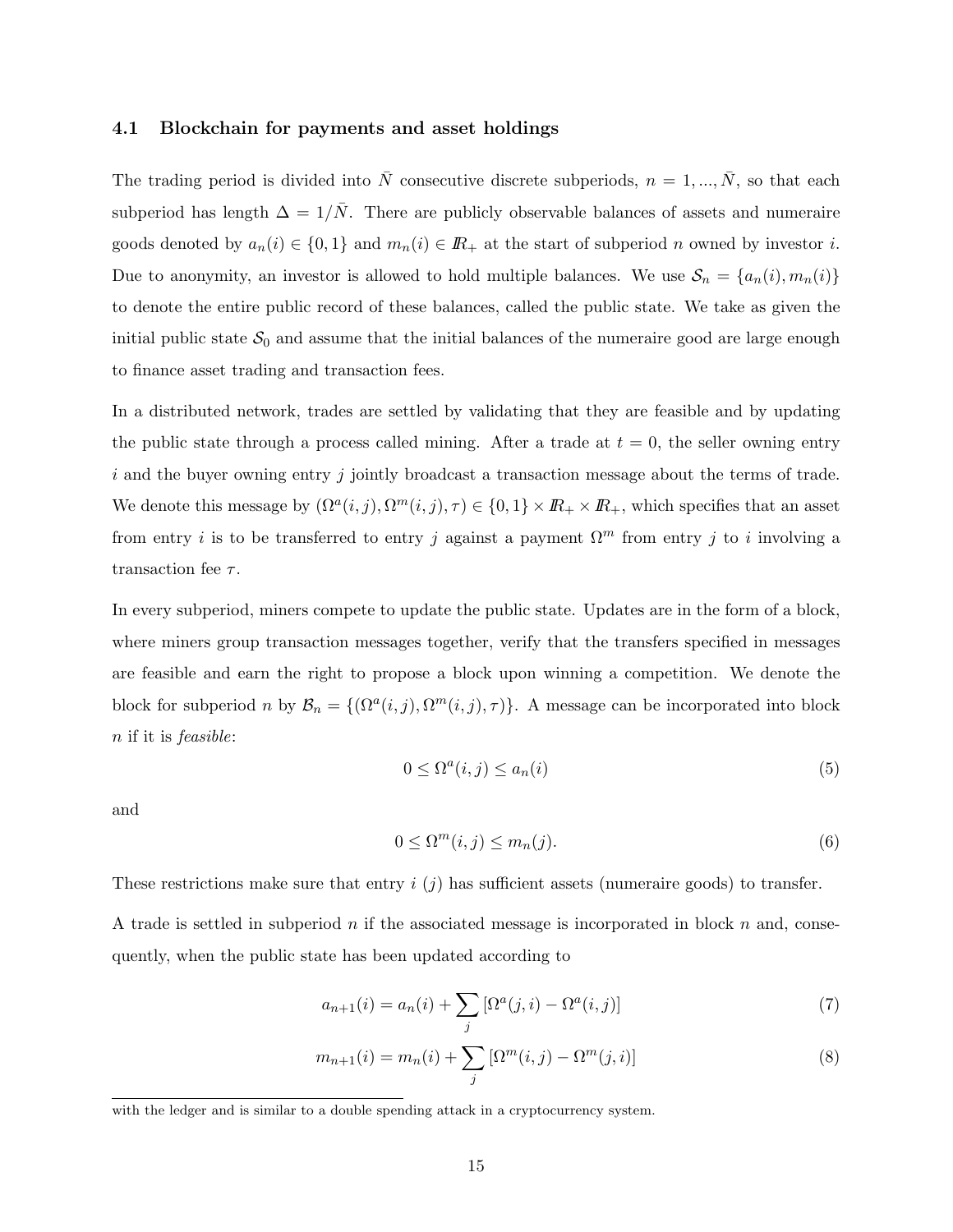### 4.1 Blockchain for payments and asset holdings

The trading period is divided into $\bar{N}$ consecutive discrete subperiods, $n = 1, ..., \bar{N}$, so that each subperiod has length $\Delta = 1/\bar{N}$. There are publicly observable balances of assets and numeraire goods denoted by $a_n(i) \in \{0, 1\}$ and $m_n(i) \in \mathbb{R}_+$ at the start of subperiod $n$ owned by investor $i$. Due to anonymity, an investor is allowed to hold multiple balances. We use $\mathcal{S}_n = \{a_n(i), m_n(i)\}$ to denote the entire public record of these balances, called the public state. We take as given the initial public state $\mathcal{S}_0$ and assume that the initial balances of the numeraire good are large enough to finance asset trading and transaction fees.

In a distributed network, trades are settled by validating that they are feasible and by updating the public state through a process called mining. After a trade at $t = 0$, the seller owning entry $i$ and the buyer owning entry $j$ jointly broadcast a transaction message about the terms of trade. We denote this message by $(\Omega^a(i, j), \Omega^m(i, j), \tau) \in \{0, 1\} \times \mathbb{R}_+ \times \mathbb{R}_+$, which specifies that an asset from entry $i$ is to be transferred to entry $j$ against a payment $\Omega^m$ from entry $j$ to $i$ involving a transaction fee $\tau$.

In every subperiod, miners compete to update the public state. Updates are in the form of a block, where miners group transaction messages together, verify that the transfers specified in messages are feasible and earn the right to propose a block upon winning a competition. We denote the block for subperiod $n$ by $\mathcal{B}_n = \{(\Omega^a(i, j), \Omega^m(i, j), \tau)\}$. A message can be incorporated into block $n$ if it is *feasible*:

$$0 \leq \Omega^a(i, j) \leq a_n(i) \tag{5}$$

and

$$0 \leq \Omega^m(i, j) \leq m_n(j). \tag{6}$$

These restrictions make sure that entry $i$ ($j$) has sufficient assets (numeraire goods) to transfer.

A trade is settled in subperiod $n$ if the associated message is incorporated in block $n$ and, consequently, when the public state has been updated according to

$$a_{n+1}(i) = a_n(i) + \sum_j \left[\Omega^a(j, i) - \Omega^a(i, j)\right] \tag{7}$$

$$m_{n+1}(i) = m_n(i) + \sum_j \left[\Omega^m(i, j) - \Omega^m(j, i)\right] \tag{8}$$

with the ledger and is similar to a double spending attack in a cryptocurrency system.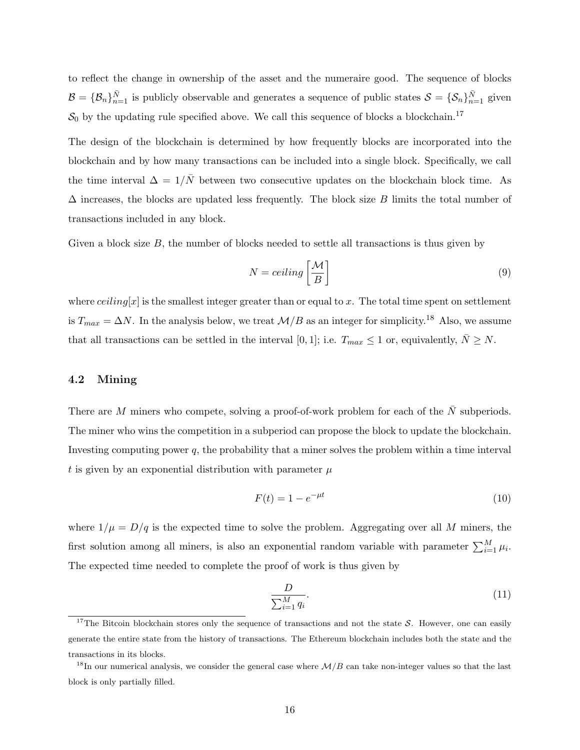to reflect the change in ownership of the asset and the numeraire good. The sequence of blocks $\mathcal{B} = \{\mathcal{B}_n\}_{n=1}^{\bar{N}}$ is publicly observable and generates a sequence of public states $\mathcal{S} = \{\mathcal{S}_n\}_{n=1}^{\bar{N}}$ given $\mathcal{S}_0$ by the updating rule specified above. We call this sequence of blocks a blockchain.[17]

The design of the blockchain is determined by how frequently blocks are incorporated into the blockchain and by how many transactions can be included into a single block. Specifically, we call the time interval $\Delta = 1/\bar{N}$ between two consecutive updates on the blockchain block time. As $\Delta$ increases, the blocks are updated less frequently. The block size $B$ limits the total number of transactions included in any block.

Given a block size $B$, the number of blocks needed to settle all transactions is thus given by

$$N = ceiling\left[\frac{\mathcal{M}}{B}\right] \tag{9}$$

where $ceiling[x]$ is the smallest integer greater than or equal to $x$. The total time spent on settlement is $T_{max} = \Delta N$. In the analysis below, we treat $\mathcal{M}/B$ as an integer for simplicity.[18] Also, we assume that all transactions can be settled in the interval $[0, 1]$; i.e. $T_{max} \leq 1$ or, equivalently, $\bar{N} \geq N$.

### 4.2 Mining

There are $M$ miners who compete, solving a proof-of-work problem for each of the $\bar{N}$ subperiods. The miner who wins the competition in a subperiod can propose the block to update the blockchain. Investing computing power $q$, the probability that a miner solves the problem within a time interval $t$ is given by an exponential distribution with parameter $\mu$

$$F(t) = 1 - e^{-\mu t} \tag{10}$$

where $1/\mu = D/q$ is the expected time to solve the problem. Aggregating over all $M$ miners, the first solution among all miners, is also an exponential random variable with parameter $\sum_{i=1}^{M} \mu_i$. The expected time needed to complete the proof of work is thus given by

$$\frac{D}{\sum_{i=1}^{M} q_i}. \tag{11}$$

[17] The Bitcoin blockchain stores only the sequence of transactions and not the state $\mathcal{S}$. However, one can easily generate the entire state from the history of transactions. The Ethereum blockchain includes both the state and the transactions in its blocks.

[18] In our numerical analysis, we consider the general case where $\mathcal{M}/B$ can take non-integer values so that the last block is only partially filled.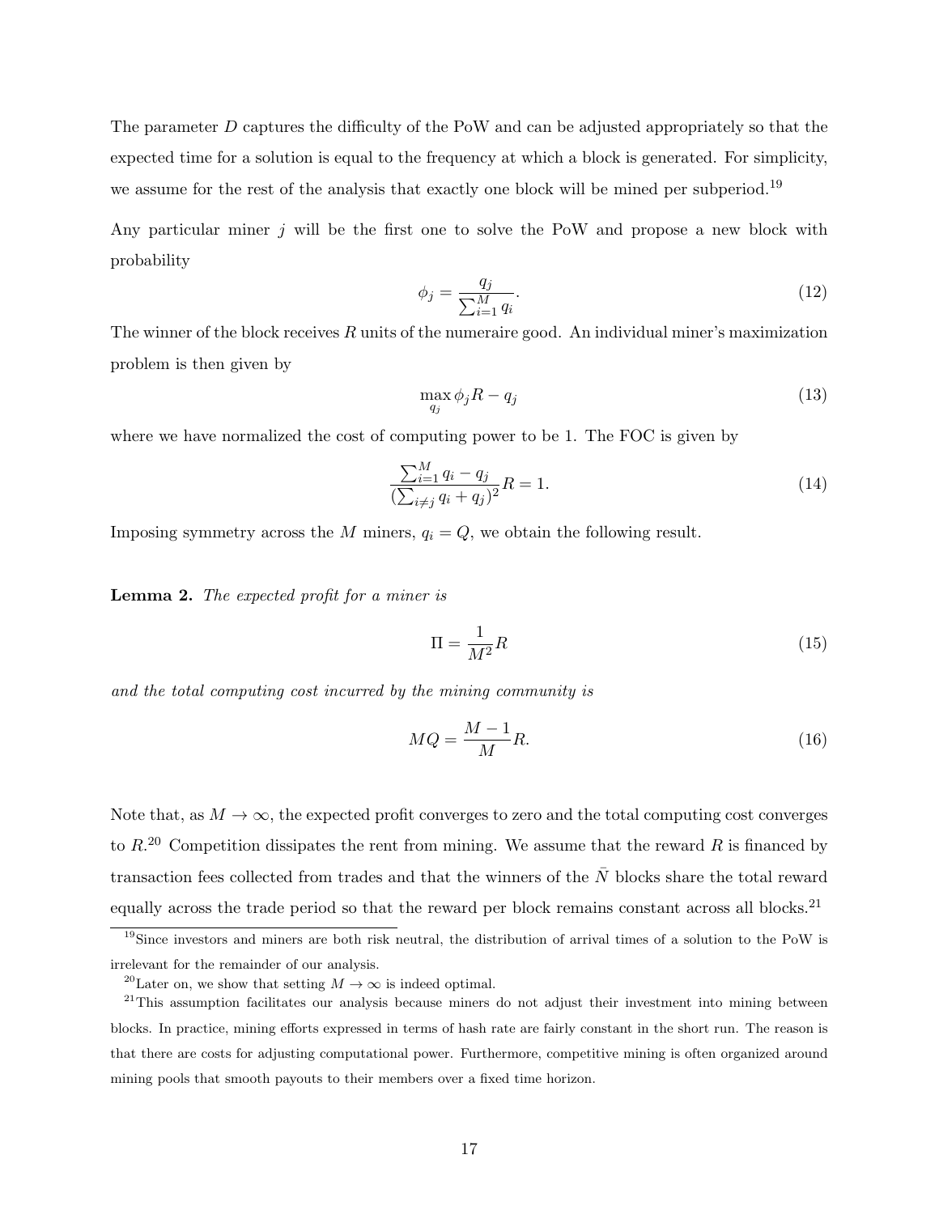The parameter $D$ captures the difficulty of the PoW and can be adjusted appropriately so that the expected time for a solution is equal to the frequency at which a block is generated. For simplicity, we assume for the rest of the analysis that exactly one block will be mined per subperiod.[19]

Any particular miner $j$ will be the first one to solve the PoW and propose a new block with probability

$$\phi_j = \frac{q_j}{\sum_{i=1}^{M} q_i}. \tag{12}$$

The winner of the block receives $R$ units of the numeraire good. An individual miner's maximization problem is then given by

$$\max_{q_j} \phi_j R - q_j \tag{13}$$

where we have normalized the cost of computing power to be 1. The FOC is given by

$$\frac{\sum_{i=1}^{M} q_i - q_j}{(\sum_{i \neq j} q_i + q_j)^2} R = 1. \tag{14}$$

Imposing symmetry across the $M$ miners, $q_i = Q$, we obtain the following result.

**Lemma 2.** *The expected profit for a miner is*

$$\Pi = \frac{1}{M^2} R \tag{15}$$

*and the total computing cost incurred by the mining community is*

$$MQ = \frac{M-1}{M} R. \tag{16}$$

Note that, as $M \to \infty$, the expected profit converges to zero and the total computing cost converges to $R$.[20] Competition dissipates the rent from mining. We assume that the reward $R$ is financed by transaction fees collected from trades and that the winners of the $\bar{N}$ blocks share the total reward equally across the trade period so that the reward per block remains constant across all blocks.[21]

[19] Since investors and miners are both risk neutral, the distribution of arrival times of a solution to the PoW is irrelevant for the remainder of our analysis.

[20] Later on, we show that setting $M \to \infty$ is indeed optimal.

[21] This assumption facilitates our analysis because miners do not adjust their investment into mining between blocks. In practice, mining efforts expressed in terms of hash rate are fairly constant in the short run. The reason is that there are costs for adjusting computational power. Furthermore, competitive mining is often organized around mining pools that smooth payouts to their members over a fixed time horizon.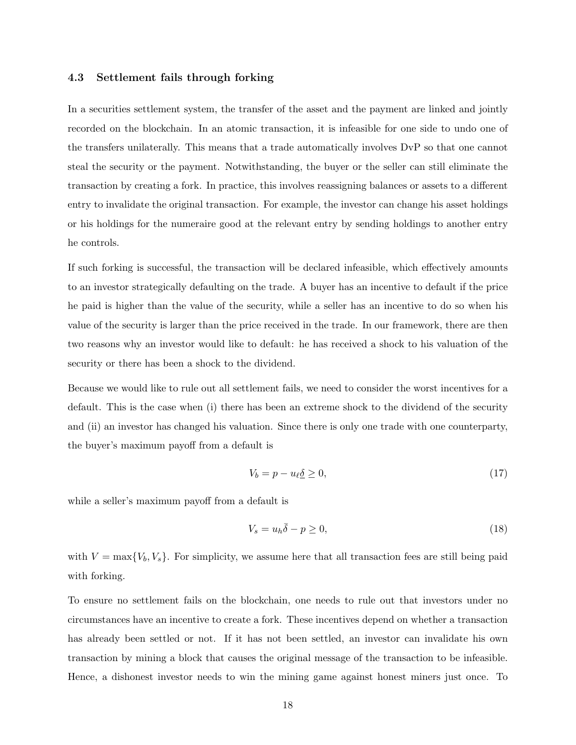### 4.3 Settlement fails through forking

In a securities settlement system, the transfer of the asset and the payment are linked and jointly recorded on the blockchain. In an atomic transaction, it is infeasible for one side to undo one of the transfers unilaterally. This means that a trade automatically involves DvP so that one cannot steal the security or the payment. Notwithstanding, the buyer or the seller can still eliminate the transaction by creating a fork. In practice, this involves reassigning balances or assets to a different entry to invalidate the original transaction. For example, the investor can change his asset holdings or his holdings for the numeraire good at the relevant entry by sending holdings to another entry he controls.

If such forking is successful, the transaction will be declared infeasible, which effectively amounts to an investor strategically defaulting on the trade. A buyer has an incentive to default if the price he paid is higher than the value of the security, while a seller has an incentive to do so when his value of the security is larger than the price received in the trade. In our framework, there are then two reasons why an investor would like to default: he has received a shock to his valuation of the security or there has been a shock to the dividend.

Because we would like to rule out all settlement fails, we need to consider the worst incentives for a default. This is the case when (i) there has been an extreme shock to the dividend of the security and (ii) an investor has changed his valuation. Since there is only one trade with one counterparty, the buyer's maximum payoff from a default is

$$V_b = p - u_\ell \underline{\delta} \geq 0, \tag{17}$$

while a seller's maximum payoff from a default is

$$V_s = u_h \bar{\delta} - p \geq 0, \tag{18}$$

with $V = \max\{V_b, V_s\}$. For simplicity, we assume here that all transaction fees are still being paid with forking.

To ensure no settlement fails on the blockchain, one needs to rule out that investors under no circumstances have an incentive to create a fork. These incentives depend on whether a transaction has already been settled or not. If it has not been settled, an investor can invalidate his own transaction by mining a block that causes the original message of the transaction to be infeasible. Hence, a dishonest investor needs to win the mining game against honest miners just once. To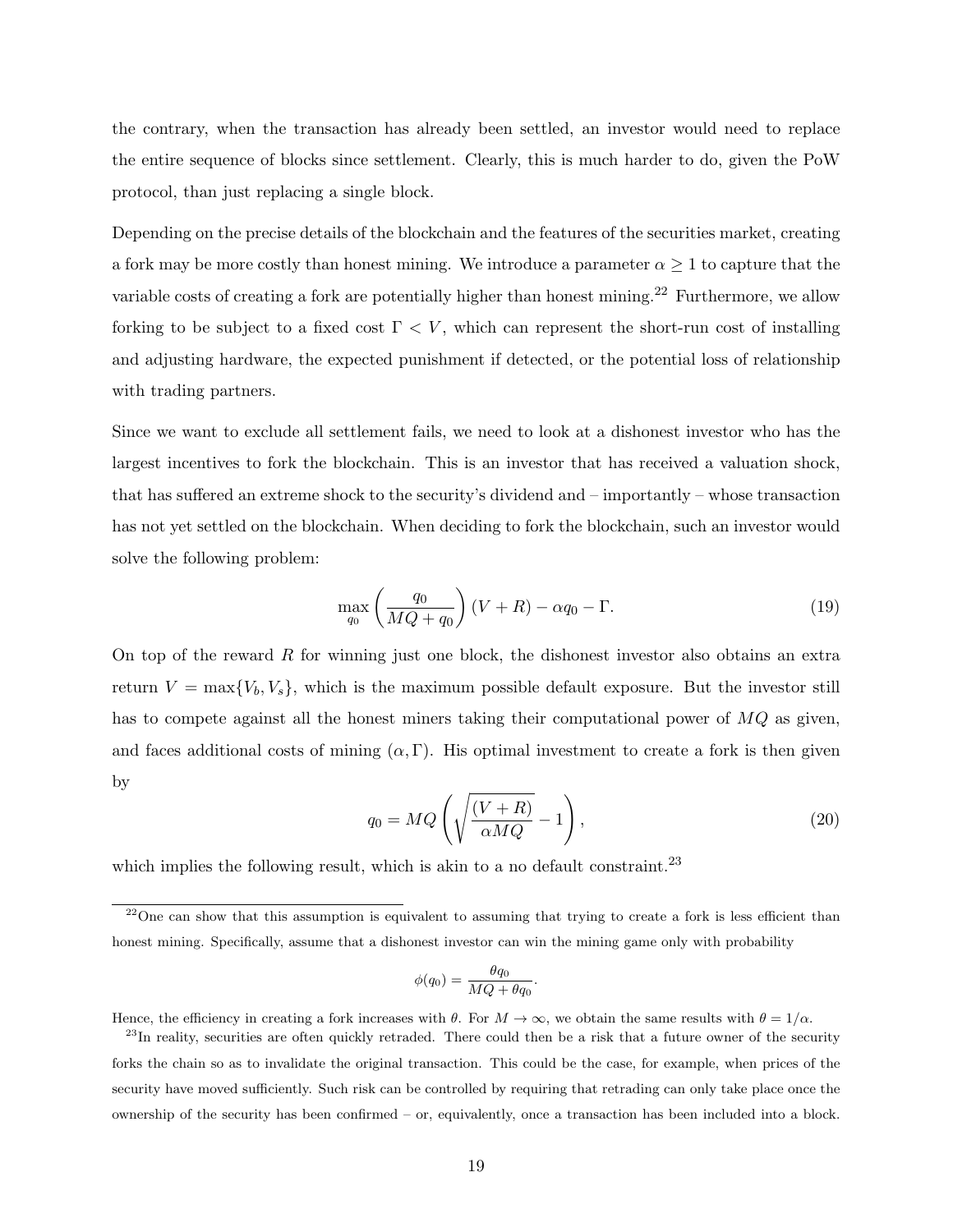the contrary, when the transaction has already been settled, an investor would need to replace the entire sequence of blocks since settlement. Clearly, this is much harder to do, given the PoW protocol, than just replacing a single block.

Depending on the precise details of the blockchain and the features of the securities market, creating a fork may be more costly than honest mining. We introduce a parameter $\alpha \geq 1$ to capture that the variable costs of creating a fork are potentially higher than honest mining.[22] Furthermore, we allow forking to be subject to a fixed cost $\Gamma < V$, which can represent the short-run cost of installing and adjusting hardware, the expected punishment if detected, or the potential loss of relationship with trading partners.

Since we want to exclude all settlement fails, we need to look at a dishonest investor who has the largest incentives to fork the blockchain. This is an investor that has received a valuation shock, that has suffered an extreme shock to the security's dividend and – importantly – whose transaction has not yet settled on the blockchain. When deciding to fork the blockchain, such an investor would solve the following problem:

$$\max_{q_0} \left( \frac{q_0}{MQ + q_0} \right) (V + R) - \alpha q_0 - \Gamma. \tag{19}$$

On top of the reward $R$ for winning just one block, the dishonest investor also obtains an extra return $V = \max\{V_b, V_s\}$, which is the maximum possible default exposure. But the investor still has to compete against all the honest miners taking their computational power of $MQ$ as given, and faces additional costs of mining $(\alpha, \Gamma)$. His optimal investment to create a fork is then given by

$$q_0 = MQ \left( \sqrt{\frac{(V + R)}{\alpha MQ}} - 1 \right), \tag{20}$$

which implies the following result, which is akin to a no default constraint.[23]

---

[22] One can show that this assumption is equivalent to assuming that trying to create a fork is less efficient than honest mining. Specifically, assume that a dishonest investor can win the mining game only with probability

$$\phi(q_0) = \frac{\theta q_0}{MQ + \theta q_0}.$$

Hence, the efficiency in creating a fork increases with $\theta$. For $M \to \infty$, we obtain the same results with $\theta = 1/\alpha$.

[23] In reality, securities are often quickly retraded. There could then be a risk that a future owner of the security forks the chain so as to invalidate the original transaction. This could be the case, for example, when prices of the security have moved sufficiently. Such risk can be controlled by requiring that retrading can only take place once the ownership of the security has been confirmed – or, equivalently, once a transaction has been included into a block.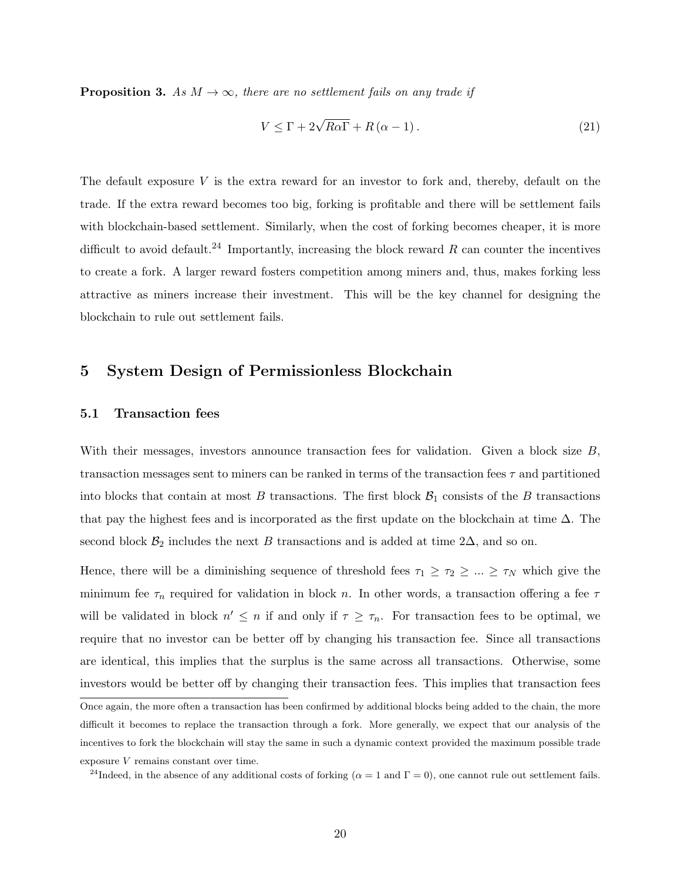**Proposition 3.** *As $M \to \infty$, there are no settlement fails on any trade if*

$$V \leq \Gamma + 2\sqrt{R\alpha\Gamma} + R(\alpha - 1). \tag{21}$$

The default exposure $V$ is the extra reward for an investor to fork and, thereby, default on the trade. If the extra reward becomes too big, forking is profitable and there will be settlement fails with blockchain-based settlement. Similarly, when the cost of forking becomes cheaper, it is more difficult to avoid default.[24] Importantly, increasing the block reward $R$ can counter the incentives to create a fork. A larger reward fosters competition among miners and, thus, makes forking less attractive as miners increase their investment. This will be the key channel for designing the blockchain to rule out settlement fails.

## 5 System Design of Permissionless Blockchain

### 5.1 Transaction fees

With their messages, investors announce transaction fees for validation. Given a block size $B$, transaction messages sent to miners can be ranked in terms of the transaction fees $\tau$ and partitioned into blocks that contain at most $B$ transactions. The first block $\mathcal{B}_1$ consists of the $B$ transactions that pay the highest fees and is incorporated as the first update on the blockchain at time $\Delta$. The second block $\mathcal{B}_2$ includes the next $B$ transactions and is added at time $2\Delta$, and so on.

Hence, there will be a diminishing sequence of threshold fees $\tau_1 \geq \tau_2 \geq ... \geq \tau_N$ which give the minimum fee $\tau_n$ required for validation in block $n$. In other words, a transaction offering a fee $\tau$ will be validated in block $n' \leq n$ if and only if $\tau \geq \tau_n$. For transaction fees to be optimal, we require that no investor can be better off by changing his transaction fee. Since all transactions are identical, this implies that the surplus is the same across all transactions. Otherwise, some investors would be better off by changing their transaction fees. This implies that transaction fees

Once again, the more often a transaction has been confirmed by additional blocks being added to the chain, the more difficult it becomes to replace the transaction through a fork. More generally, we expect that our analysis of the incentives to fork the blockchain will stay the same in such a dynamic context provided the maximum possible trade exposure $V$ remains constant over time.

[24] Indeed, in the absence of any additional costs of forking ($\alpha = 1$ and $\Gamma = 0$), one cannot rule out settlement fails.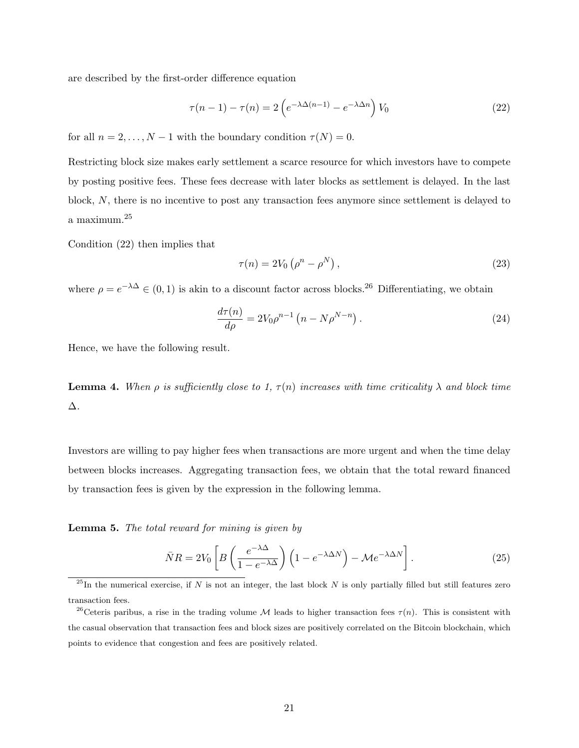are described by the first-order difference equation

$$\tau(n-1) - \tau(n) = 2\left(e^{-\lambda\Delta(n-1)} - e^{-\lambda\Delta n}\right) V_0 \tag{22}$$

for all $n = 2, \ldots, N-1$ with the boundary condition $\tau(N) = 0$.

Restricting block size makes early settlement a scarce resource for which investors have to compete by posting positive fees. These fees decrease with later blocks as settlement is delayed. In the last block, $N$, there is no incentive to post any transaction fees anymore since settlement is delayed to a maximum.[25]

Condition (22) then implies that

$$\tau(n) = 2V_0\left(\rho^n - \rho^N\right), \tag{23}$$

where $\rho = e^{-\lambda\Delta} \in (0,1)$ is akin to a discount factor across blocks.[26] Differentiating, we obtain

$$\frac{d\tau(n)}{d\rho} = 2V_0\rho^{n-1}\left(n - N\rho^{N-n}\right). \tag{24}$$

Hence, we have the following result.

**Lemma 4.** *When $\rho$ is sufficiently close to 1, $\tau(n)$ increases with time criticality $\lambda$ and block time $\Delta$.*

Investors are willing to pay higher fees when transactions are more urgent and when the time delay between blocks increases. Aggregating transaction fees, we obtain that the total reward financed by transaction fees is given by the expression in the following lemma.

**Lemma 5.** *The total reward for mining is given by*

$$\bar{N}R = 2V_0\left[B\left(\frac{e^{-\lambda\Delta}}{1-e^{-\lambda\Delta}}\right)\left(1 - e^{-\lambda\Delta N}\right) - \mathcal{M}e^{-\lambda\Delta N}\right]. \tag{25}$$

[25] In the numerical exercise, if $N$ is not an integer, the last block $N$ is only partially filled but still features zero transaction fees.

[26] Ceteris paribus, a rise in the trading volume $\mathcal{M}$ leads to higher transaction fees $\tau(n)$. This is consistent with the casual observation that transaction fees and block sizes are positively correlated on the Bitcoin blockchain, which points to evidence that congestion and fees are positively related.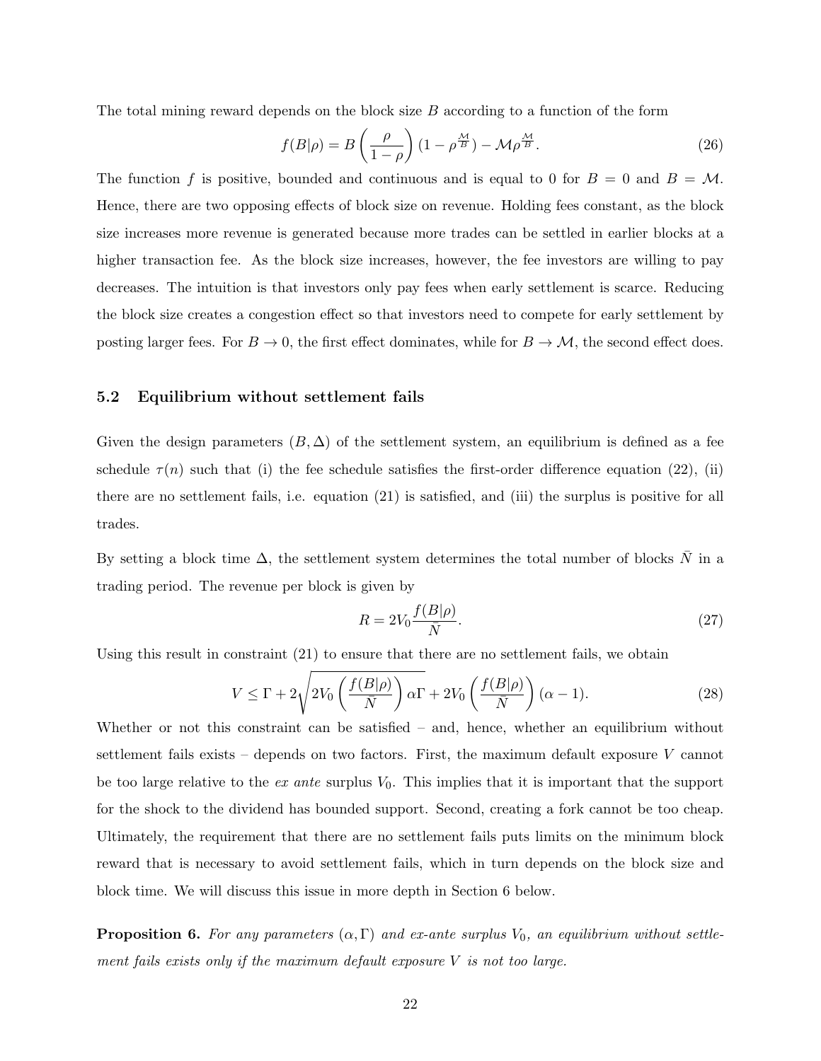The total mining reward depends on the block size $B$ according to a function of the form

$$f(B|\rho) = B\left(\frac{\rho}{1-\rho}\right)(1 - \rho^{\frac{\mathcal{M}}{B}}) - \mathcal{M}\rho^{\frac{\mathcal{M}}{B}}. \tag{26}$$

The function $f$ is positive, bounded and continuous and is equal to 0 for $B = 0$ and $B = \mathcal{M}$. Hence, there are two opposing effects of block size on revenue. Holding fees constant, as the block size increases more revenue is generated because more trades can be settled in earlier blocks at a higher transaction fee. As the block size increases, however, the fee investors are willing to pay decreases. The intuition is that investors only pay fees when early settlement is scarce. Reducing the block size creates a congestion effect so that investors need to compete for early settlement by posting larger fees. For $B \to 0$, the first effect dominates, while for $B \to \mathcal{M}$, the second effect does.

### 5.2 Equilibrium without settlement fails

Given the design parameters $(B, \Delta)$ of the settlement system, an equilibrium is defined as a fee schedule $\tau(n)$ such that (i) the fee schedule satisfies the first-order difference equation (22), (ii) there are no settlement fails, i.e. equation (21) is satisfied, and (iii) the surplus is positive for all trades.

By setting a block time $\Delta$, the settlement system determines the total number of blocks $\bar{N}$ in a trading period. The revenue per block is given by

$$R = 2V_0 \frac{f(B|\rho)}{\bar{N}}. \tag{27}$$

Using this result in constraint (21) to ensure that there are no settlement fails, we obtain

$$V \leq \Gamma + 2\sqrt{2V_0\left(\frac{f(B|\rho)}{\bar{N}}\right)\alpha\Gamma} + 2V_0\left(\frac{f(B|\rho)}{\bar{N}}\right)(\alpha - 1). \tag{28}$$

Whether or not this constraint can be satisfied – and, hence, whether an equilibrium without settlement fails exists – depends on two factors. First, the maximum default exposure $V$ cannot be too large relative to the *ex ante* surplus $V_0$. This implies that it is important that the support for the shock to the dividend has bounded support. Second, creating a fork cannot be too cheap. Ultimately, the requirement that there are no settlement fails puts limits on the minimum block reward that is necessary to avoid settlement fails, which in turn depends on the block size and block time. We will discuss this issue in more depth in Section 6 below.

**Proposition 6.** *For any parameters $(\alpha, \Gamma)$ and ex-ante surplus $V_0$, an equilibrium without settlement fails exists only if the maximum default exposure $V$ is not too large.*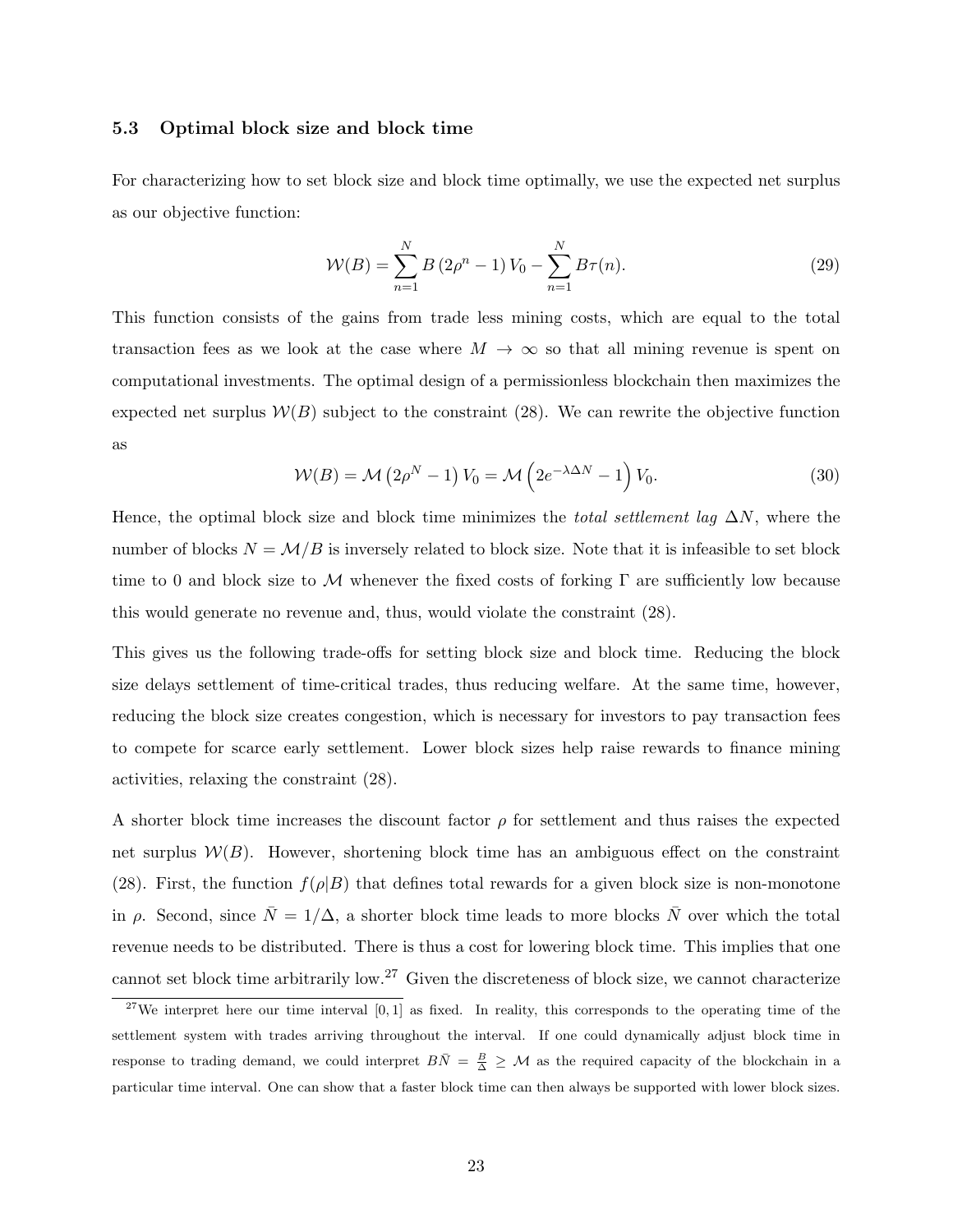### 5.3 Optimal block size and block time

For characterizing how to set block size and block time optimally, we use the expected net surplus as our objective function:

$$\mathcal{W}(B) = \sum_{n=1}^{N} B\left(2\rho^n - 1\right)V_0 - \sum_{n=1}^{N} B\tau(n). \tag{29}$$

This function consists of the gains from trade less mining costs, which are equal to the total transaction fees as we look at the case where $M \to \infty$ so that all mining revenue is spent on computational investments. The optimal design of a permissionless blockchain then maximizes the expected net surplus $\mathcal{W}(B)$ subject to the constraint (28). We can rewrite the objective function as

$$\mathcal{W}(B) = \mathcal{M}\left(2\rho^N - 1\right)V_0 = \mathcal{M}\left(2e^{-\lambda\Delta N} - 1\right)V_0. \tag{30}$$

Hence, the optimal block size and block time minimizes the *total settlement lag* $\Delta N$, where the number of blocks $N = \mathcal{M}/B$ is inversely related to block size. Note that it is infeasible to set block time to 0 and block size to $\mathcal{M}$ whenever the fixed costs of forking $\Gamma$ are sufficiently low because this would generate no revenue and, thus, would violate the constraint (28).

This gives us the following trade-offs for setting block size and block time. Reducing the block size delays settlement of time-critical trades, thus reducing welfare. At the same time, however, reducing the block size creates congestion, which is necessary for investors to pay transaction fees to compete for scarce early settlement. Lower block sizes help raise rewards to finance mining activities, relaxing the constraint (28).

A shorter block time increases the discount factor $\rho$ for settlement and thus raises the expected net surplus $\mathcal{W}(B)$. However, shortening block time has an ambiguous effect on the constraint (28). First, the function $f(\rho|B)$ that defines total rewards for a given block size is non-monotone in $\rho$. Second, since $\bar{N} = 1/\Delta$, a shorter block time leads to more blocks $\bar{N}$ over which the total revenue needs to be distributed. There is thus a cost for lowering block time. This implies that one cannot set block time arbitrarily low.[27] Given the discreteness of block size, we cannot characterize

[27] We interpret here our time interval $[0,1]$ as fixed. In reality, this corresponds to the operating time of the settlement system with trades arriving throughout the interval. If one could dynamically adjust block time in response to trading demand, we could interpret $B\bar{N} = \frac{B}{\Delta} \geq \mathcal{M}$ as the required capacity of the blockchain in a particular time interval. One can show that a faster block time can then always be supported with lower block sizes.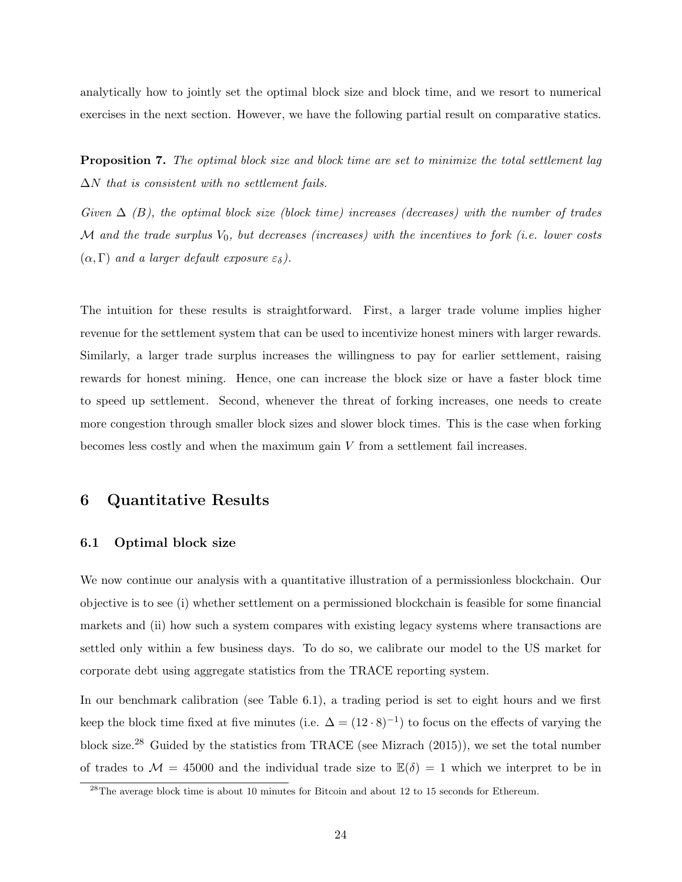analytically how to jointly set the optimal block size and block time, and we resort to numerical exercises in the next section. However, we have the following partial result on comparative statics.

**Proposition 7.** *The optimal block size and block time are set to minimize the total settlement lag $\Delta N$ that is consistent with no settlement fails.*

*Given $\Delta$ ($B$), the optimal block size (block time) increases (decreases) with the number of trades $\mathcal{M}$ and the trade surplus $V_0$, but decreases (increases) with the incentives to fork (i.e. lower costs $(\alpha, \Gamma)$ and a larger default exposure $\varepsilon_\delta$).*

The intuition for these results is straightforward. First, a larger trade volume implies higher revenue for the settlement system that can be used to incentivize honest miners with larger rewards. Similarly, a larger trade surplus increases the willingness to pay for earlier settlement, raising rewards for honest mining. Hence, one can increase the block size or have a faster block time to speed up settlement. Second, whenever the threat of forking increases, one needs to create more congestion through smaller block sizes and slower block times. This is the case when forking becomes less costly and when the maximum gain $V$ from a settlement fail increases.

## 6 Quantitative Results

### 6.1 Optimal block size

We now continue our analysis with a quantitative illustration of a permissionless blockchain. Our objective is to see (i) whether settlement on a permissioned blockchain is feasible for some financial markets and (ii) how such a system compares with existing legacy systems where transactions are settled only within a few business days. To do so, we calibrate our model to the US market for corporate debt using aggregate statistics from the TRACE reporting system.

In our benchmark calibration (see Table 6.1), a trading period is set to eight hours and we first keep the block time fixed at five minutes (i.e. $\Delta = (12 \cdot 8)^{-1}$) to focus on the effects of varying the block size.[28] Guided by the statistics from TRACE (see Mizrach (2015)), we set the total number of trades to $\mathcal{M} = 45000$ and the individual trade size to $\mathbb{E}(\delta) = 1$ which we interpret to be in

[28] The average block time is about 10 minutes for Bitcoin and about 12 to 15 seconds for Ethereum.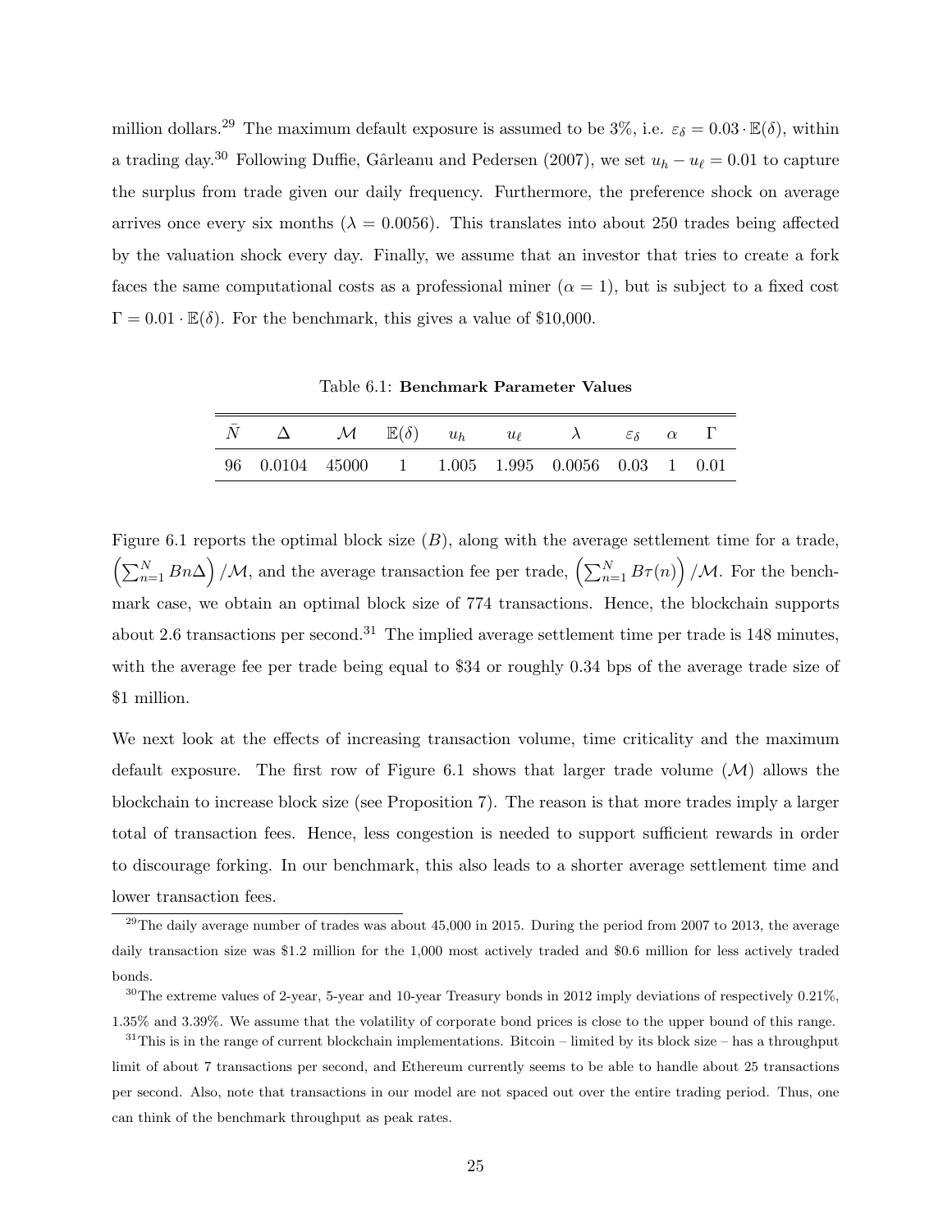million dollars.[29] The maximum default exposure is assumed to be 3%, i.e. $\varepsilon_\delta = 0.03 \cdot \mathbb{E}(\delta)$, within a trading day.[30] Following Duffie, Gârleanu and Pedersen (2007), we set $u_h - u_\ell = 0.01$ to capture the surplus from trade given our daily frequency. Furthermore, the preference shock on average arrives once every six months ($\lambda = 0.0056$). This translates into about 250 trades being affected by the valuation shock every day. Finally, we assume that an investor that tries to create a fork faces the same computational costs as a professional miner ($\alpha = 1$), but is subject to a fixed cost $\Gamma = 0.01 \cdot \mathbb{E}(\delta)$. For the benchmark, this gives a value of \$10,000.

Table 6.1: **Benchmark Parameter Values**

| $\bar{N}$ | $\Delta$ | $\mathcal{M}$ | $\mathbb{E}(\delta)$ | $u_h$ | $u_\ell$ | $\lambda$ | $\varepsilon_\delta$ | $\alpha$ | $\Gamma$ |
|---|---|---|---|---|---|---|---|---|---|
| 96 | 0.0104 | 45000 | 1 | 1.005 | 1.995 | 0.0056 | 0.03 | 1 | 0.01 |

Figure 6.1 reports the optimal block size ($B$), along with the average settlement time for a trade, $\left(\sum_{n=1}^{N} Bn\Delta\right)/\mathcal{M}$, and the average transaction fee per trade, $\left(\sum_{n=1}^{N} B\tau(n)\right)/\mathcal{M}$. For the benchmark case, we obtain an optimal block size of 774 transactions. Hence, the blockchain supports about 2.6 transactions per second.[31] The implied average settlement time per trade is 148 minutes, with the average fee per trade being equal to \$34 or roughly 0.34 bps of the average trade size of \$1 million.

We next look at the effects of increasing transaction volume, time criticality and the maximum default exposure. The first row of Figure 6.1 shows that larger trade volume ($\mathcal{M}$) allows the blockchain to increase block size (see Proposition 7). The reason is that more trades imply a larger total of transaction fees. Hence, less congestion is needed to support sufficient rewards in order to discourage forking. In our benchmark, this also leads to a shorter average settlement time and lower transaction fees.

[29] The daily average number of trades was about 45,000 in 2015. During the period from 2007 to 2013, the average daily transaction size was \$1.2 million for the 1,000 most actively traded and \$0.6 million for less actively traded bonds.

[30] The extreme values of 2-year, 5-year and 10-year Treasury bonds in 2012 imply deviations of respectively 0.21%, 1.35% and 3.39%. We assume that the volatility of corporate bond prices is close to the upper bound of this range.

[31] This is in the range of current blockchain implementations. Bitcoin – limited by its block size – has a throughput limit of about 7 transactions per second, and Ethereum currently seems to be able to handle about 25 transactions per second. Also, note that transactions in our model are not spaced out over the entire trading period. Thus, one can think of the benchmark throughput as peak rates.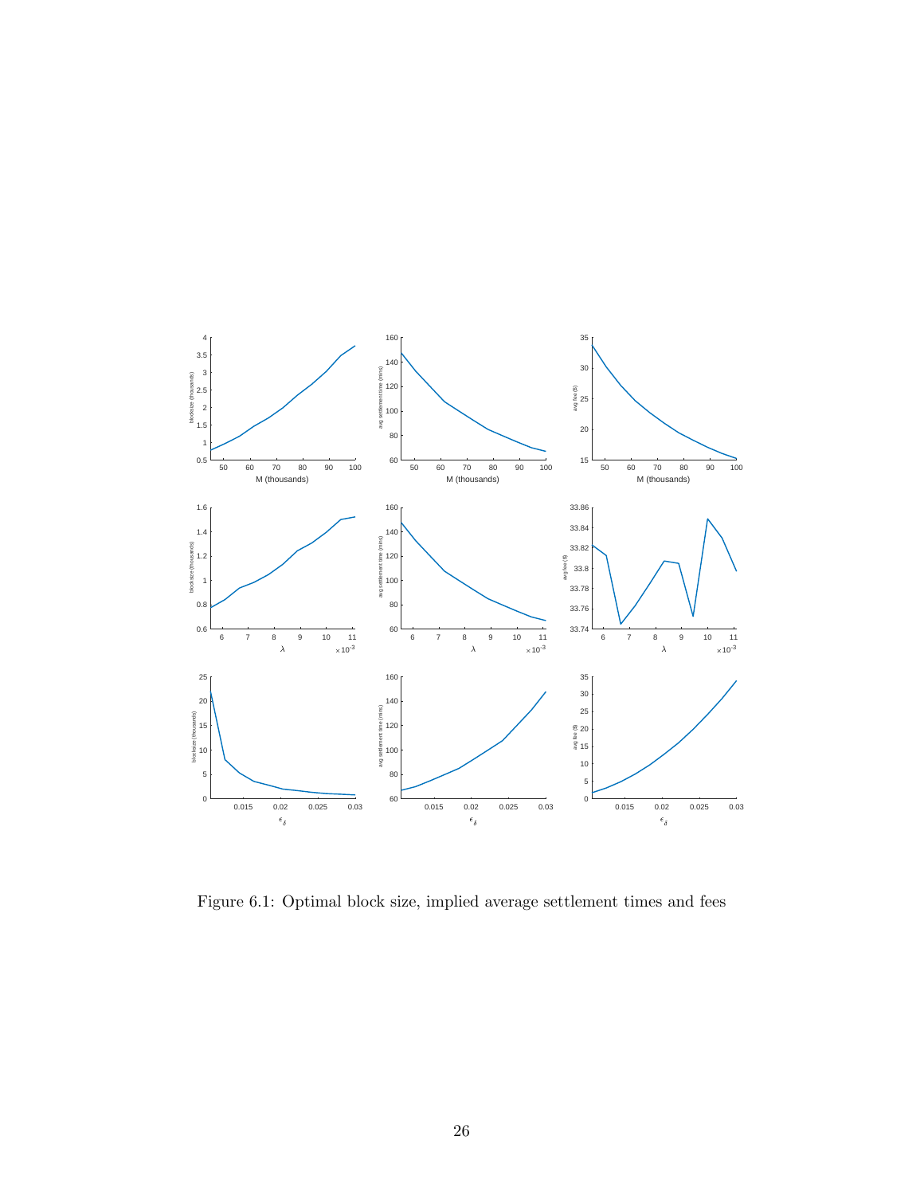Figure 6.1: Optimal block size, implied average settlement times and fees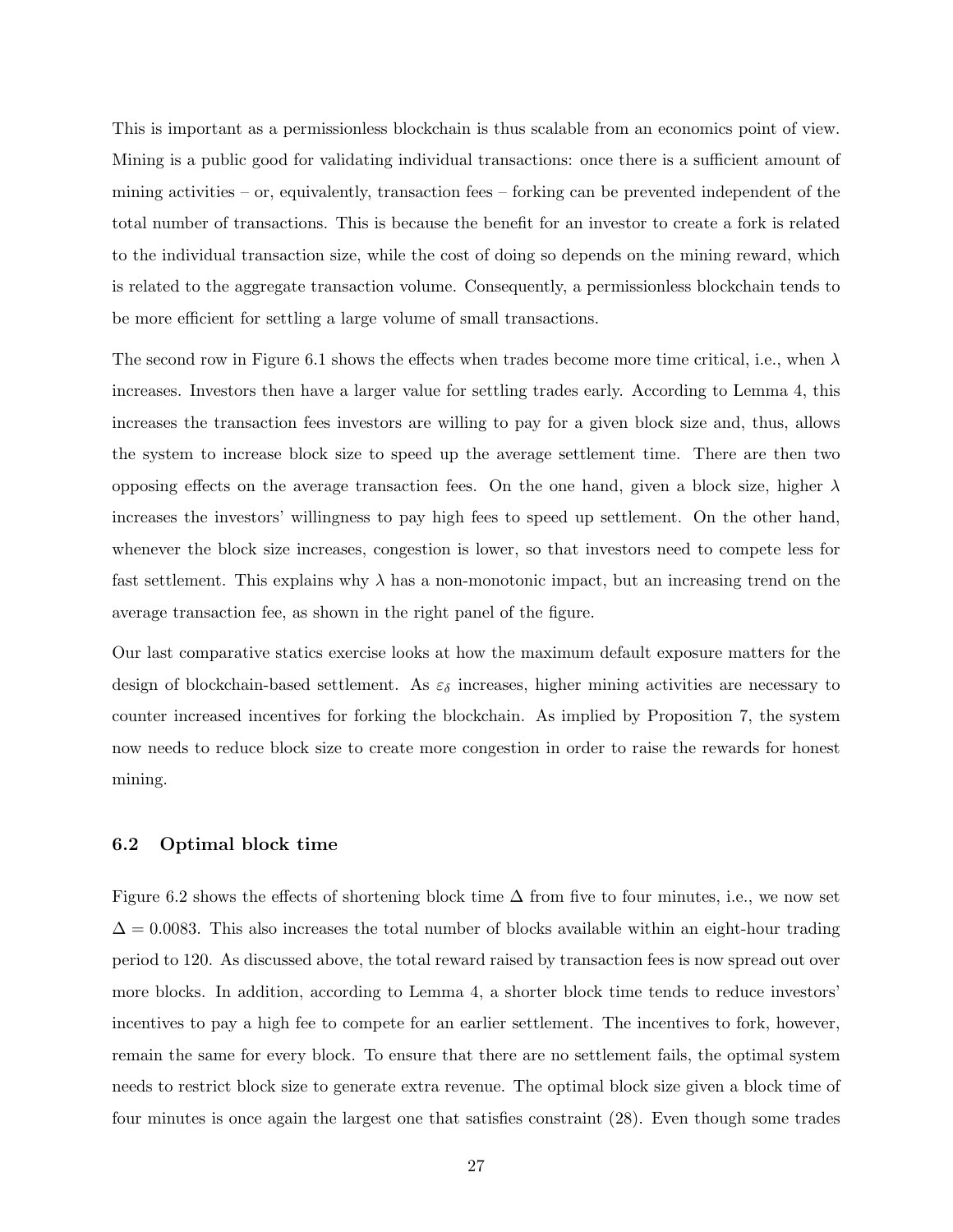This is important as a permissionless blockchain is thus scalable from an economics point of view. Mining is a public good for validating individual transactions: once there is a sufficient amount of mining activities – or, equivalently, transaction fees – forking can be prevented independent of the total number of transactions. This is because the benefit for an investor to create a fork is related to the individual transaction size, while the cost of doing so depends on the mining reward, which is related to the aggregate transaction volume. Consequently, a permissionless blockchain tends to be more efficient for settling a large volume of small transactions.

The second row in Figure 6.1 shows the effects when trades become more time critical, i.e., when $\lambda$ increases. Investors then have a larger value for settling trades early. According to Lemma 4, this increases the transaction fees investors are willing to pay for a given block size and, thus, allows the system to increase block size to speed up the average settlement time. There are then two opposing effects on the average transaction fees. On the one hand, given a block size, higher $\lambda$ increases the investors' willingness to pay high fees to speed up settlement. On the other hand, whenever the block size increases, congestion is lower, so that investors need to compete less for fast settlement. This explains why $\lambda$ has a non-monotonic impact, but an increasing trend on the average transaction fee, as shown in the right panel of the figure.

Our last comparative statics exercise looks at how the maximum default exposure matters for the design of blockchain-based settlement. As $\varepsilon_\delta$ increases, higher mining activities are necessary to counter increased incentives for forking the blockchain. As implied by Proposition 7, the system now needs to reduce block size to create more congestion in order to raise the rewards for honest mining.

### 6.2 Optimal block time

Figure 6.2 shows the effects of shortening block time $\Delta$ from five to four minutes, i.e., we now set $\Delta = 0.0083$. This also increases the total number of blocks available within an eight-hour trading period to 120. As discussed above, the total reward raised by transaction fees is now spread out over more blocks. In addition, according to Lemma 4, a shorter block time tends to reduce investors' incentives to pay a high fee to compete for an earlier settlement. The incentives to fork, however, remain the same for every block. To ensure that there are no settlement fails, the optimal system needs to restrict block size to generate extra revenue. The optimal block size given a block time of four minutes is once again the largest one that satisfies constraint (28). Even though some trades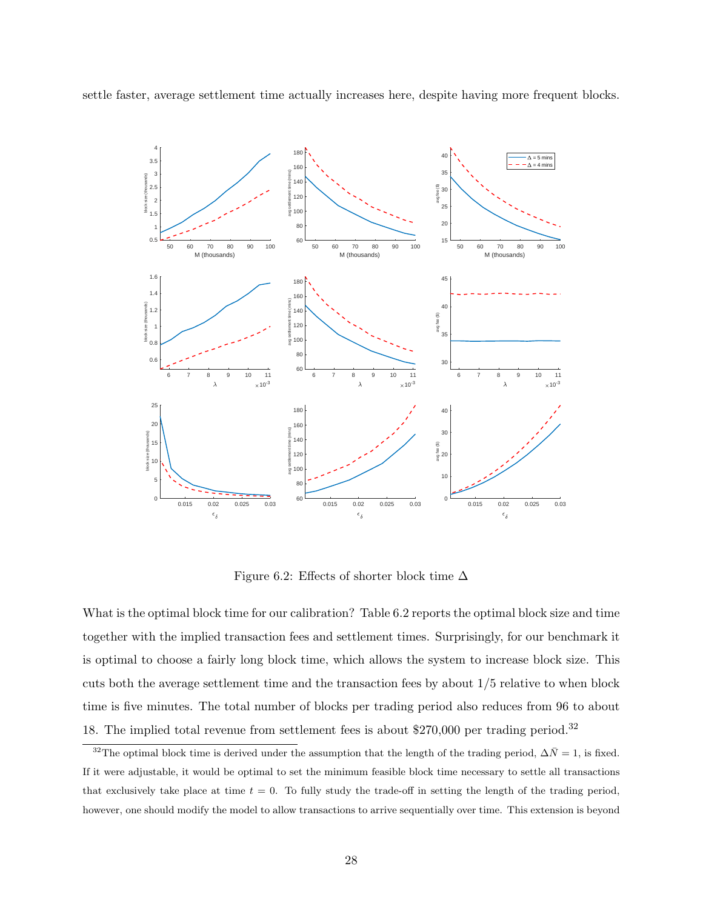settle faster, average settlement time actually increases here, despite having more frequent blocks.

Figure 6.2: Effects of shorter block time $\Delta$

What is the optimal block time for our calibration? Table 6.2 reports the optimal block size and time together with the implied transaction fees and settlement times. Surprisingly, for our benchmark it is optimal to choose a fairly long block time, which allows the system to increase block size. This cuts both the average settlement time and the transaction fees by about 1/5 relative to when block time is five minutes. The total number of blocks per trading period also reduces from 96 to about 18. The implied total revenue from settlement fees is about $270,000 per trading period.[32]

[32] The optimal block time is derived under the assumption that the length of the trading period, $\Delta\bar{N} = 1$, is fixed. If it were adjustable, it would be optimal to set the minimum feasible block time necessary to settle all transactions that exclusively take place at time $t = 0$. To fully study the trade-off in setting the length of the trading period, however, one should modify the model to allow transactions to arrive sequentially over time. This extension is beyond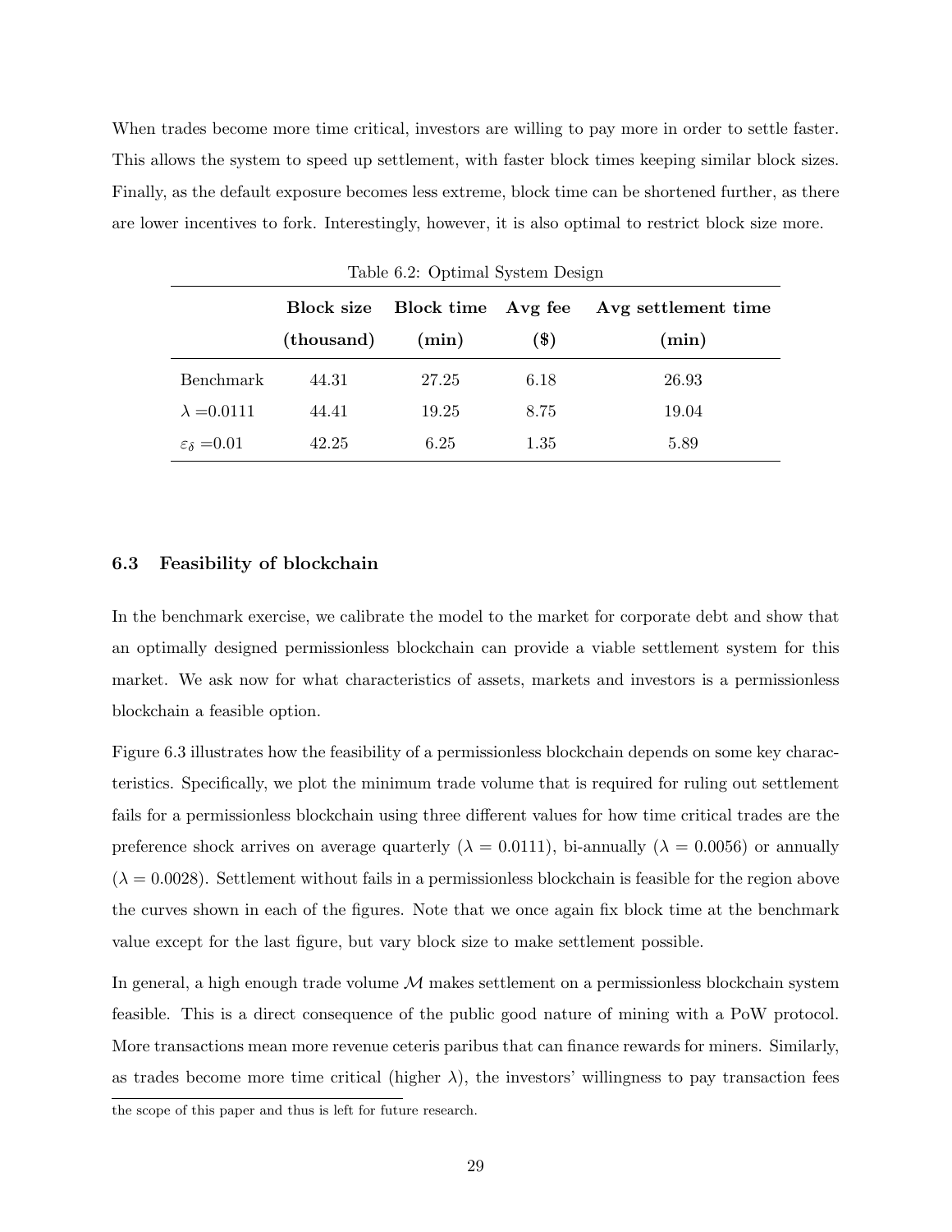When trades become more time critical, investors are willing to pay more in order to settle faster. This allows the system to speed up settlement, with faster block times keeping similar block sizes. Finally, as the default exposure becomes less extreme, block time can be shortened further, as there are lower incentives to fork. Interestingly, however, it is also optimal to restrict block size more.

Table 6.2: Optimal System Design

| | **Block size (thousand)** | **Block time (min)** | **Avg fee (\$)** | **Avg settlement time (min)** |
|---|---|---|---|---|
| Benchmark | 44.31 | 27.25 | 6.18 | 26.93 |
| $\lambda$ =0.0111 | 44.41 | 19.25 | 8.75 | 19.04 |
| $\varepsilon_\delta$ =0.01 | 42.25 | 6.25 | 1.35 | 5.89 |

### 6.3 Feasibility of blockchain

In the benchmark exercise, we calibrate the model to the market for corporate debt and show that an optimally designed permissionless blockchain can provide a viable settlement system for this market. We ask now for what characteristics of assets, markets and investors is a permissionless blockchain a feasible option.

Figure 6.3 illustrates how the feasibility of a permissionless blockchain depends on some key characteristics. Specifically, we plot the minimum trade volume that is required for ruling out settlement fails for a permissionless blockchain using three different values for how time critical trades are the preference shock arrives on average quarterly ($\lambda = 0.0111$), bi-annually ($\lambda = 0.0056$) or annually ($\lambda = 0.0028$). Settlement without fails in a permissionless blockchain is feasible for the region above the curves shown in each of the figures. Note that we once again fix block time at the benchmark value except for the last figure, but vary block size to make settlement possible.

In general, a high enough trade volume $\mathcal{M}$ makes settlement on a permissionless blockchain system feasible. This is a direct consequence of the public good nature of mining with a PoW protocol. More transactions mean more revenue ceteris paribus that can finance rewards for miners. Similarly, as trades become more time critical (higher $\lambda$), the investors' willingness to pay transaction fees

the scope of this paper and thus is left for future research.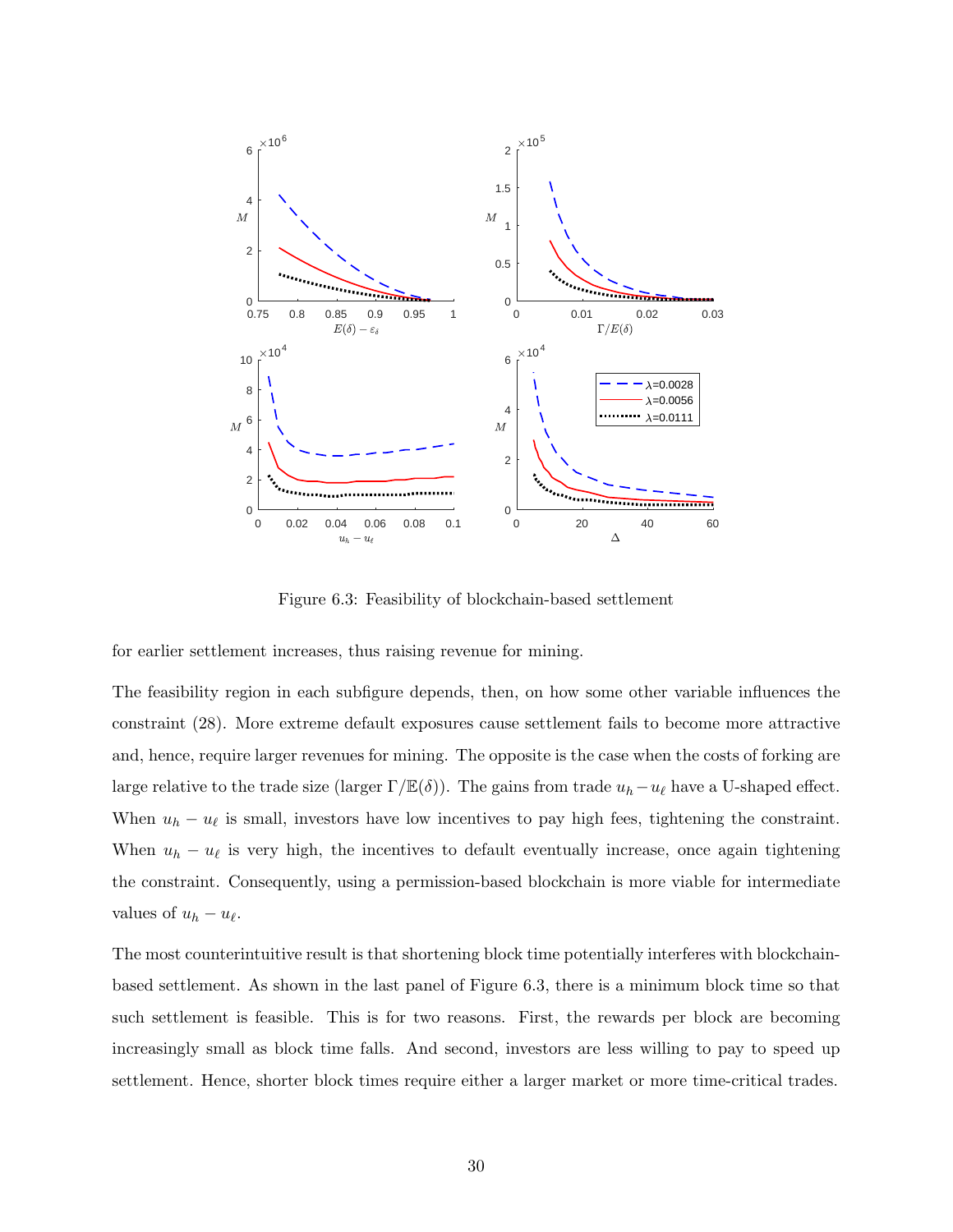Figure 6.3: Feasibility of blockchain-based settlement

for earlier settlement increases, thus raising revenue for mining.

The feasibility region in each subfigure depends, then, on how some other variable influences the constraint (28). More extreme default exposures cause settlement fails to become more attractive and, hence, require larger revenues for mining. The opposite is the case when the costs of forking are large relative to the trade size (larger $\Gamma/\mathbb{E}(\delta)$). The gains from trade $u_h - u_\ell$ have a U-shaped effect. When $u_h - u_\ell$ is small, investors have low incentives to pay high fees, tightening the constraint. When $u_h - u_\ell$ is very high, the incentives to default eventually increase, once again tightening the constraint. Consequently, using a permission-based blockchain is more viable for intermediate values of $u_h - u_\ell$.

The most counterintuitive result is that shortening block time potentially interferes with blockchain-based settlement. As shown in the last panel of Figure 6.3, there is a minimum block time so that such settlement is feasible. This is for two reasons. First, the rewards per block are becoming increasingly small as block time falls. And second, investors are less willing to pay to speed up settlement. Hence, shorter block times require either a larger market or more time-critical trades.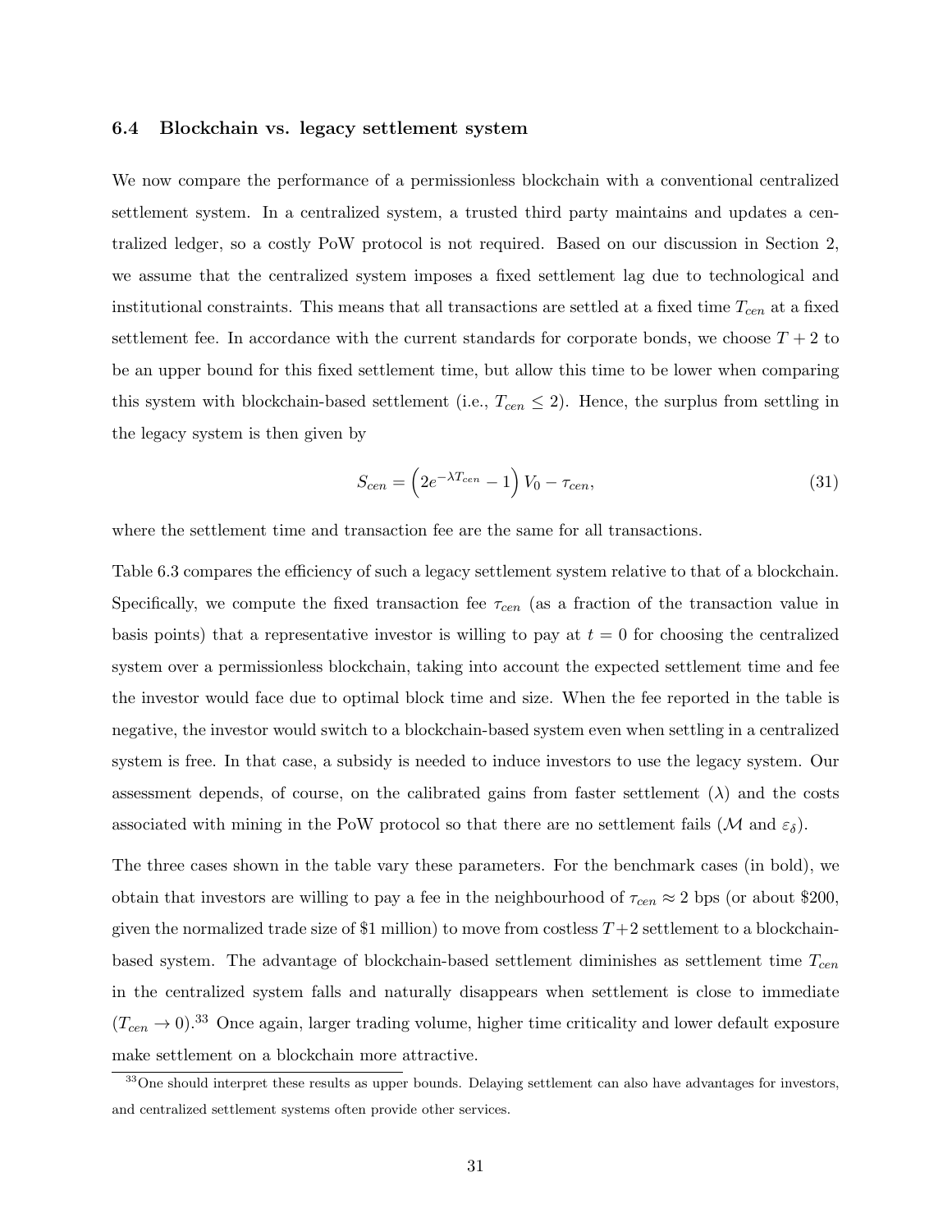### 6.4 Blockchain vs. legacy settlement system

We now compare the performance of a permissionless blockchain with a conventional centralized settlement system. In a centralized system, a trusted third party maintains and updates a centralized ledger, so a costly PoW protocol is not required. Based on our discussion in Section 2, we assume that the centralized system imposes a fixed settlement lag due to technological and institutional constraints. This means that all transactions are settled at a fixed time $T_{cen}$ at a fixed settlement fee. In accordance with the current standards for corporate bonds, we choose $T+2$ to be an upper bound for this fixed settlement time, but allow this time to be lower when comparing this system with blockchain-based settlement (i.e., $T_{cen} \leq 2$). Hence, the surplus from settling in the legacy system is then given by

$$S_{cen} = \left(2e^{-\lambda T_{cen}} - 1\right) V_0 - \tau_{cen}, \tag{31}$$

where the settlement time and transaction fee are the same for all transactions.

Table 6.3 compares the efficiency of such a legacy settlement system relative to that of a blockchain. Specifically, we compute the fixed transaction fee $\tau_{cen}$ (as a fraction of the transaction value in basis points) that a representative investor is willing to pay at $t = 0$ for choosing the centralized system over a permissionless blockchain, taking into account the expected settlement time and fee the investor would face due to optimal block time and size. When the fee reported in the table is negative, the investor would switch to a blockchain-based system even when settling in a centralized system is free. In that case, a subsidy is needed to induce investors to use the legacy system. Our assessment depends, of course, on the calibrated gains from faster settlement ($\lambda$) and the costs associated with mining in the PoW protocol so that there are no settlement fails ($\mathcal{M}$ and $\varepsilon_\delta$).

The three cases shown in the table vary these parameters. For the benchmark cases (in bold), we obtain that investors are willing to pay a fee in the neighbourhood of $\tau_{cen} \approx 2$ bps (or about \$200, given the normalized trade size of \$1 million) to move from costless $T+2$ settlement to a blockchain-based system. The advantage of blockchain-based settlement diminishes as settlement time $T_{cen}$ in the centralized system falls and naturally disappears when settlement is close to immediate ($T_{cen} \to 0$).[33] Once again, larger trading volume, higher time criticality and lower default exposure make settlement on a blockchain more attractive.

[33] One should interpret these results as upper bounds. Delaying settlement can also have advantages for investors, and centralized settlement systems often provide other services.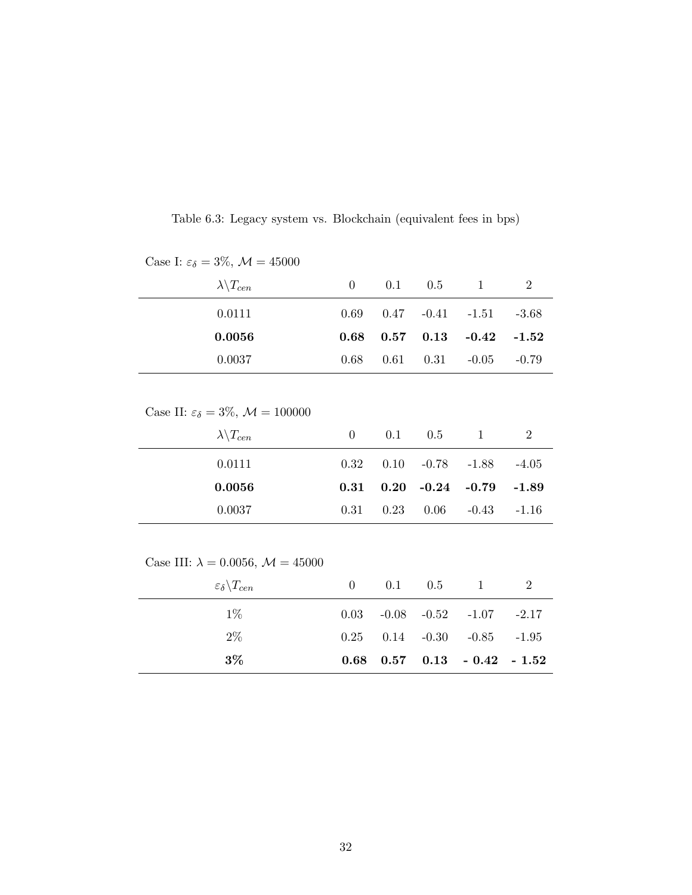Table 6.3: Legacy system vs. Blockchain (equivalent fees in bps)

Case I: $\varepsilon_\delta = 3\%$, $\mathcal{M} = 45000$

| $\lambda \backslash T_{cen}$ | 0 | 0.1 | 0.5 | 1 | 2 |
|---|---|---|---|---|---|
| 0.0111 | 0.69 | 0.47 | -0.41 | -1.51 | -3.68 |
| **0.0056** | **0.68** | **0.57** | **0.13** | **-0.42** | **-1.52** |
| 0.0037 | 0.68 | 0.61 | 0.31 | -0.05 | -0.79 |

Case II: $\varepsilon_\delta = 3\%$, $\mathcal{M} = 100000$

| $\lambda \backslash T_{cen}$ | 0 | 0.1 | 0.5 | 1 | 2 |
|---|---|---|---|---|---|
| 0.0111 | 0.32 | 0.10 | -0.78 | -1.88 | -4.05 |
| **0.0056** | **0.31** | **0.20** | **-0.24** | **-0.79** | **-1.89** |
| 0.0037 | 0.31 | 0.23 | 0.06 | -0.43 | -1.16 |

Case III: $\lambda = 0.0056$, $\mathcal{M} = 45000$

| $\varepsilon_\delta \backslash T_{cen}$ | 0 | 0.1 | 0.5 | 1 | 2 |
|---|---|---|---|---|---|
| 1% | 0.03 | -0.08 | -0.52 | -1.07 | -2.17 |
| 2% | 0.25 | 0.14 | -0.30 | -0.85 | -1.95 |
| **3%** | **0.68** | **0.57** | **0.13** | **- 0.42** | **- 1.52** |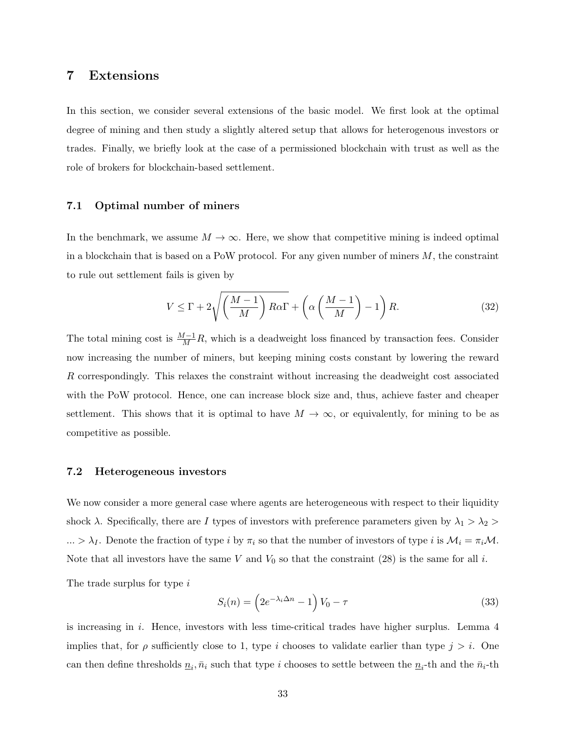# 7 Extensions

In this section, we consider several extensions of the basic model. We first look at the optimal degree of mining and then study a slightly altered setup that allows for heterogenous investors or trades. Finally, we briefly look at the case of a permissioned blockchain with trust as well as the role of brokers for blockchain-based settlement.

## 7.1 Optimal number of miners

In the benchmark, we assume $M \to \infty$. Here, we show that competitive mining is indeed optimal in a blockchain that is based on a PoW protocol. For any given number of miners $M$, the constraint to rule out settlement fails is given by

$$V \leq \Gamma + 2\sqrt{\left(\frac{M-1}{M}\right) R\alpha\Gamma} + \left(\alpha\left(\frac{M-1}{M}\right) - 1\right) R. \tag{32}$$

The total mining cost is $\frac{M-1}{M}R$, which is a deadweight loss financed by transaction fees. Consider now increasing the number of miners, but keeping mining costs constant by lowering the reward $R$ correspondingly. This relaxes the constraint without increasing the deadweight cost associated with the PoW protocol. Hence, one can increase block size and, thus, achieve faster and cheaper settlement. This shows that it is optimal to have $M \to \infty$, or equivalently, for mining to be as competitive as possible.

## 7.2 Heterogeneous investors

We now consider a more general case where agents are heterogeneous with respect to their liquidity shock $\lambda$. Specifically, there are $I$ types of investors with preference parameters given by $\lambda_1 > \lambda_2 > ... > \lambda_I$. Denote the fraction of type $i$ by $\pi_i$ so that the number of investors of type $i$ is $\mathcal{M}_i = \pi_i \mathcal{M}$. Note that all investors have the same $V$ and $V_0$ so that the constraint (28) is the same for all $i$.

The trade surplus for type $i$

$$S_i(n) = \left(2e^{-\lambda_i \Delta n} - 1\right) V_0 - \tau \tag{33}$$

is increasing in $i$. Hence, investors with less time-critical trades have higher surplus. Lemma 4 implies that, for $\rho$ sufficiently close to 1, type $i$ chooses to validate earlier than type $j > i$. One can then define thresholds $\underline{n}_i, \bar{n}_i$ such that type $i$ chooses to settle between the $\underline{n}_i$-th and the $\bar{n}_i$-th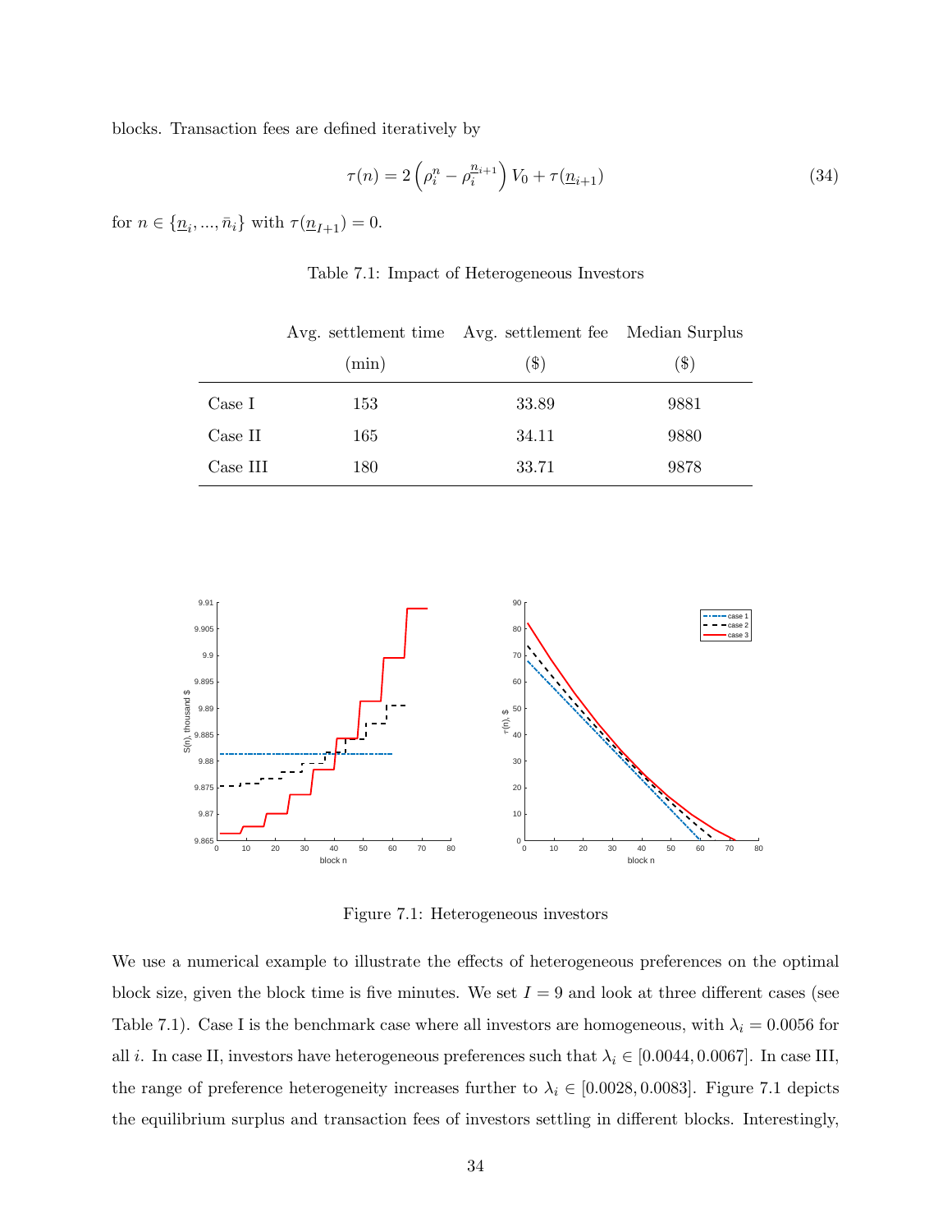blocks. Transaction fees are defined iteratively by

$$\tau(n) = 2\left(\rho_i^n - \rho_i^{\underline{n}_{i+1}}\right) V_0 + \tau(\underline{n}_{i+1}) \tag{34}$$

for $n \in \{\underline{n}_i, ..., \bar{n}_i\}$ with $\tau(\underline{n}_{I+1}) = 0$.

Table 7.1: Impact of Heterogeneous Investors

| | Avg. settlement time (min) | Avg. settlement fee ($) | Median Surplus ($) |
|---|---|---|---|
| Case I | 153 | 33.89 | 9881 |
| Case II | 165 | 34.11 | 9880 |
| Case III | 180 | 33.71 | 9878 |

Figure 7.1: Heterogeneous investors

We use a numerical example to illustrate the effects of heterogeneous preferences on the optimal block size, given the block time is five minutes. We set $I = 9$ and look at three different cases (see Table 7.1). Case I is the benchmark case where all investors are homogeneous, with $\lambda_i = 0.0056$ for all $i$. In case II, investors have heterogeneous preferences such that $\lambda_i \in [0.0044, 0.0067]$. In case III, the range of preference heterogeneity increases further to $\lambda_i \in [0.0028, 0.0083]$. Figure 7.1 depicts the equilibrium surplus and transaction fees of investors settling in different blocks. Interestingly,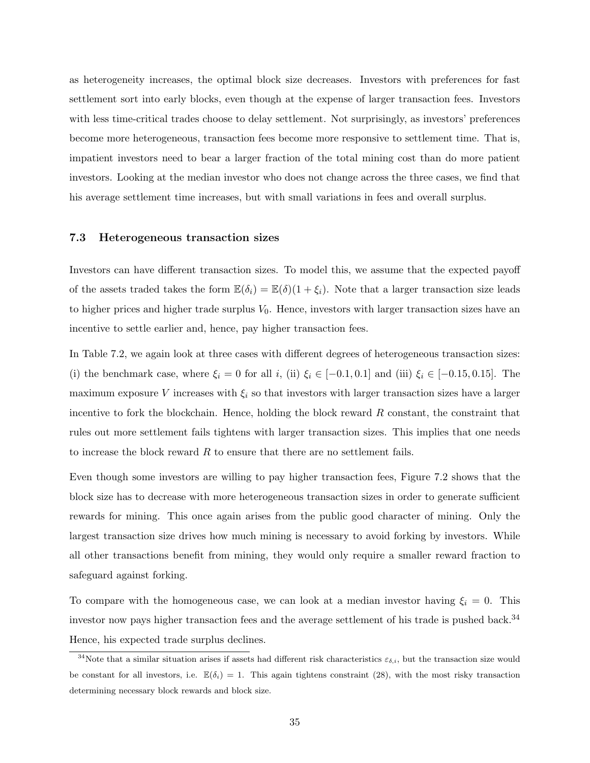as heterogeneity increases, the optimal block size decreases. Investors with preferences for fast settlement sort into early blocks, even though at the expense of larger transaction fees. Investors with less time-critical trades choose to delay settlement. Not surprisingly, as investors' preferences become more heterogeneous, transaction fees become more responsive to settlement time. That is, impatient investors need to bear a larger fraction of the total mining cost than do more patient investors. Looking at the median investor who does not change across the three cases, we find that his average settlement time increases, but with small variations in fees and overall surplus.

### 7.3 Heterogeneous transaction sizes

Investors can have different transaction sizes. To model this, we assume that the expected payoff of the assets traded takes the form $\mathbb{E}(\delta_i) = \mathbb{E}(\delta)(1 + \xi_i)$. Note that a larger transaction size leads to higher prices and higher trade surplus $V_0$. Hence, investors with larger transaction sizes have an incentive to settle earlier and, hence, pay higher transaction fees.

In Table 7.2, we again look at three cases with different degrees of heterogeneous transaction sizes: (i) the benchmark case, where $\xi_i = 0$ for all $i$, (ii) $\xi_i \in [-0.1, 0.1]$ and (iii) $\xi_i \in [-0.15, 0.15]$. The maximum exposure $V$ increases with $\xi_i$ so that investors with larger transaction sizes have a larger incentive to fork the blockchain. Hence, holding the block reward $R$ constant, the constraint that rules out more settlement fails tightens with larger transaction sizes. This implies that one needs to increase the block reward $R$ to ensure that there are no settlement fails.

Even though some investors are willing to pay higher transaction fees, Figure 7.2 shows that the block size has to decrease with more heterogeneous transaction sizes in order to generate sufficient rewards for mining. This once again arises from the public good character of mining. Only the largest transaction size drives how much mining is necessary to avoid forking by investors. While all other transactions benefit from mining, they would only require a smaller reward fraction to safeguard against forking.

To compare with the homogeneous case, we can look at a median investor having $\xi_i = 0$. This investor now pays higher transaction fees and the average settlement of his trade is pushed back.[34] Hence, his expected trade surplus declines.

[34] Note that a similar situation arises if assets had different risk characteristics $\varepsilon_{\delta,i}$, but the transaction size would be constant for all investors, i.e. $\mathbb{E}(\delta_i) = 1$. This again tightens constraint (28), with the most risky transaction determining necessary block rewards and block size.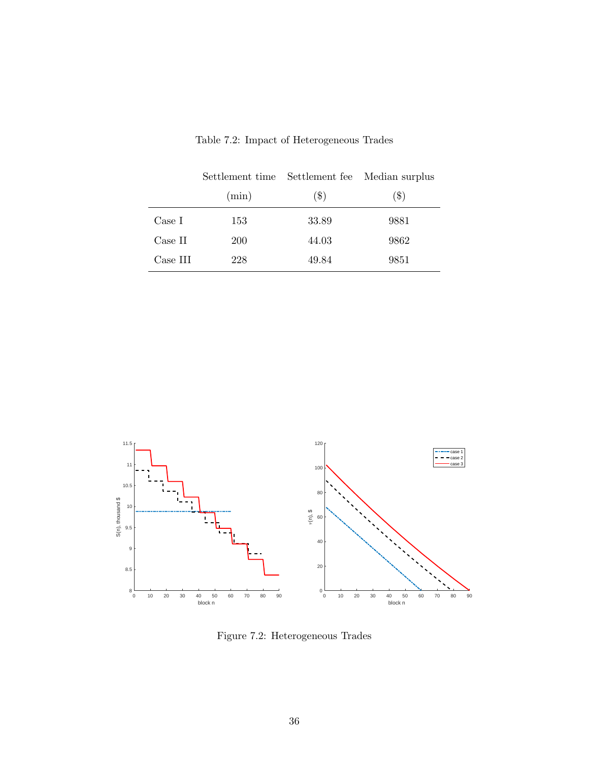Table 7.2: Impact of Heterogeneous Trades

| | Settlement time (min) | Settlement fee ($) | Median surplus ($) |
|---|---|---|---|
| Case I | 153 | 33.89 | 9881 |
| Case II | 200 | 44.03 | 9862 |
| Case III | 228 | 49.84 | 9851 |

Figure 7.2: Heterogeneous Trades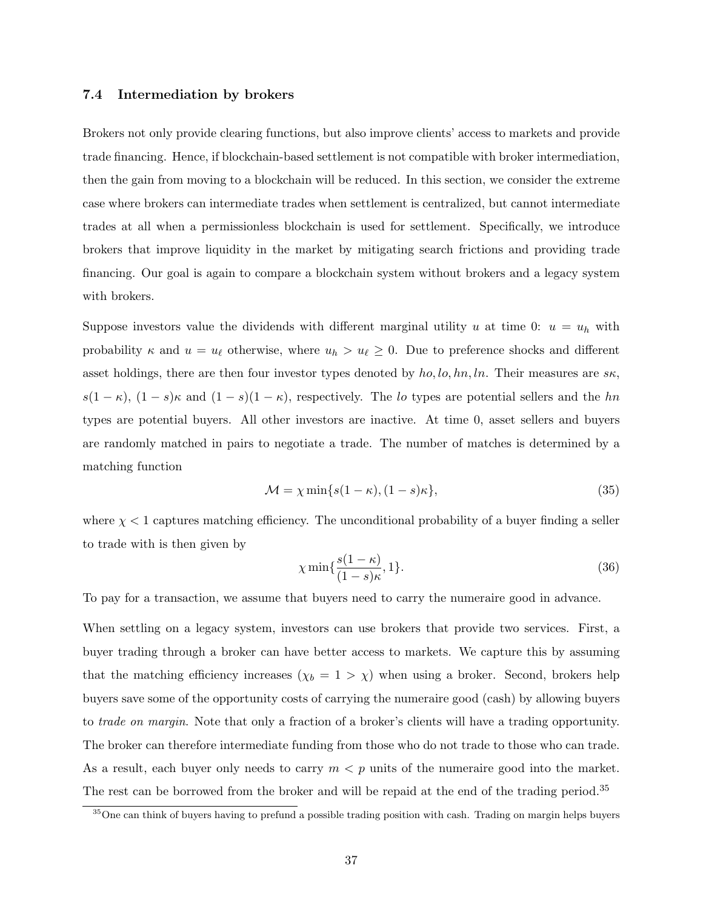### 7.4 Intermediation by brokers

Brokers not only provide clearing functions, but also improve clients' access to markets and provide trade financing. Hence, if blockchain-based settlement is not compatible with broker intermediation, then the gain from moving to a blockchain will be reduced. In this section, we consider the extreme case where brokers can intermediate trades when settlement is centralized, but cannot intermediate trades at all when a permissionless blockchain is used for settlement. Specifically, we introduce brokers that improve liquidity in the market by mitigating search frictions and providing trade financing. Our goal is again to compare a blockchain system without brokers and a legacy system with brokers.

Suppose investors value the dividends with different marginal utility $u$ at time 0: $u = u_h$ with probability $\kappa$ and $u = u_\ell$ otherwise, where $u_h > u_\ell \geq 0$. Due to preference shocks and different asset holdings, there are then four investor types denoted by $ho, lo, hn, ln$. Their measures are $s\kappa$, $s(1-\kappa)$, $(1-s)\kappa$ and $(1-s)(1-\kappa)$, respectively. The $lo$ types are potential sellers and the $hn$ types are potential buyers. All other investors are inactive. At time 0, asset sellers and buyers are randomly matched in pairs to negotiate a trade. The number of matches is determined by a matching function

$$\mathcal{M} = \chi \min\{s(1-\kappa), (1-s)\kappa\}, \tag{35}$$

where $\chi < 1$ captures matching efficiency. The unconditional probability of a buyer finding a seller to trade with is then given by

$$\chi \min\{\frac{s(1-\kappa)}{(1-s)\kappa}, 1\}. \tag{36}$$

To pay for a transaction, we assume that buyers need to carry the numeraire good in advance.

When settling on a legacy system, investors can use brokers that provide two services. First, a buyer trading through a broker can have better access to markets. We capture this by assuming that the matching efficiency increases ($\chi_b = 1 > \chi$) when using a broker. Second, brokers help buyers save some of the opportunity costs of carrying the numeraire good (cash) by allowing buyers to *trade on margin*. Note that only a fraction of a broker's clients will have a trading opportunity. The broker can therefore intermediate funding from those who do not trade to those who can trade. As a result, each buyer only needs to carry $m < p$ units of the numeraire good into the market. The rest can be borrowed from the broker and will be repaid at the end of the trading period.[35]

[35] One can think of buyers having to prefund a possible trading position with cash. Trading on margin helps buyers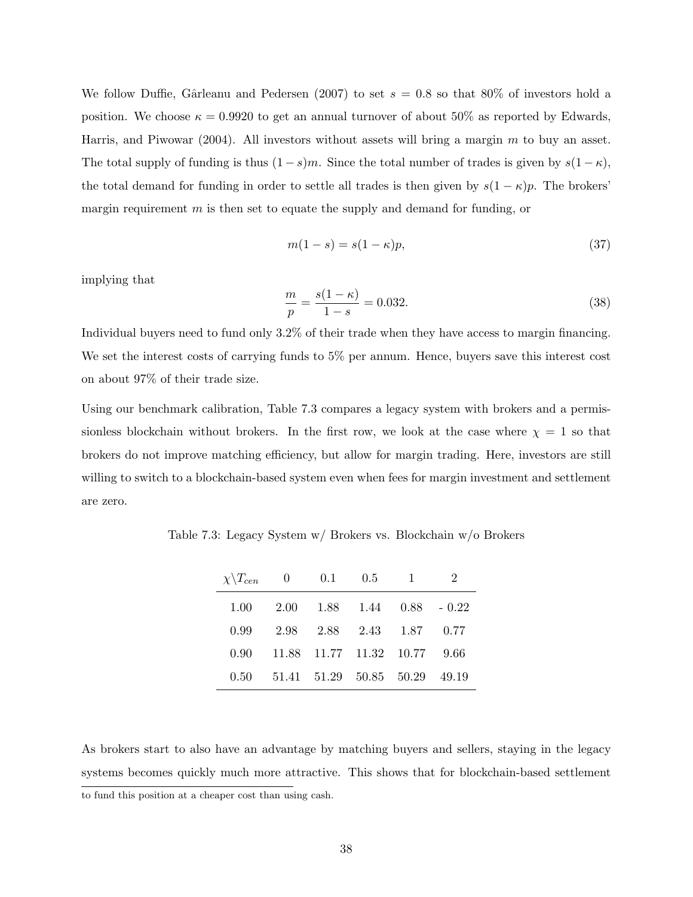We follow Duffie, Gârleanu and Pedersen (2007) to set $s = 0.8$ so that 80% of investors hold a position. We choose $\kappa = 0.9920$ to get an annual turnover of about 50% as reported by Edwards, Harris, and Piwowar (2004). All investors without assets will bring a margin $m$ to buy an asset. The total supply of funding is thus $(1 - s)m$. Since the total number of trades is given by $s(1 - \kappa)$, the total demand for funding in order to settle all trades is then given by $s(1 - \kappa)p$. The brokers' margin requirement $m$ is then set to equate the supply and demand for funding, or

$$m(1 - s) = s(1 - \kappa)p, \tag{37}$$

implying that

$$\frac{m}{p} = \frac{s(1 - \kappa)}{1 - s} = 0.032. \tag{38}$$

Individual buyers need to fund only 3.2% of their trade when they have access to margin financing. We set the interest costs of carrying funds to 5% per annum. Hence, buyers save this interest cost on about 97% of their trade size.

Using our benchmark calibration, Table 7.3 compares a legacy system with brokers and a permissionless blockchain without brokers. In the first row, we look at the case where $\chi = 1$ so that brokers do not improve matching efficiency, but allow for margin trading. Here, investors are still willing to switch to a blockchain-based system even when fees for margin investment and settlement are zero.

Table 7.3: Legacy System w/ Brokers vs. Blockchain w/o Brokers

| $\chi \backslash T_{cen}$ | 0 | 0.1 | 0.5 | 1 | 2 |
|---|---|---|---|---|---|
| 1.00 | 2.00 | 1.88 | 1.44 | 0.88 | - 0.22 |
| 0.99 | 2.98 | 2.88 | 2.43 | 1.87 | 0.77 |
| 0.90 | 11.88 | 11.77 | 11.32 | 10.77 | 9.66 |
| 0.50 | 51.41 | 51.29 | 50.85 | 50.29 | 49.19 |

As brokers start to also have an advantage by matching buyers and sellers, staying in the legacy systems becomes quickly much more attractive. This shows that for blockchain-based settlement

to fund this position at a cheaper cost than using cash.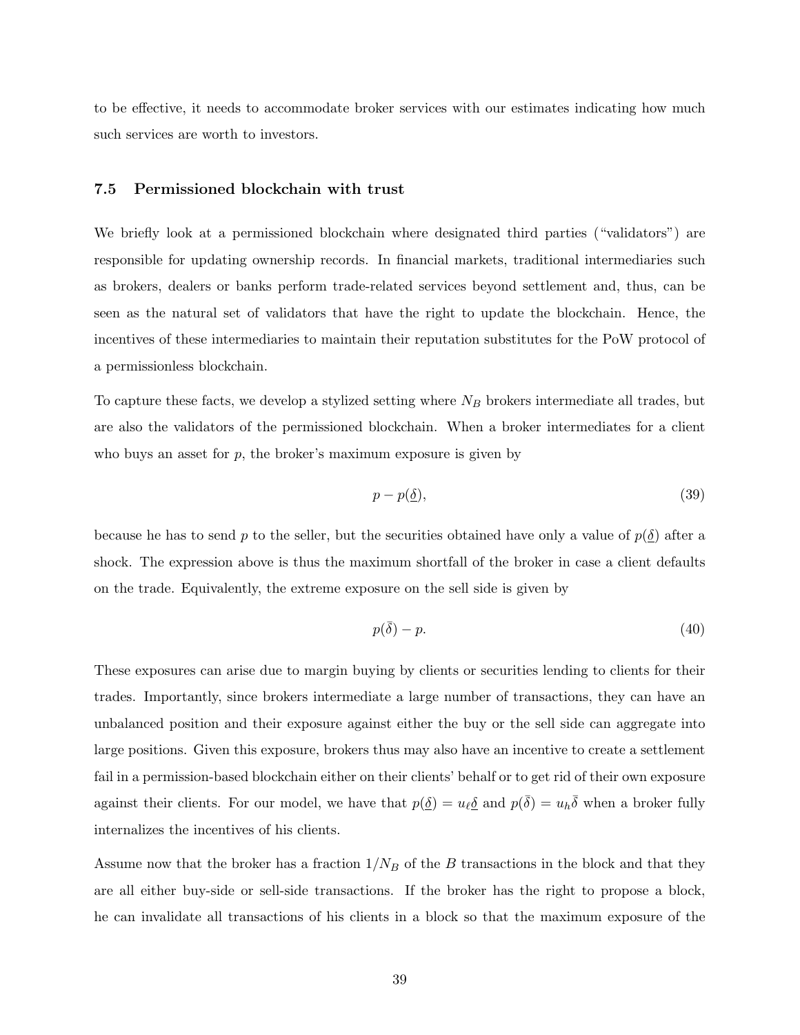to be effective, it needs to accommodate broker services with our estimates indicating how much such services are worth to investors.

### 7.5 Permissioned blockchain with trust

We briefly look at a permissioned blockchain where designated third parties ("validators") are responsible for updating ownership records. In financial markets, traditional intermediaries such as brokers, dealers or banks perform trade-related services beyond settlement and, thus, can be seen as the natural set of validators that have the right to update the blockchain. Hence, the incentives of these intermediaries to maintain their reputation substitutes for the PoW protocol of a permissionless blockchain.

To capture these facts, we develop a stylized setting where $N_B$ brokers intermediate all trades, but are also the validators of the permissioned blockchain. When a broker intermediates for a client who buys an asset for $p$, the broker's maximum exposure is given by

$$p - p(\underline{\delta}), \tag{39}$$

because he has to send $p$ to the seller, but the securities obtained have only a value of $p(\underline{\delta})$ after a shock. The expression above is thus the maximum shortfall of the broker in case a client defaults on the trade. Equivalently, the extreme exposure on the sell side is given by

$$p(\bar{\delta}) - p. \tag{40}$$

These exposures can arise due to margin buying by clients or securities lending to clients for their trades. Importantly, since brokers intermediate a large number of transactions, they can have an unbalanced position and their exposure against either the buy or the sell side can aggregate into large positions. Given this exposure, brokers thus may also have an incentive to create a settlement fail in a permission-based blockchain either on their clients' behalf or to get rid of their own exposure against their clients. For our model, we have that $p(\underline{\delta}) = u_\ell \underline{\delta}$ and $p(\bar{\delta}) = u_h \bar{\delta}$ when a broker fully internalizes the incentives of his clients.

Assume now that the broker has a fraction $1/N_B$ of the $B$ transactions in the block and that they are all either buy-side or sell-side transactions. If the broker has the right to propose a block, he can invalidate all transactions of his clients in a block so that the maximum exposure of the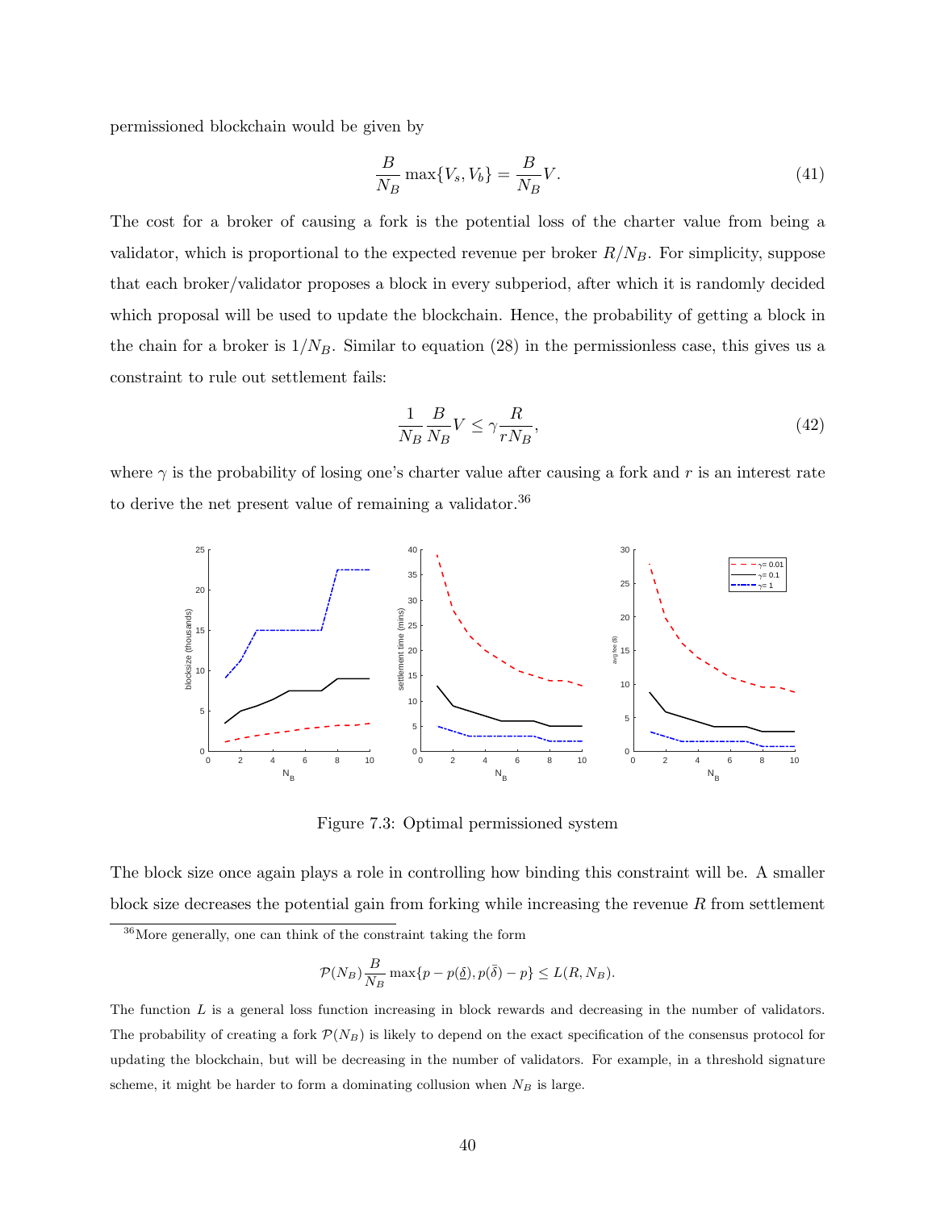permissioned blockchain would be given by

$$\frac{B}{N_B}\max\{V_s, V_b\} = \frac{B}{N_B}V. \tag{41}$$

The cost for a broker of causing a fork is the potential loss of the charter value from being a validator, which is proportional to the expected revenue per broker $R/N_B$. For simplicity, suppose that each broker/validator proposes a block in every subperiod, after which it is randomly decided which proposal will be used to update the blockchain. Hence, the probability of getting a block in the chain for a broker is $1/N_B$. Similar to equation (28) in the permissionless case, this gives us a constraint to rule out settlement fails:

$$\frac{1}{N_B}\frac{B}{N_B}V \leq \gamma\frac{R}{rN_B}, \tag{42}$$

where $\gamma$ is the probability of losing one's charter value after causing a fork and $r$ is an interest rate to derive the net present value of remaining a validator.[36]

Figure 7.3: Optimal permissioned system

The block size once again plays a role in controlling how binding this constraint will be. A smaller block size decreases the potential gain from forking while increasing the revenue $R$ from settlement

[36] More generally, one can think of the constraint taking the form

$$\mathcal{P}(N_B)\frac{B}{N_B}\max\{p - p(\underline{\delta}), p(\bar{\delta}) - p\} \leq L(R, N_B).$$

The function $L$ is a general loss function increasing in block rewards and decreasing in the number of validators. The probability of creating a fork $\mathcal{P}(N_B)$ is likely to depend on the exact specification of the consensus protocol for updating the blockchain, but will be decreasing in the number of validators. For example, in a threshold signature scheme, it might be harder to form a dominating collusion when $N_B$ is large.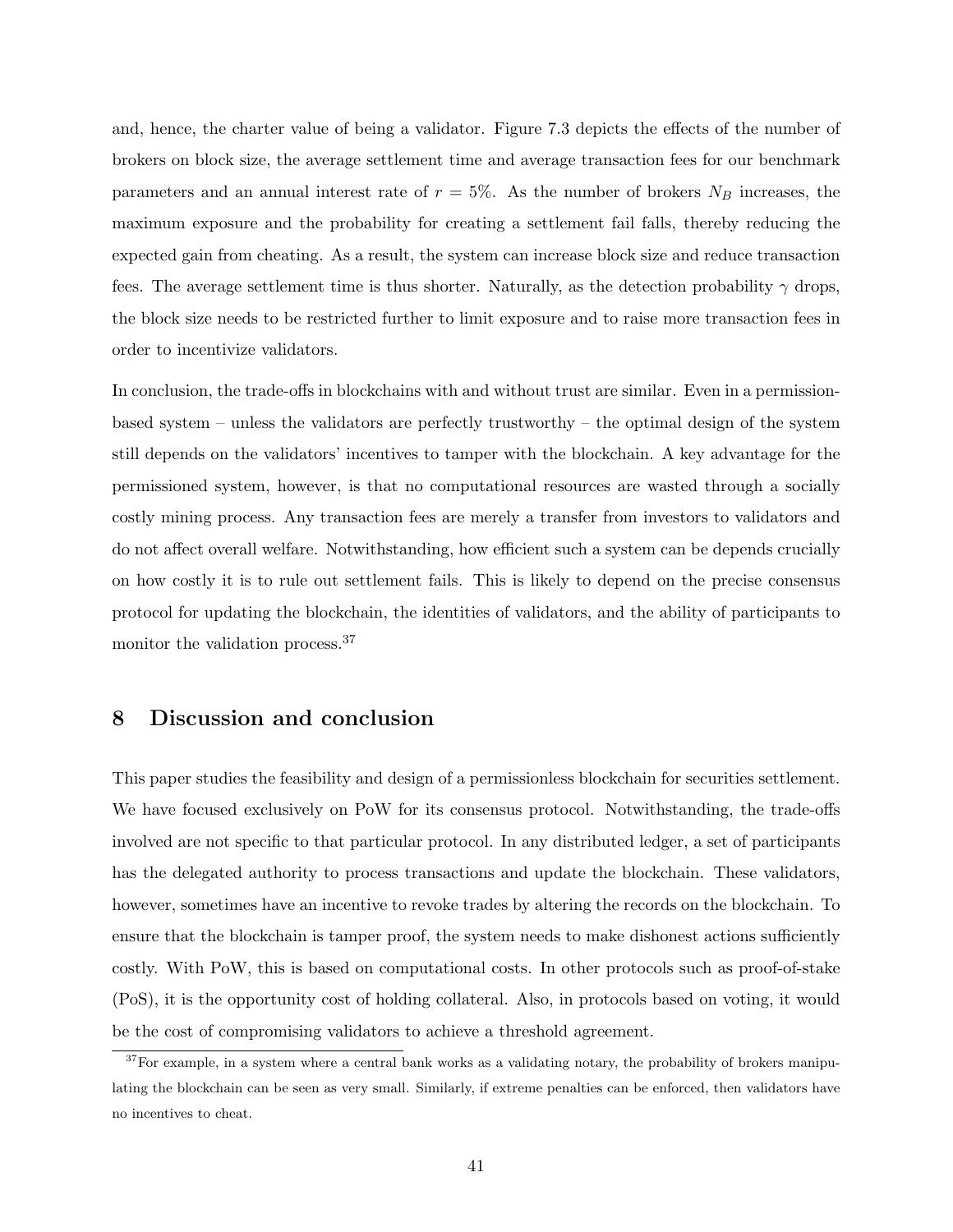and, hence, the charter value of being a validator. Figure 7.3 depicts the effects of the number of brokers on block size, the average settlement time and average transaction fees for our benchmark parameters and an annual interest rate of $r = 5\%$. As the number of brokers $N_B$ increases, the maximum exposure and the probability for creating a settlement fail falls, thereby reducing the expected gain from cheating. As a result, the system can increase block size and reduce transaction fees. The average settlement time is thus shorter. Naturally, as the detection probability $\gamma$ drops, the block size needs to be restricted further to limit exposure and to raise more transaction fees in order to incentivize validators.

In conclusion, the trade-offs in blockchains with and without trust are similar. Even in a permission-based system – unless the validators are perfectly trustworthy – the optimal design of the system still depends on the validators' incentives to tamper with the blockchain. A key advantage for the permissioned system, however, is that no computational resources are wasted through a socially costly mining process. Any transaction fees are merely a transfer from investors to validators and do not affect overall welfare. Notwithstanding, how efficient such a system can be depends crucially on how costly it is to rule out settlement fails. This is likely to depend on the precise consensus protocol for updating the blockchain, the identities of validators, and the ability of participants to monitor the validation process.[37]

## 8 Discussion and conclusion

This paper studies the feasibility and design of a permissionless blockchain for securities settlement. We have focused exclusively on PoW for its consensus protocol. Notwithstanding, the trade-offs involved are not specific to that particular protocol. In any distributed ledger, a set of participants has the delegated authority to process transactions and update the blockchain. These validators, however, sometimes have an incentive to revoke trades by altering the records on the blockchain. To ensure that the blockchain is tamper proof, the system needs to make dishonest actions sufficiently costly. With PoW, this is based on computational costs. In other protocols such as proof-of-stake (PoS), it is the opportunity cost of holding collateral. Also, in protocols based on voting, it would be the cost of compromising validators to achieve a threshold agreement.

[37] For example, in a system where a central bank works as a validating notary, the probability of brokers manipulating the blockchain can be seen as very small. Similarly, if extreme penalties can be enforced, then validators have no incentives to cheat.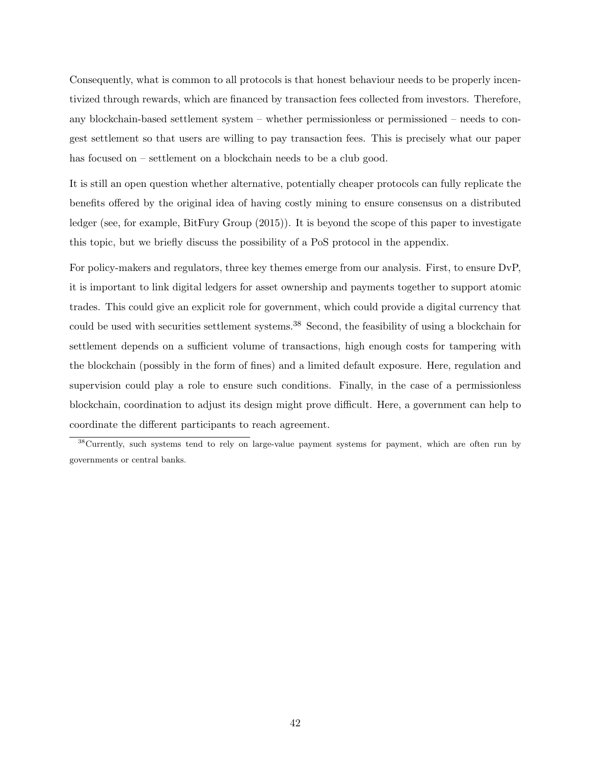Consequently, what is common to all protocols is that honest behaviour needs to be properly incentivized through rewards, which are financed by transaction fees collected from investors. Therefore, any blockchain-based settlement system – whether permissionless or permissioned – needs to congest settlement so that users are willing to pay transaction fees. This is precisely what our paper has focused on – settlement on a blockchain needs to be a club good.

It is still an open question whether alternative, potentially cheaper protocols can fully replicate the benefits offered by the original idea of having costly mining to ensure consensus on a distributed ledger (see, for example, BitFury Group (2015)). It is beyond the scope of this paper to investigate this topic, but we briefly discuss the possibility of a PoS protocol in the appendix.

For policy-makers and regulators, three key themes emerge from our analysis. First, to ensure DvP, it is important to link digital ledgers for asset ownership and payments together to support atomic trades. This could give an explicit role for government, which could provide a digital currency that could be used with securities settlement systems.[38] Second, the feasibility of using a blockchain for settlement depends on a sufficient volume of transactions, high enough costs for tampering with the blockchain (possibly in the form of fines) and a limited default exposure. Here, regulation and supervision could play a role to ensure such conditions. Finally, in the case of a permissionless blockchain, coordination to adjust its design might prove difficult. Here, a government can help to coordinate the different participants to reach agreement.

[38] Currently, such systems tend to rely on large-value payment systems for payment, which are often run by governments or central banks.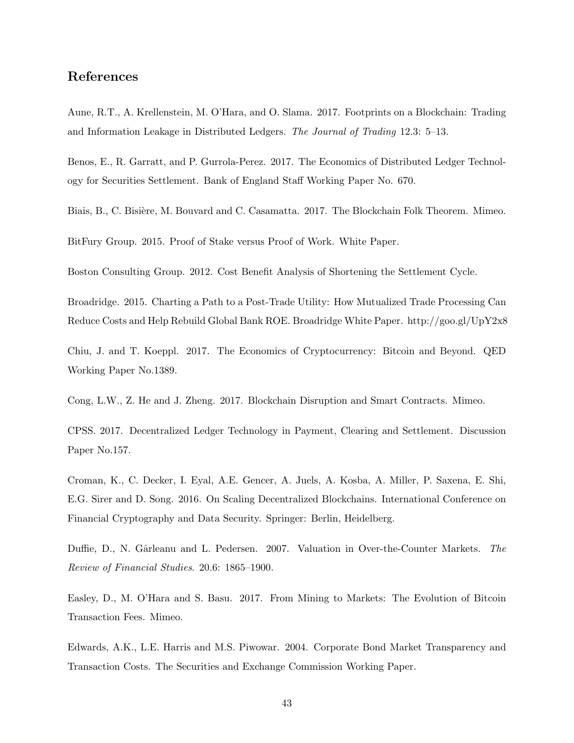## References

Aune, R.T., A. Krellenstein, M. O'Hara, and O. Slama. 2017. Footprints on a Blockchain: Trading and Information Leakage in Distributed Ledgers. *The Journal of Trading* 12.3: 5–13.

Benos, E., R. Garratt, and P. Gurrola-Perez. 2017. The Economics of Distributed Ledger Technology for Securities Settlement. Bank of England Staff Working Paper No. 670.

Biais, B., C. Bisière, M. Bouvard and C. Casamatta. 2017. The Blockchain Folk Theorem. Mimeo.

BitFury Group. 2015. Proof of Stake versus Proof of Work. White Paper.

Boston Consulting Group. 2012. Cost Benefit Analysis of Shortening the Settlement Cycle.

Broadridge. 2015. Charting a Path to a Post-Trade Utility: How Mutualized Trade Processing Can Reduce Costs and Help Rebuild Global Bank ROE. Broadridge White Paper. http://goo.gl/UpY2x8

Chiu, J. and T. Koeppl. 2017. The Economics of Cryptocurrency: Bitcoin and Beyond. QED Working Paper No.1389.

Cong, L.W., Z. He and J. Zheng. 2017. Blockchain Disruption and Smart Contracts. Mimeo.

CPSS. 2017. Decentralized Ledger Technology in Payment, Clearing and Settlement. Discussion Paper No.157.

Croman, K., C. Decker, I. Eyal, A.E. Gencer, A. Juels, A. Kosba, A. Miller, P. Saxena, E. Shi, E.G. Sirer and D. Song. 2016. On Scaling Decentralized Blockchains. International Conference on Financial Cryptography and Data Security. Springer: Berlin, Heidelberg.

Duffie, D., N. Gârleanu and L. Pedersen. 2007. Valuation in Over-the-Counter Markets. *The Review of Financial Studies*. 20.6: 1865–1900.

Easley, D., M. O'Hara and S. Basu. 2017. From Mining to Markets: The Evolution of Bitcoin Transaction Fees. Mimeo.

Edwards, A.K., L.E. Harris and M.S. Piwowar. 2004. Corporate Bond Market Transparency and Transaction Costs. The Securities and Exchange Commission Working Paper.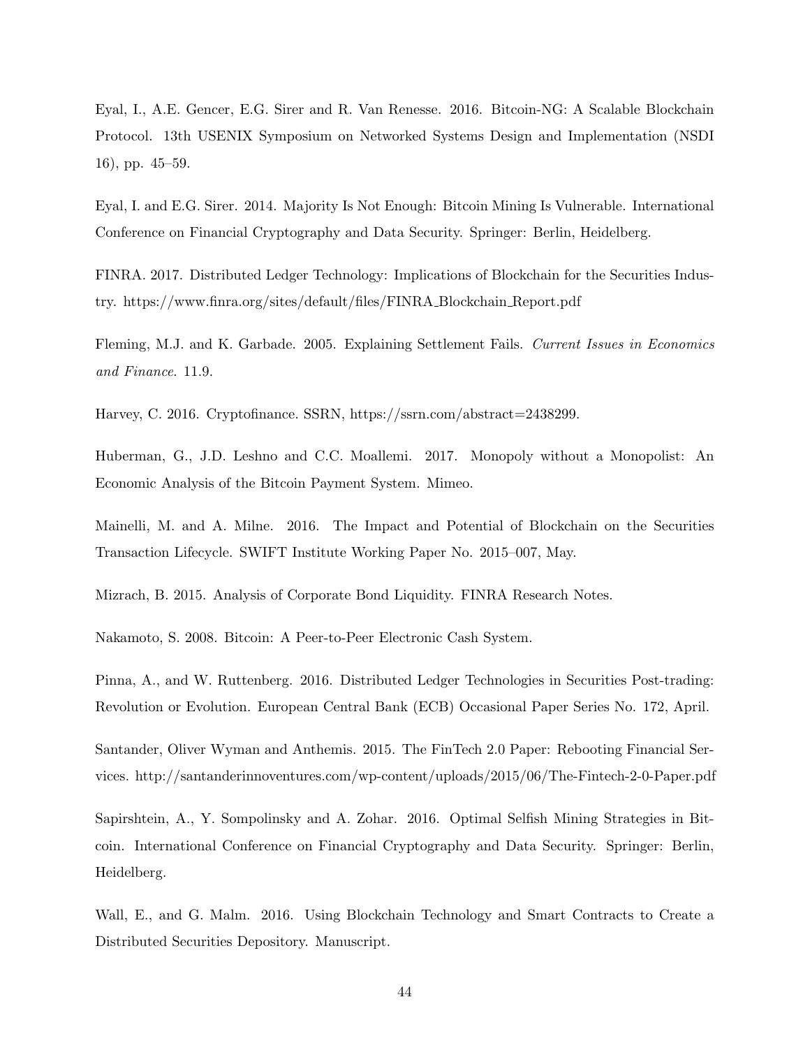Eyal, I., A.E. Gencer, E.G. Sirer and R. Van Renesse. 2016. Bitcoin-NG: A Scalable Blockchain Protocol. 13th USENIX Symposium on Networked Systems Design and Implementation (NSDI 16), pp. 45–59.

Eyal, I. and E.G. Sirer. 2014. Majority Is Not Enough: Bitcoin Mining Is Vulnerable. International Conference on Financial Cryptography and Data Security. Springer: Berlin, Heidelberg.

FINRA. 2017. Distributed Ledger Technology: Implications of Blockchain for the Securities Industry. https://www.finra.org/sites/default/files/FINRA_Blockchain_Report.pdf

Fleming, M.J. and K. Garbade. 2005. Explaining Settlement Fails. *Current Issues in Economics and Finance*. 11.9.

Harvey, C. 2016. Cryptofinance. SSRN, https://ssrn.com/abstract=2438299.

Huberman, G., J.D. Leshno and C.C. Moallemi. 2017. Monopoly without a Monopolist: An Economic Analysis of the Bitcoin Payment System. Mimeo.

Mainelli, M. and A. Milne. 2016. The Impact and Potential of Blockchain on the Securities Transaction Lifecycle. SWIFT Institute Working Paper No. 2015–007, May.

Mizrach, B. 2015. Analysis of Corporate Bond Liquidity. FINRA Research Notes.

Nakamoto, S. 2008. Bitcoin: A Peer-to-Peer Electronic Cash System.

Pinna, A., and W. Ruttenberg. 2016. Distributed Ledger Technologies in Securities Post-trading: Revolution or Evolution. European Central Bank (ECB) Occasional Paper Series No. 172, April.

Santander, Oliver Wyman and Anthemis. 2015. The FinTech 2.0 Paper: Rebooting Financial Services. http://santanderinnoventures.com/wp-content/uploads/2015/06/The-Fintech-2-0-Paper.pdf

Sapirshtein, A., Y. Sompolinsky and A. Zohar. 2016. Optimal Selfish Mining Strategies in Bitcoin. International Conference on Financial Cryptography and Data Security. Springer: Berlin, Heidelberg.

Wall, E., and G. Malm. 2016. Using Blockchain Technology and Smart Contracts to Create a Distributed Securities Depository. Manuscript.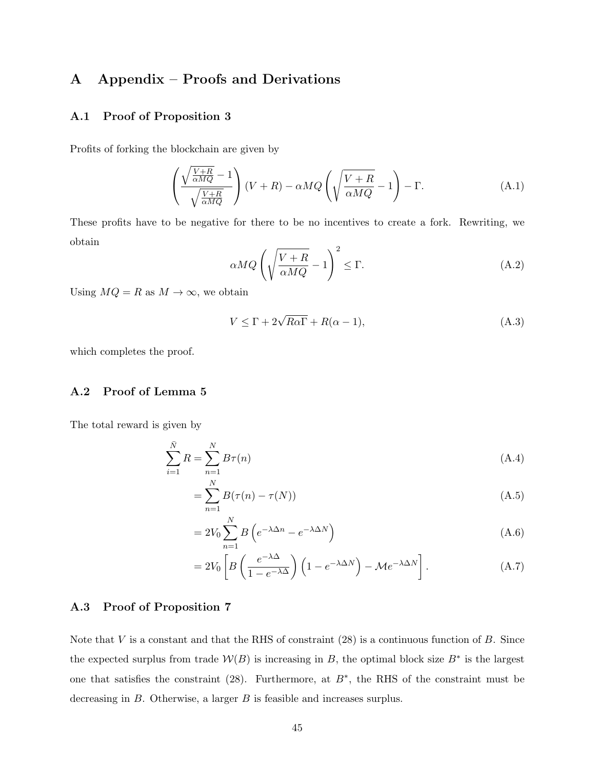# A Appendix – Proofs and Derivations

## A.1 Proof of Proposition 3

Profits of forking the blockchain are given by

$$\left(\frac{\sqrt{\frac{V+R}{\alpha MQ}}-1}{\sqrt{\frac{V+R}{\alpha MQ}}}\right)(V+R)-\alpha MQ\left(\sqrt{\frac{V+R}{\alpha MQ}}-1\right)-\Gamma. \tag{A.1}$$

These profits have to be negative for there to be no incentives to create a fork. Rewriting, we obtain

$$\alpha MQ\left(\sqrt{\frac{V+R}{\alpha MQ}}-1\right)^2 \leq \Gamma. \tag{A.2}$$

Using $MQ = R$ as $M \to \infty$, we obtain

$$V \leq \Gamma + 2\sqrt{R\alpha\Gamma} + R(\alpha - 1), \tag{A.3}$$

which completes the proof.

## A.2 Proof of Lemma 5

The total reward is given by

$$\begin{aligned}
\sum_{i=1}^{\bar{N}} R &= \sum_{n=1}^{N} B\tau(n) && \text{(A.4)}\\
&= \sum_{n=1}^{N} B(\tau(n)-\tau(N)) && \text{(A.5)}\\
&= 2V_0 \sum_{n=1}^{N} B\left(e^{-\lambda\Delta n}-e^{-\lambda\Delta N}\right) && \text{(A.6)}\\
&= 2V_0\left[B\left(\frac{e^{-\lambda\Delta}}{1-e^{-\lambda\Delta}}\right)\left(1-e^{-\lambda\Delta N}\right)-\mathcal{M}e^{-\lambda\Delta N}\right]. && \text{(A.7)}
\end{aligned}$$

## A.3 Proof of Proposition 7

Note that $V$ is a constant and that the RHS of constraint (28) is a continuous function of $B$. Since the expected surplus from trade $\mathcal{W}(B)$ is increasing in $B$, the optimal block size $B^*$ is the largest one that satisfies the constraint (28). Furthermore, at $B^*$, the RHS of the constraint must be decreasing in $B$. Otherwise, a larger $B$ is feasible and increases surplus.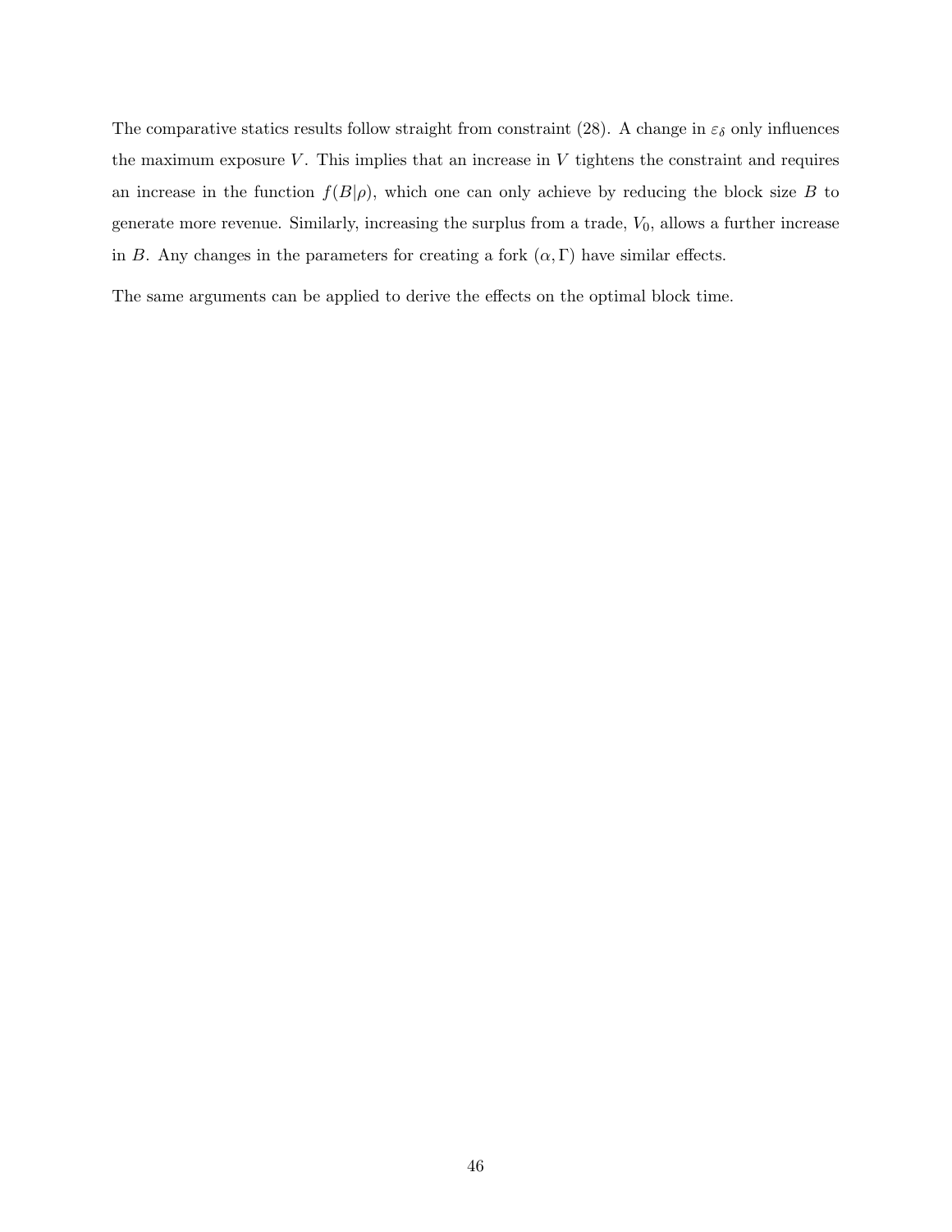The comparative statics results follow straight from constraint (28). A change in $\varepsilon_\delta$ only influences the maximum exposure $V$. This implies that an increase in $V$ tightens the constraint and requires an increase in the function $f(B|\rho)$, which one can only achieve by reducing the block size $B$ to generate more revenue. Similarly, increasing the surplus from a trade, $V_0$, allows a further increase in $B$. Any changes in the parameters for creating a fork $(\alpha, \Gamma)$ have similar effects.

The same arguments can be applied to derive the effects on the optimal block time.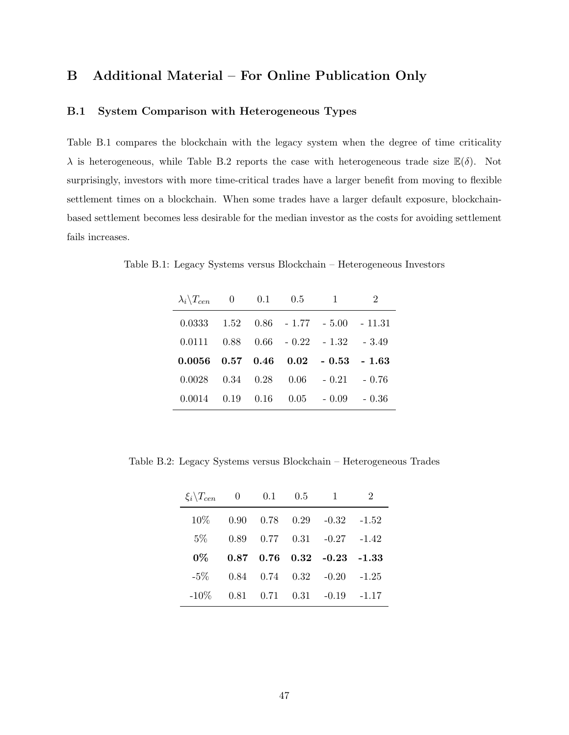# B Additional Material – For Online Publication Only

## B.1 System Comparison with Heterogeneous Types

Table B.1 compares the blockchain with the legacy system when the degree of time criticality $\lambda$ is heterogeneous, while Table B.2 reports the case with heterogeneous trade size $\mathbb{E}(\delta)$. Not surprisingly, investors with more time-critical trades have a larger benefit from moving to flexible settlement times on a blockchain. When some trades have a larger default exposure, blockchain-based settlement becomes less desirable for the median investor as the costs for avoiding settlement fails increases.

Table B.1: Legacy Systems versus Blockchain – Heterogeneous Investors

| $\lambda_i \backslash T_{cen}$ | 0 | 0.1 | 0.5 | 1 | 2 |
|---|---|---|---|---|---|
| 0.0333 | 1.52 | 0.86 | - 1.77 | - 5.00 | - 11.31 |
| 0.0111 | 0.88 | 0.66 | - 0.22 | - 1.32 | - 3.49 |
| **0.0056** | **0.57** | **0.46** | **0.02** | **- 0.53** | **- 1.63** |
| 0.0028 | 0.34 | 0.28 | 0.06 | - 0.21 | - 0.76 |
| 0.0014 | 0.19 | 0.16 | 0.05 | - 0.09 | - 0.36 |

Table B.2: Legacy Systems versus Blockchain – Heterogeneous Trades

| $\xi_i \backslash T_{cen}$ | 0 | 0.1 | 0.5 | 1 | 2 |
|---|---|---|---|---|---|
| 10% | 0.90 | 0.78 | 0.29 | -0.32 | -1.52 |
| 5% | 0.89 | 0.77 | 0.31 | -0.27 | -1.42 |
| **0%** | **0.87** | **0.76** | **0.32** | **-0.23** | **-1.33** |
| -5% | 0.84 | 0.74 | 0.32 | -0.20 | -1.25 |
| -10% | 0.81 | 0.71 | 0.31 | -0.19 | -1.17 |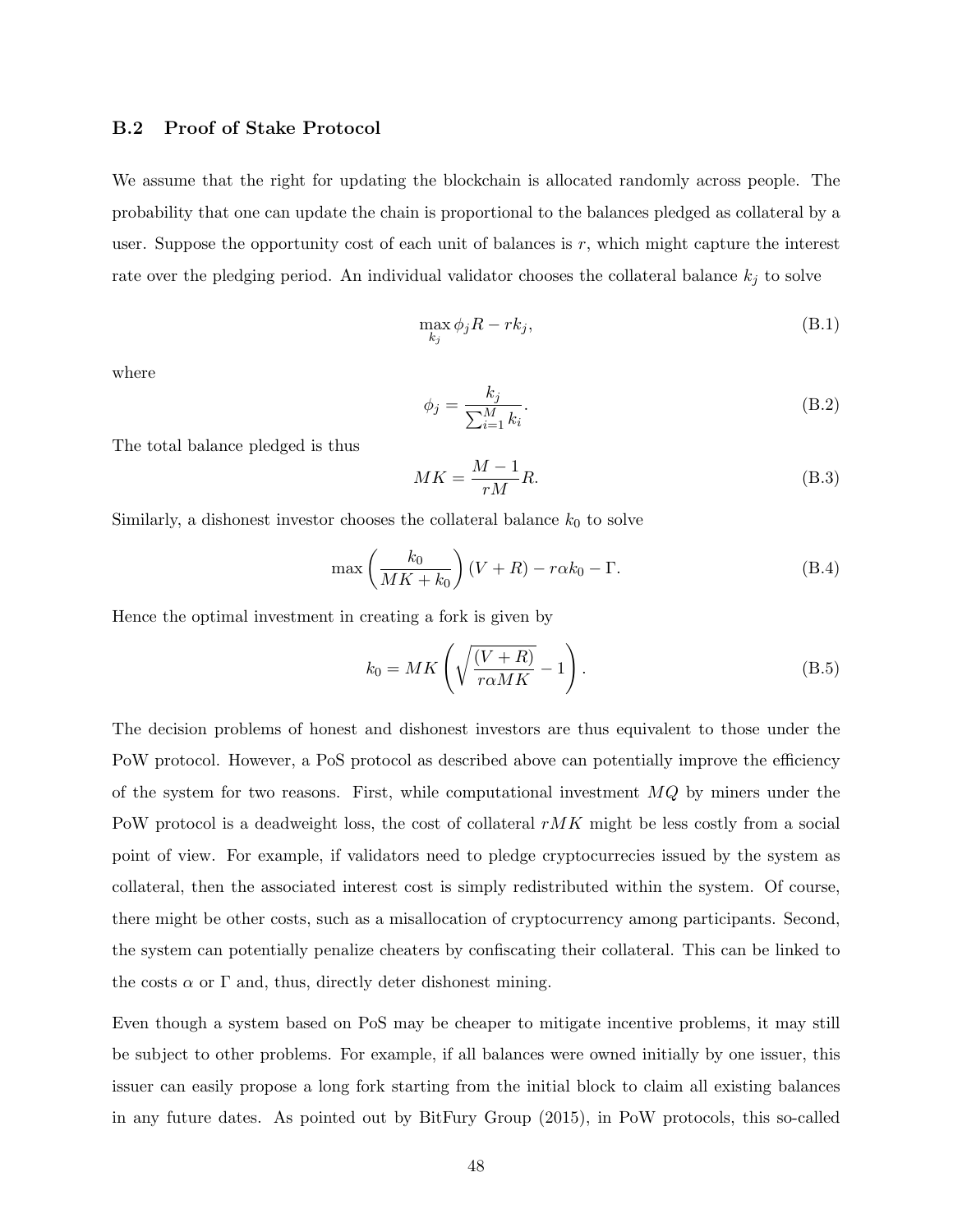### B.2 Proof of Stake Protocol

We assume that the right for updating the blockchain is allocated randomly across people. The probability that one can update the chain is proportional to the balances pledged as collateral by a user. Suppose the opportunity cost of each unit of balances is $r$, which might capture the interest rate over the pledging period. An individual validator chooses the collateral balance $k_j$ to solve

$$\max_{k_j} \phi_j R - r k_j, \tag{B.1}$$

where

$$\phi_j = \frac{k_j}{\sum_{i=1}^{M} k_i}. \tag{B.2}$$

The total balance pledged is thus

$$MK = \frac{M-1}{rM} R. \tag{B.3}$$

Similarly, a dishonest investor chooses the collateral balance $k_0$ to solve

$$\max \left( \frac{k_0}{MK + k_0} \right) (V + R) - r\alpha k_0 - \Gamma. \tag{B.4}$$

Hence the optimal investment in creating a fork is given by

$$k_0 = MK \left( \sqrt{\frac{(V+R)}{r\alpha MK}} - 1 \right). \tag{B.5}$$

The decision problems of honest and dishonest investors are thus equivalent to those under the PoW protocol. However, a PoS protocol as described above can potentially improve the efficiency of the system for two reasons. First, while computational investment $MQ$ by miners under the PoW protocol is a deadweight loss, the cost of collateral $rMK$ might be less costly from a social point of view. For example, if validators need to pledge cryptocurrecies issued by the system as collateral, then the associated interest cost is simply redistributed within the system. Of course, there might be other costs, such as a misallocation of cryptocurrency among participants. Second, the system can potentially penalize cheaters by confiscating their collateral. This can be linked to the costs $\alpha$ or $\Gamma$ and, thus, directly deter dishonest mining.

Even though a system based on PoS may be cheaper to mitigate incentive problems, it may still be subject to other problems. For example, if all balances were owned initially by one issuer, this issuer can easily propose a long fork starting from the initial block to claim all existing balances in any future dates. As pointed out by BitFury Group (2015), in PoW protocols, this so-called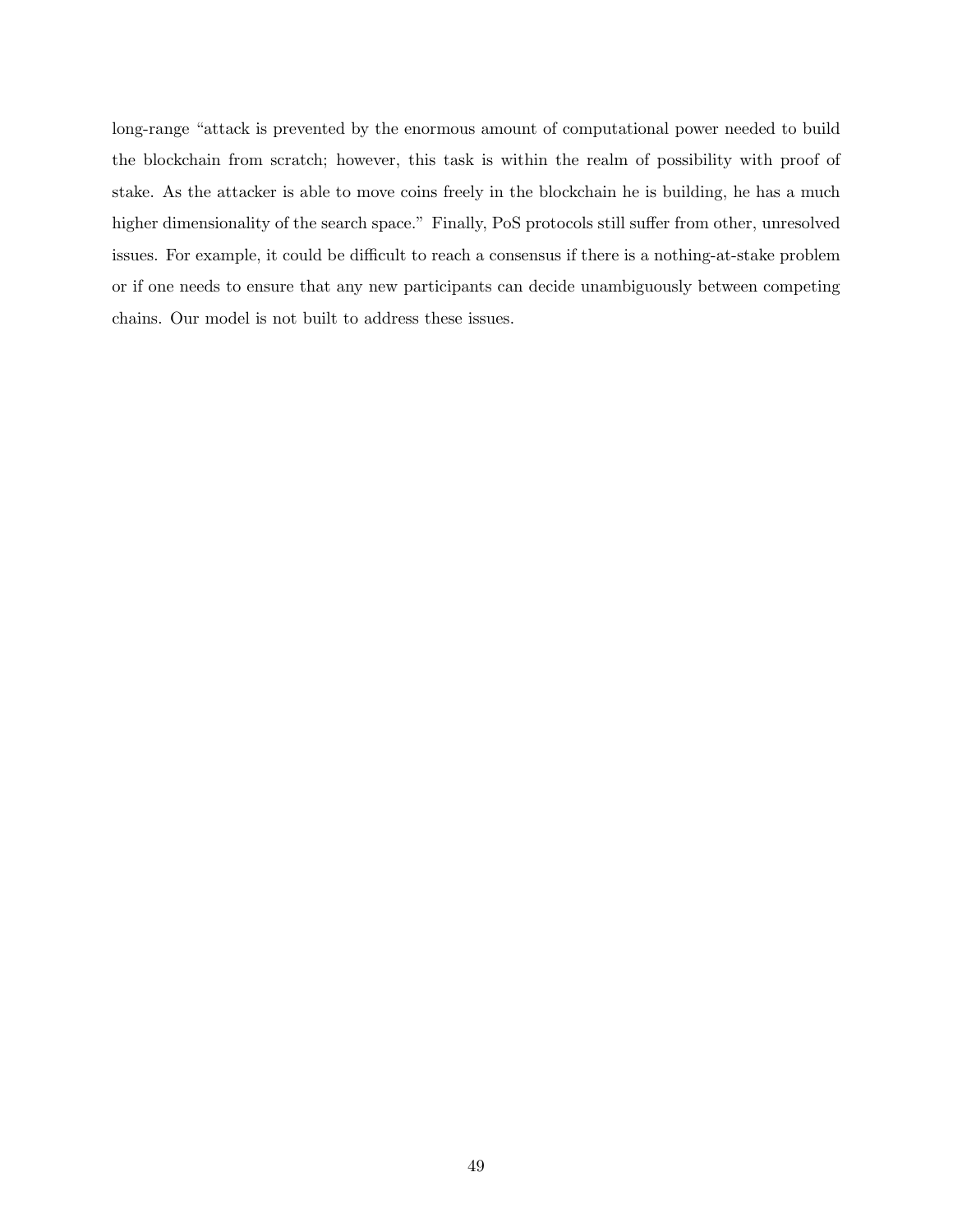long-range "attack is prevented by the enormous amount of computational power needed to build the blockchain from scratch; however, this task is within the realm of possibility with proof of stake. As the attacker is able to move coins freely in the blockchain he is building, he has a much higher dimensionality of the search space." Finally, PoS protocols still suffer from other, unresolved issues. For example, it could be difficult to reach a consensus if there is a nothing-at-stake problem or if one needs to ensure that any new participants can decide unambiguously between competing chains. Our model is not built to address these issues.